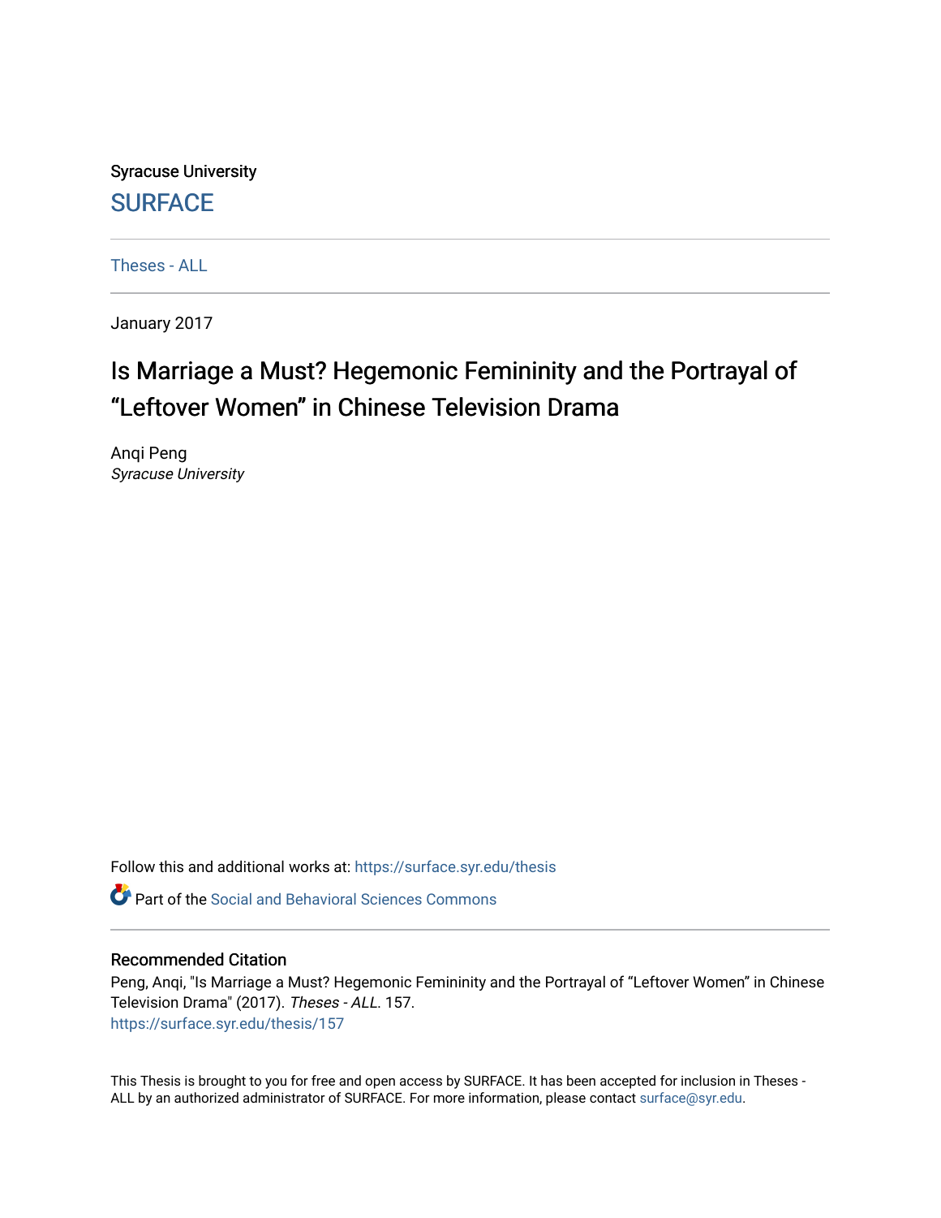Syracuse University

# SURFACE

Theses - ALL

January 2017

# Is Marriage a Must? Hegemonic Femininity and the Portrayal of "Leftover Women" in Chinese Television Drama

Anqi Peng
*Syracuse University*

Follow this and additional works at: https://surface.syr.edu/thesis

Part of the Social and Behavioral Sciences Commons

### Recommended Citation

Peng, Anqi, "Is Marriage a Must? Hegemonic Femininity and the Portrayal of "Leftover Women" in Chinese Television Drama" (2017). *Theses - ALL*. 157.
https://surface.syr.edu/thesis/157

This Thesis is brought to you for free and open access by SURFACE. It has been accepted for inclusion in Theses - ALL by an authorized administrator of SURFACE. For more information, please contact surface@syr.edu.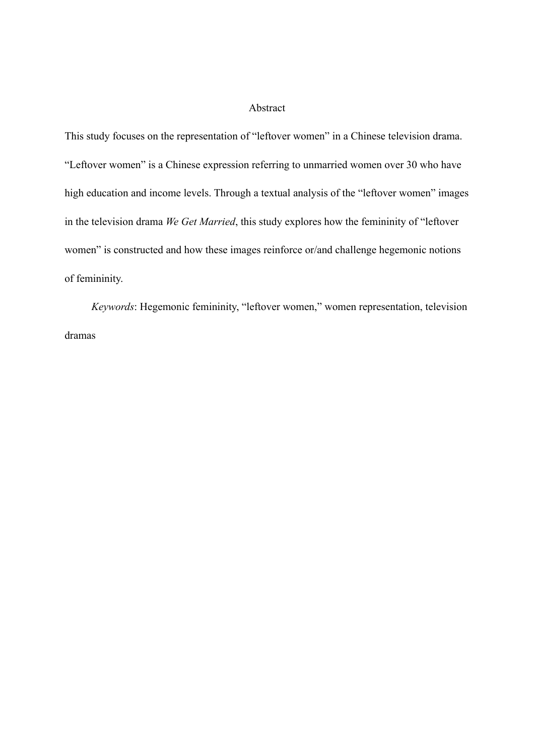# Abstract

This study focuses on the representation of "leftover women" in a Chinese television drama. "Leftover women" is a Chinese expression referring to unmarried women over 30 who have high education and income levels. Through a textual analysis of the "leftover women" images in the television drama *We Get Married*, this study explores how the femininity of "leftover women" is constructed and how these images reinforce or/and challenge hegemonic notions of femininity.

*Keywords*: Hegemonic femininity, "leftover women," women representation, television dramas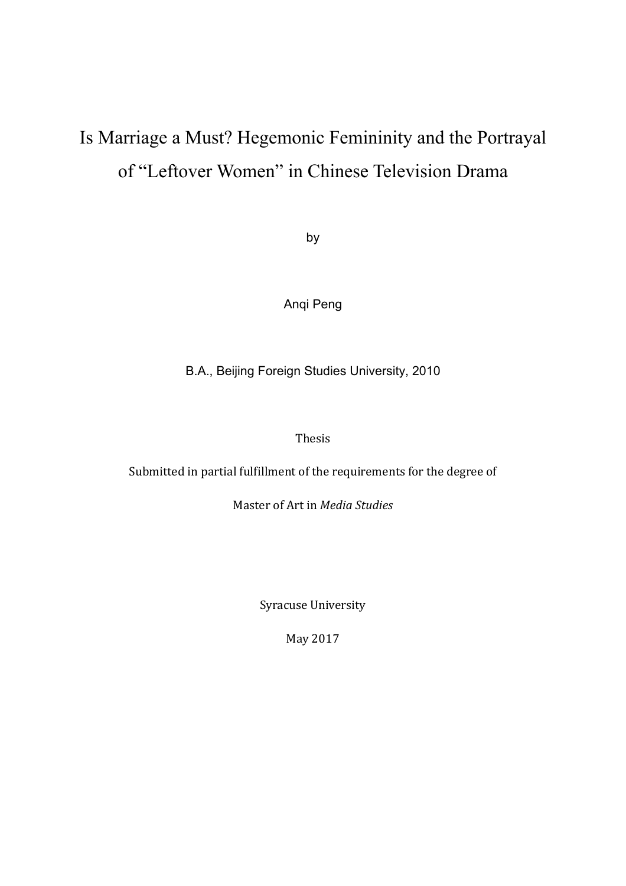# Is Marriage a Must? Hegemonic Femininity and the Portrayal of "Leftover Women" in Chinese Television Drama

by

Anqi Peng

B.A., Beijing Foreign Studies University, 2010

Thesis

Submitted in partial fulfillment of the requirements for the degree of

Master of Art in *Media Studies*

Syracuse University

May 2017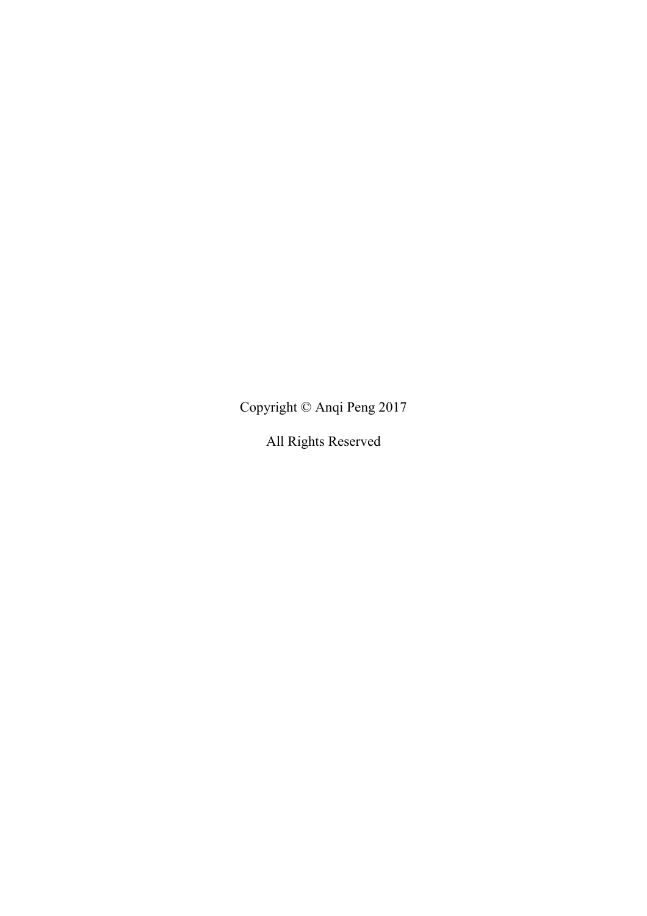Copyright © Anqi Peng 2017

All Rights Reserved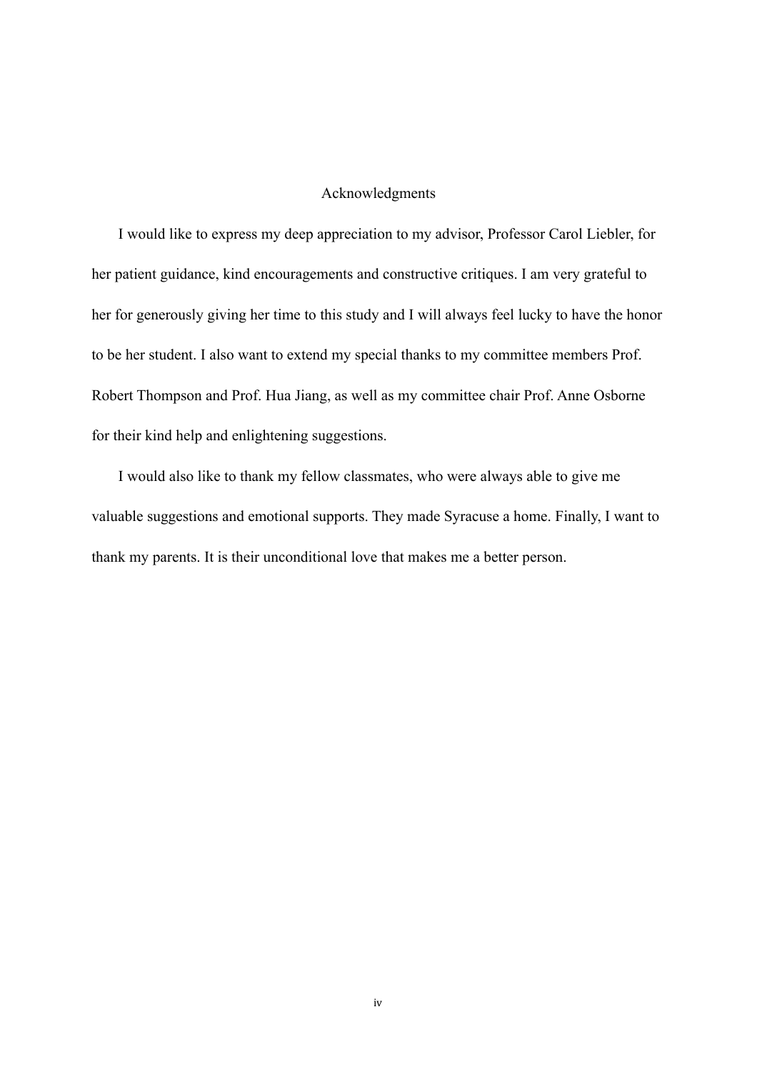# Acknowledgments

I would like to express my deep appreciation to my advisor, Professor Carol Liebler, for her patient guidance, kind encouragements and constructive critiques. I am very grateful to her for generously giving her time to this study and I will always feel lucky to have the honor to be her student. I also want to extend my special thanks to my committee members Prof. Robert Thompson and Prof. Hua Jiang, as well as my committee chair Prof. Anne Osborne for their kind help and enlightening suggestions.

I would also like to thank my fellow classmates, who were always able to give me valuable suggestions and emotional supports. They made Syracuse a home. Finally, I want to thank my parents. It is their unconditional love that makes me a better person.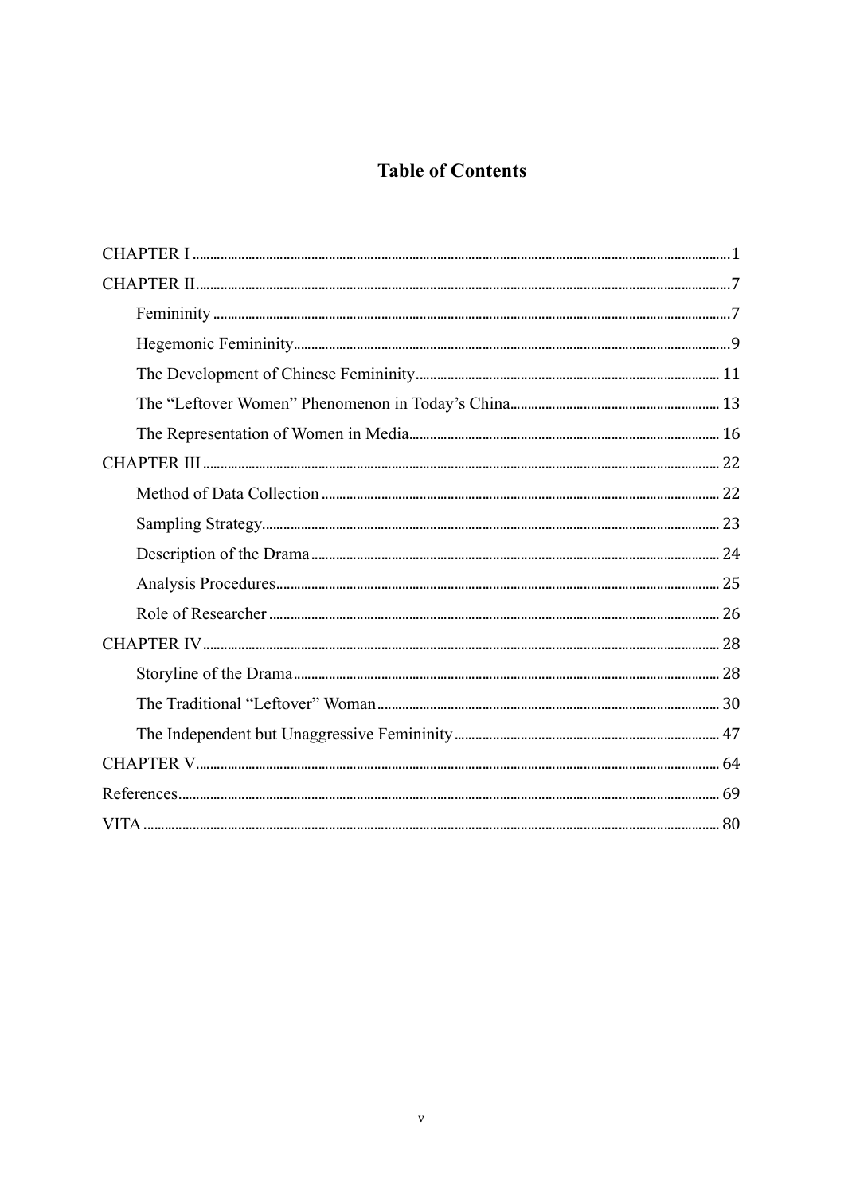# Table of Contents

CHAPTER I ........................................................................................................ 1

CHAPTER II ....................................................................................................... 7

- Femininity ................................................................................................... 7
- Hegemonic Femininity ................................................................................ 9
- The Development of Chinese Femininity ................................................... 11
- The "Leftover Women" Phenomenon in Today's China ................................ 13
- The Representation of Women in Media .................................................... 16

CHAPTER III ..................................................................................................... 22

- Method of Data Collection ......................................................................... 22
- Sampling Strategy ...................................................................................... 23
- Description of the Drama ........................................................................... 24
- Analysis Procedures .................................................................................... 25
- Role of Researcher ..................................................................................... 26

CHAPTER IV ..................................................................................................... 28

- Storyline of the Drama ............................................................................... 28
- The Traditional "Leftover" Woman ............................................................. 30
- The Independent but Unaggressive Femininity .......................................... 47

CHAPTER V ...................................................................................................... 64

References ........................................................................................................ 69

VITA ................................................................................................................. 80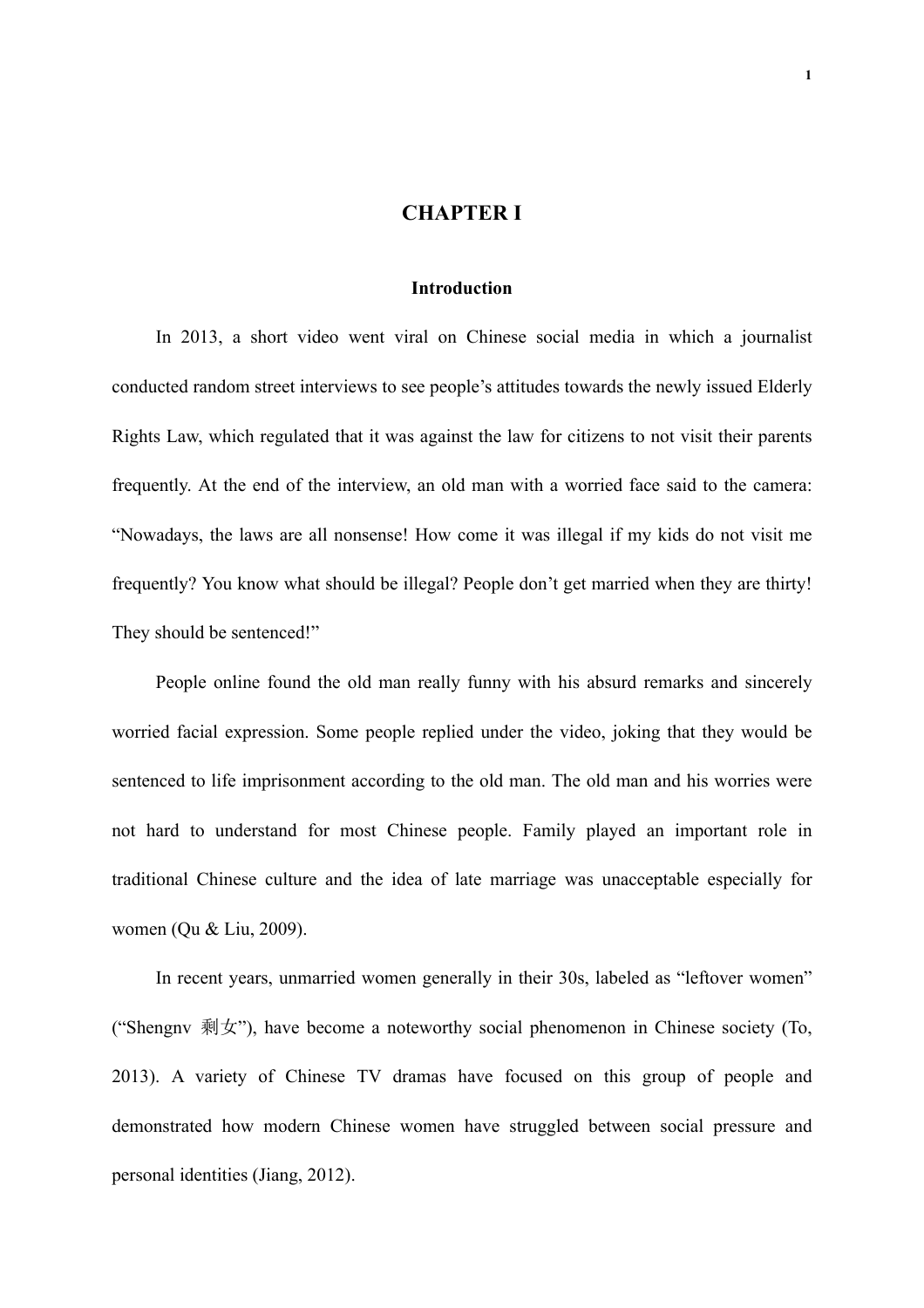# CHAPTER I

## Introduction

In 2013, a short video went viral on Chinese social media in which a journalist conducted random street interviews to see people's attitudes towards the newly issued Elderly Rights Law, which regulated that it was against the law for citizens to not visit their parents frequently. At the end of the interview, an old man with a worried face said to the camera: "Nowadays, the laws are all nonsense! How come it was illegal if my kids do not visit me frequently? You know what should be illegal? People don't get married when they are thirty! They should be sentenced!"

People online found the old man really funny with his absurd remarks and sincerely worried facial expression. Some people replied under the video, joking that they would be sentenced to life imprisonment according to the old man. The old man and his worries were not hard to understand for most Chinese people. Family played an important role in traditional Chinese culture and the idea of late marriage was unacceptable especially for women (Qu & Liu, 2009).

In recent years, unmarried women generally in their 30s, labeled as "leftover women" ("Shengnv 剩女"), have become a noteworthy social phenomenon in Chinese society (To, 2013). A variety of Chinese TV dramas have focused on this group of people and demonstrated how modern Chinese women have struggled between social pressure and personal identities (Jiang, 2012).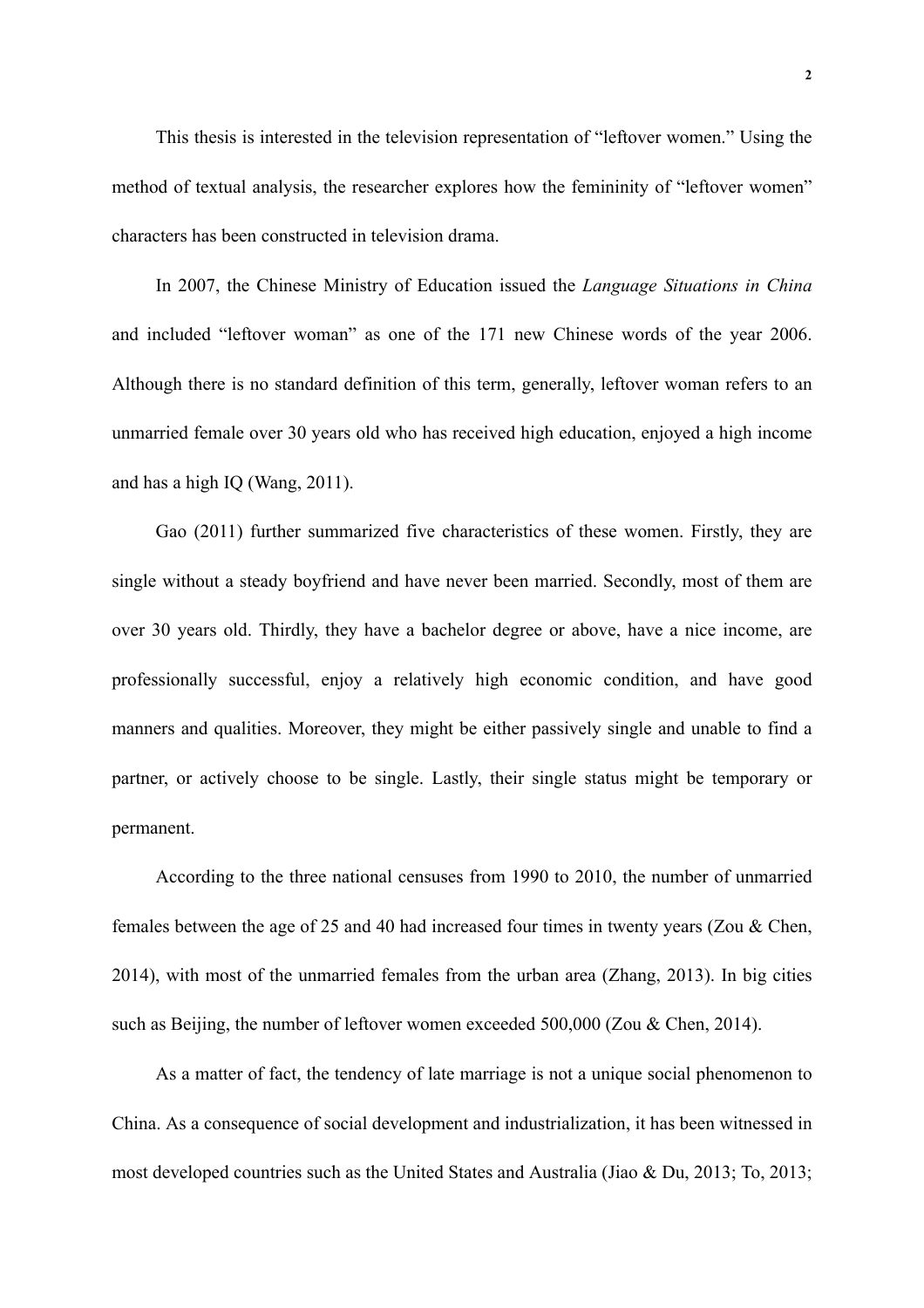This thesis is interested in the television representation of "leftover women." Using the method of textual analysis, the researcher explores how the femininity of "leftover women" characters has been constructed in television drama.

In 2007, the Chinese Ministry of Education issued the *Language Situations in China* and included "leftover woman" as one of the 171 new Chinese words of the year 2006. Although there is no standard definition of this term, generally, leftover woman refers to an unmarried female over 30 years old who has received high education, enjoyed a high income and has a high IQ (Wang, 2011).

Gao (2011) further summarized five characteristics of these women. Firstly, they are single without a steady boyfriend and have never been married. Secondly, most of them are over 30 years old. Thirdly, they have a bachelor degree or above, have a nice income, are professionally successful, enjoy a relatively high economic condition, and have good manners and qualities. Moreover, they might be either passively single and unable to find a partner, or actively choose to be single. Lastly, their single status might be temporary or permanent.

According to the three national censuses from 1990 to 2010, the number of unmarried females between the age of 25 and 40 had increased four times in twenty years (Zou & Chen, 2014), with most of the unmarried females from the urban area (Zhang, 2013). In big cities such as Beijing, the number of leftover women exceeded 500,000 (Zou & Chen, 2014).

As a matter of fact, the tendency of late marriage is not a unique social phenomenon to China. As a consequence of social development and industrialization, it has been witnessed in most developed countries such as the United States and Australia (Jiao & Du, 2013; To, 2013;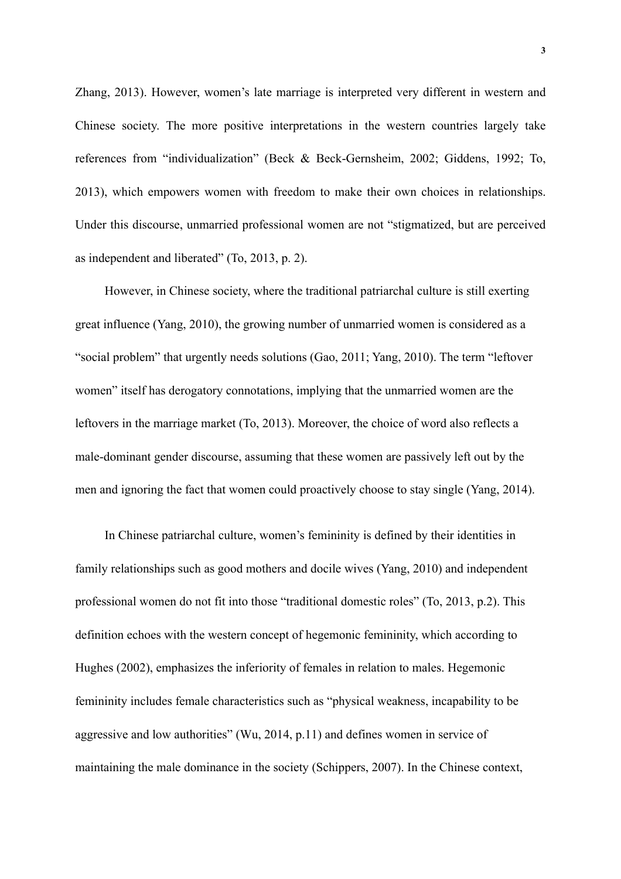Zhang, 2013). However, women's late marriage is interpreted very different in western and Chinese society. The more positive interpretations in the western countries largely take references from "individualization" (Beck & Beck-Gernsheim, 2002; Giddens, 1992; To, 2013), which empowers women with freedom to make their own choices in relationships. Under this discourse, unmarried professional women are not "stigmatized, but are perceived as independent and liberated" (To, 2013, p. 2).

However, in Chinese society, where the traditional patriarchal culture is still exerting great influence (Yang, 2010), the growing number of unmarried women is considered as a "social problem" that urgently needs solutions (Gao, 2011; Yang, 2010). The term "leftover women" itself has derogatory connotations, implying that the unmarried women are the leftovers in the marriage market (To, 2013). Moreover, the choice of word also reflects a male-dominant gender discourse, assuming that these women are passively left out by the men and ignoring the fact that women could proactively choose to stay single (Yang, 2014).

In Chinese patriarchal culture, women's femininity is defined by their identities in family relationships such as good mothers and docile wives (Yang, 2010) and independent professional women do not fit into those "traditional domestic roles" (To, 2013, p.2). This definition echoes with the western concept of hegemonic femininity, which according to Hughes (2002), emphasizes the inferiority of females in relation to males. Hegemonic femininity includes female characteristics such as "physical weakness, incapability to be aggressive and low authorities" (Wu, 2014, p.11) and defines women in service of maintaining the male dominance in the society (Schippers, 2007). In the Chinese context,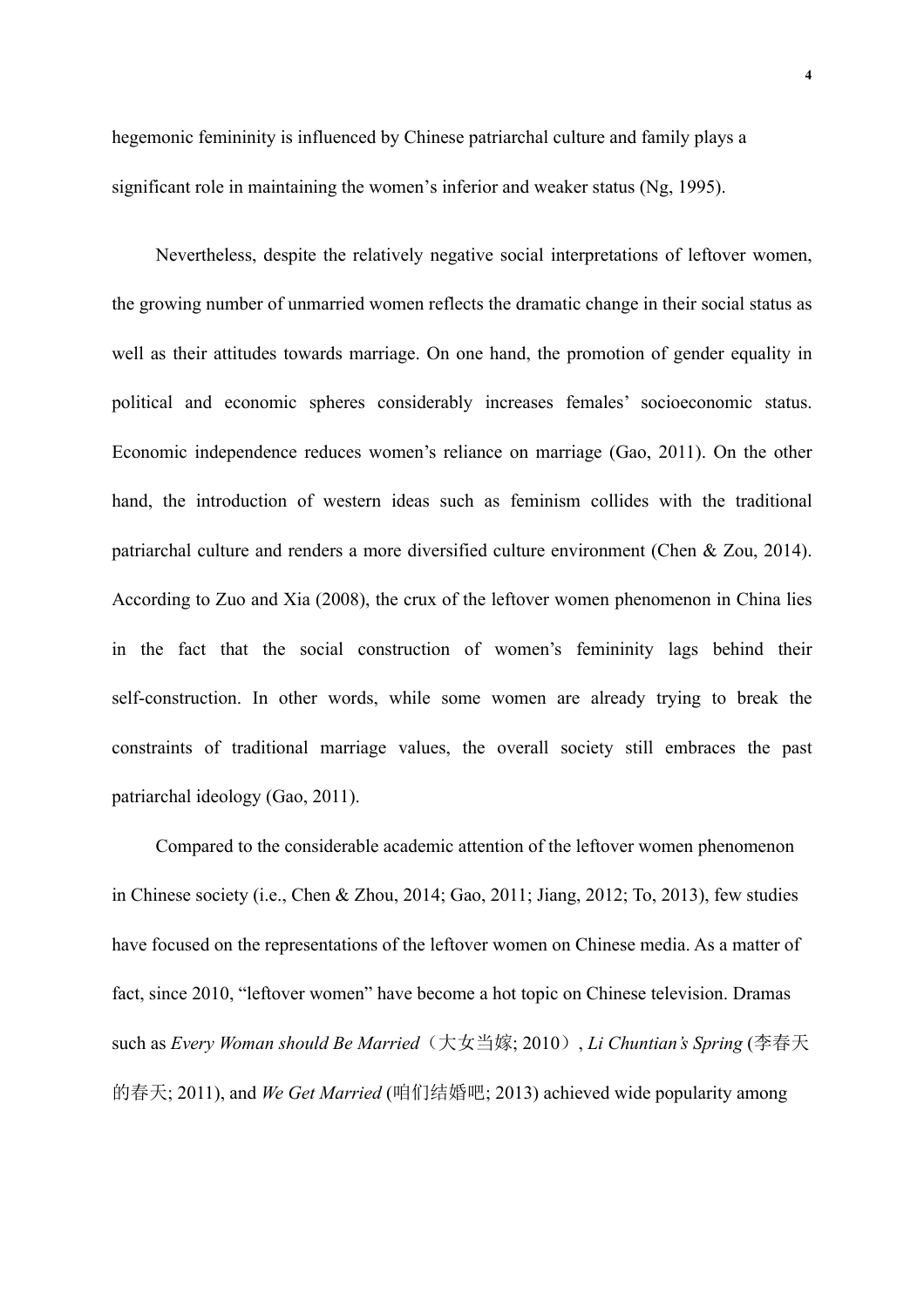hegemonic femininity is influenced by Chinese patriarchal culture and family plays a significant role in maintaining the women's inferior and weaker status (Ng, 1995).

Nevertheless, despite the relatively negative social interpretations of leftover women, the growing number of unmarried women reflects the dramatic change in their social status as well as their attitudes towards marriage. On one hand, the promotion of gender equality in political and economic spheres considerably increases females' socioeconomic status. Economic independence reduces women's reliance on marriage (Gao, 2011). On the other hand, the introduction of western ideas such as feminism collides with the traditional patriarchal culture and renders a more diversified culture environment (Chen & Zou, 2014). According to Zuo and Xia (2008), the crux of the leftover women phenomenon in China lies in the fact that the social construction of women's femininity lags behind their self-construction. In other words, while some women are already trying to break the constraints of traditional marriage values, the overall society still embraces the past patriarchal ideology (Gao, 2011).

Compared to the considerable academic attention of the leftover women phenomenon in Chinese society (i.e., Chen & Zhou, 2014; Gao, 2011; Jiang, 2012; To, 2013), few studies have focused on the representations of the leftover women on Chinese media. As a matter of fact, since 2010, "leftover women" have become a hot topic on Chinese television. Dramas such as *Every Woman should Be Married*（大女当嫁; 2010）, *Li Chuntian's Spring* (李春天的春天; 2011), and *We Get Married* (咱们结婚吧; 2013) achieved wide popularity among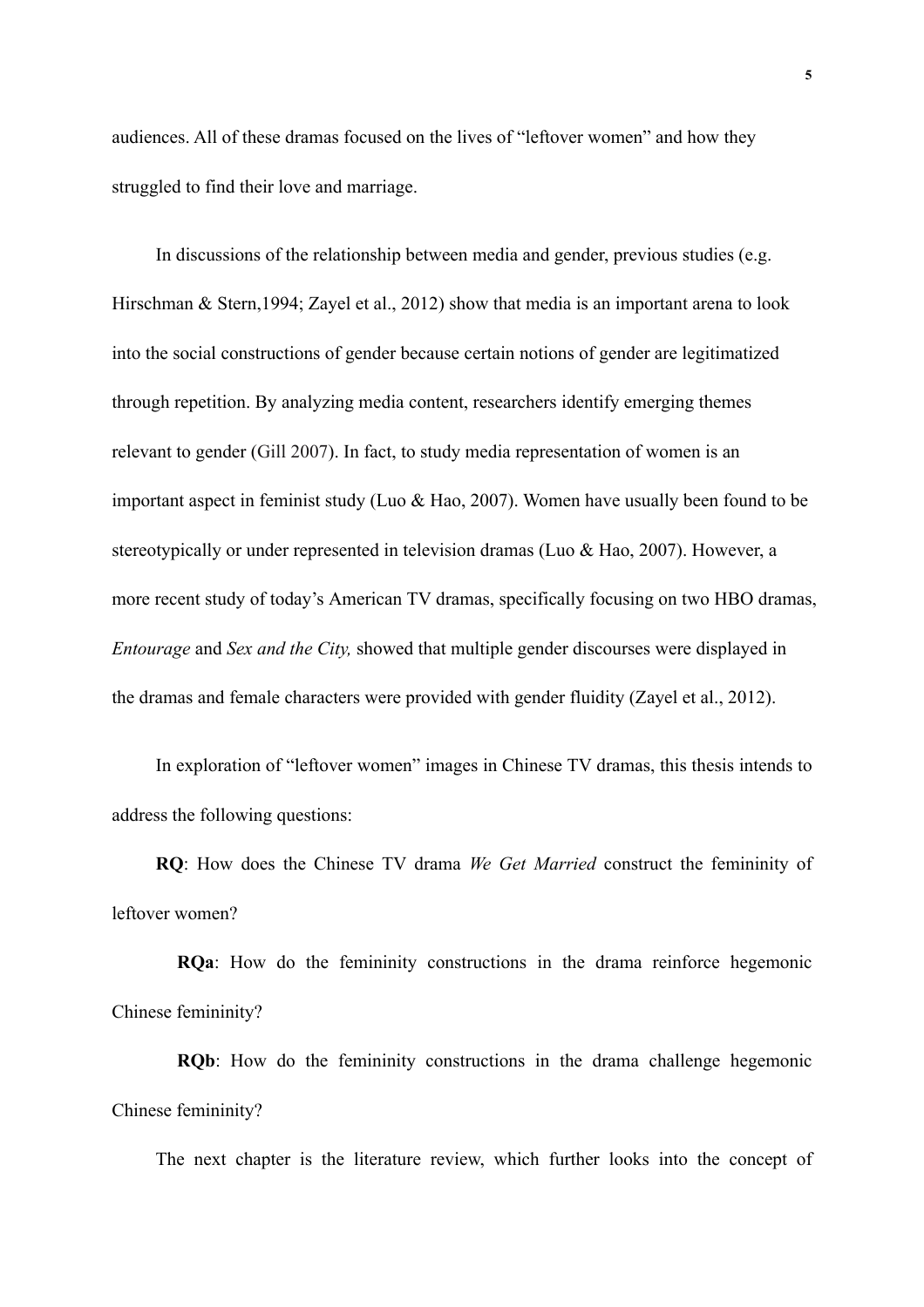audiences. All of these dramas focused on the lives of "leftover women" and how they struggled to find their love and marriage.

In discussions of the relationship between media and gender, previous studies (e.g. Hirschman & Stern,1994; Zayel et al., 2012) show that media is an important arena to look into the social constructions of gender because certain notions of gender are legitimatized through repetition. By analyzing media content, researchers identify emerging themes relevant to gender (Gill 2007). In fact, to study media representation of women is an important aspect in feminist study (Luo & Hao, 2007). Women have usually been found to be stereotypically or under represented in television dramas (Luo & Hao, 2007). However, a more recent study of today's American TV dramas, specifically focusing on two HBO dramas, *Entourage* and *Sex and the City,* showed that multiple gender discourses were displayed in the dramas and female characters were provided with gender fluidity (Zayel et al., 2012).

In exploration of "leftover women" images in Chinese TV dramas, this thesis intends to address the following questions:

**RQ**: How does the Chinese TV drama *We Get Married* construct the femininity of leftover women?

**RQa**: How do the femininity constructions in the drama reinforce hegemonic Chinese femininity?

**RQb**: How do the femininity constructions in the drama challenge hegemonic Chinese femininity?

The next chapter is the literature review, which further looks into the concept of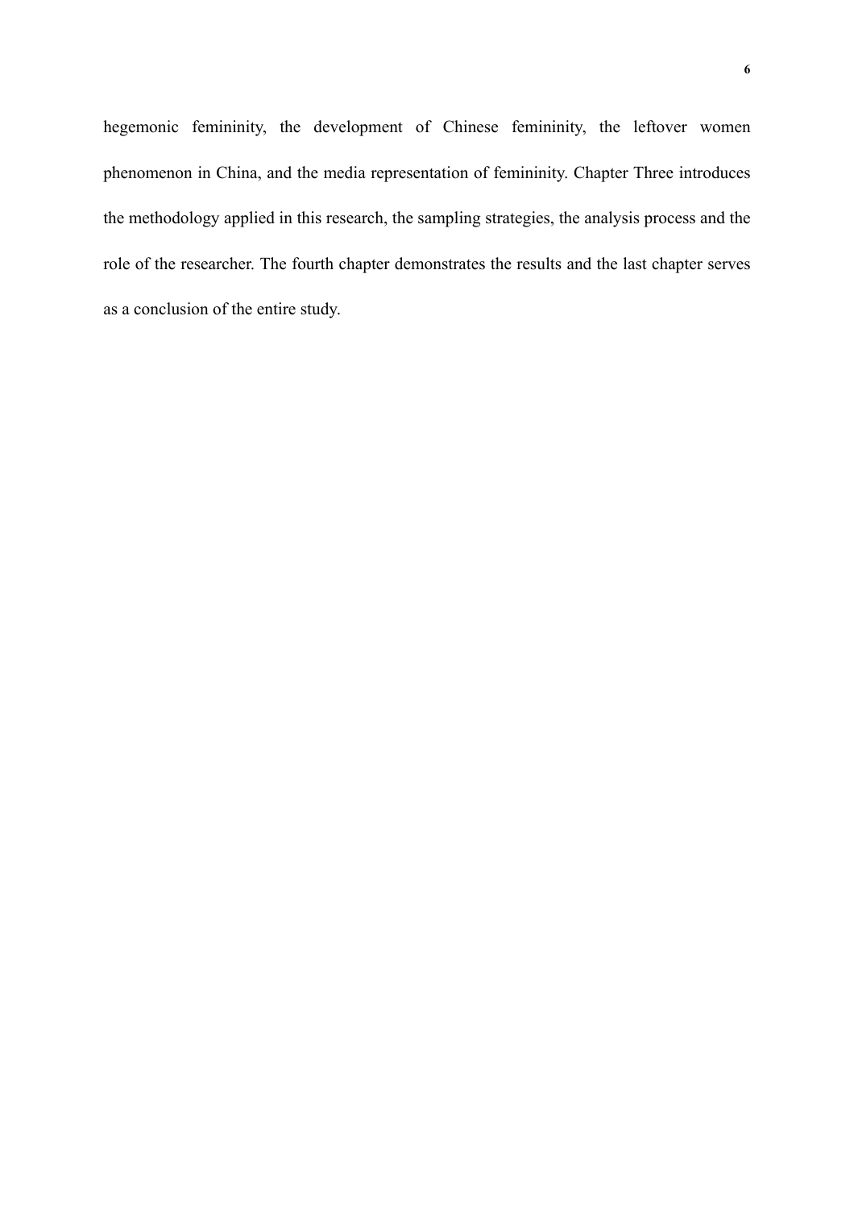hegemonic femininity, the development of Chinese femininity, the leftover women phenomenon in China, and the media representation of femininity. Chapter Three introduces the methodology applied in this research, the sampling strategies, the analysis process and the role of the researcher. The fourth chapter demonstrates the results and the last chapter serves as a conclusion of the entire study.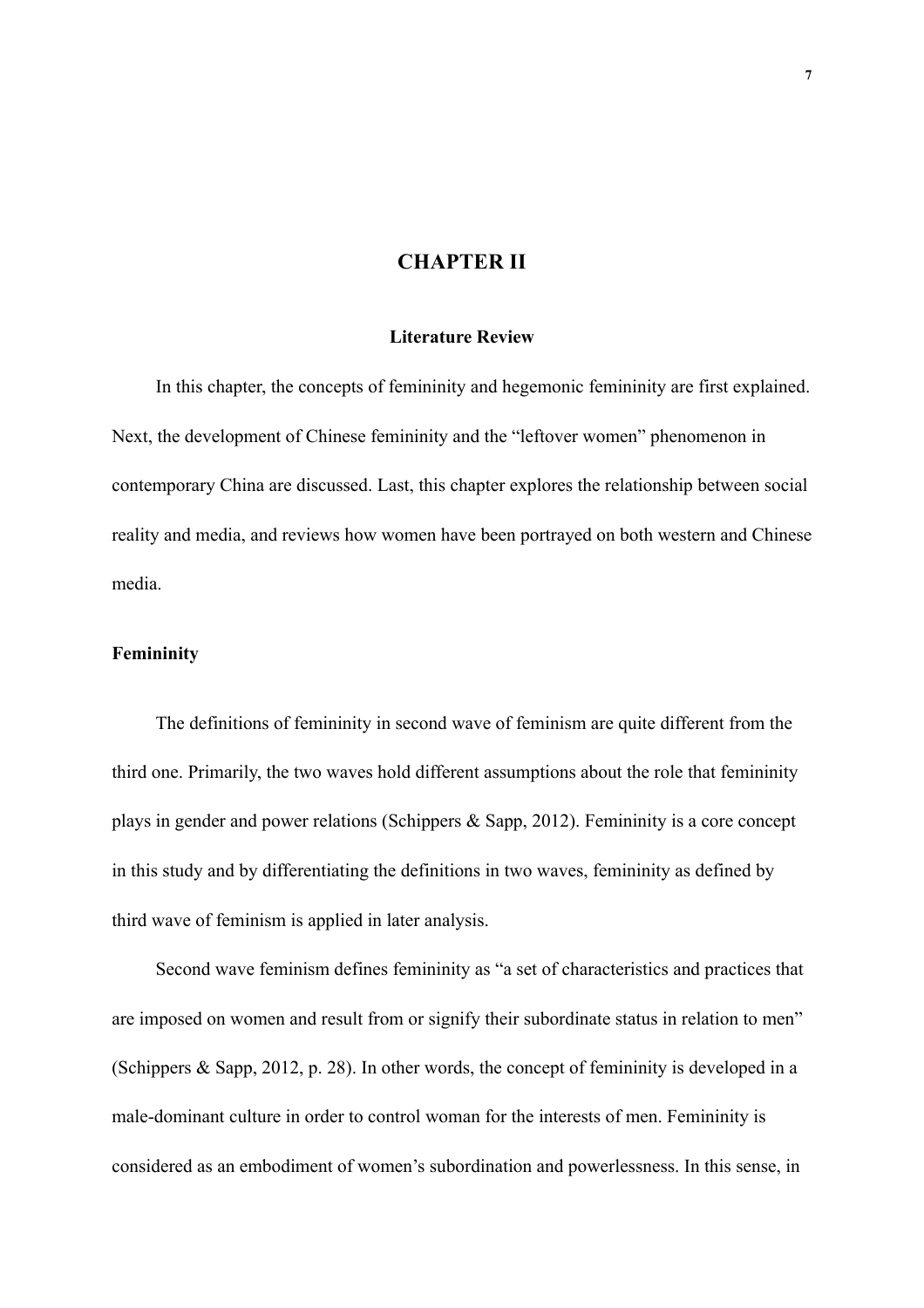# CHAPTER II

## Literature Review

In this chapter, the concepts of femininity and hegemonic femininity are first explained. Next, the development of Chinese femininity and the "leftover women" phenomenon in contemporary China are discussed. Last, this chapter explores the relationship between social reality and media, and reviews how women have been portrayed on both western and Chinese media.

### Femininity

The definitions of femininity in second wave of feminism are quite different from the third one. Primarily, the two waves hold different assumptions about the role that femininity plays in gender and power relations (Schippers & Sapp, 2012). Femininity is a core concept in this study and by differentiating the definitions in two waves, femininity as defined by third wave of feminism is applied in later analysis.

Second wave feminism defines femininity as "a set of characteristics and practices that are imposed on women and result from or signify their subordinate status in relation to men" (Schippers & Sapp, 2012, p. 28). In other words, the concept of femininity is developed in a male-dominant culture in order to control woman for the interests of men. Femininity is considered as an embodiment of women's subordination and powerlessness. In this sense, in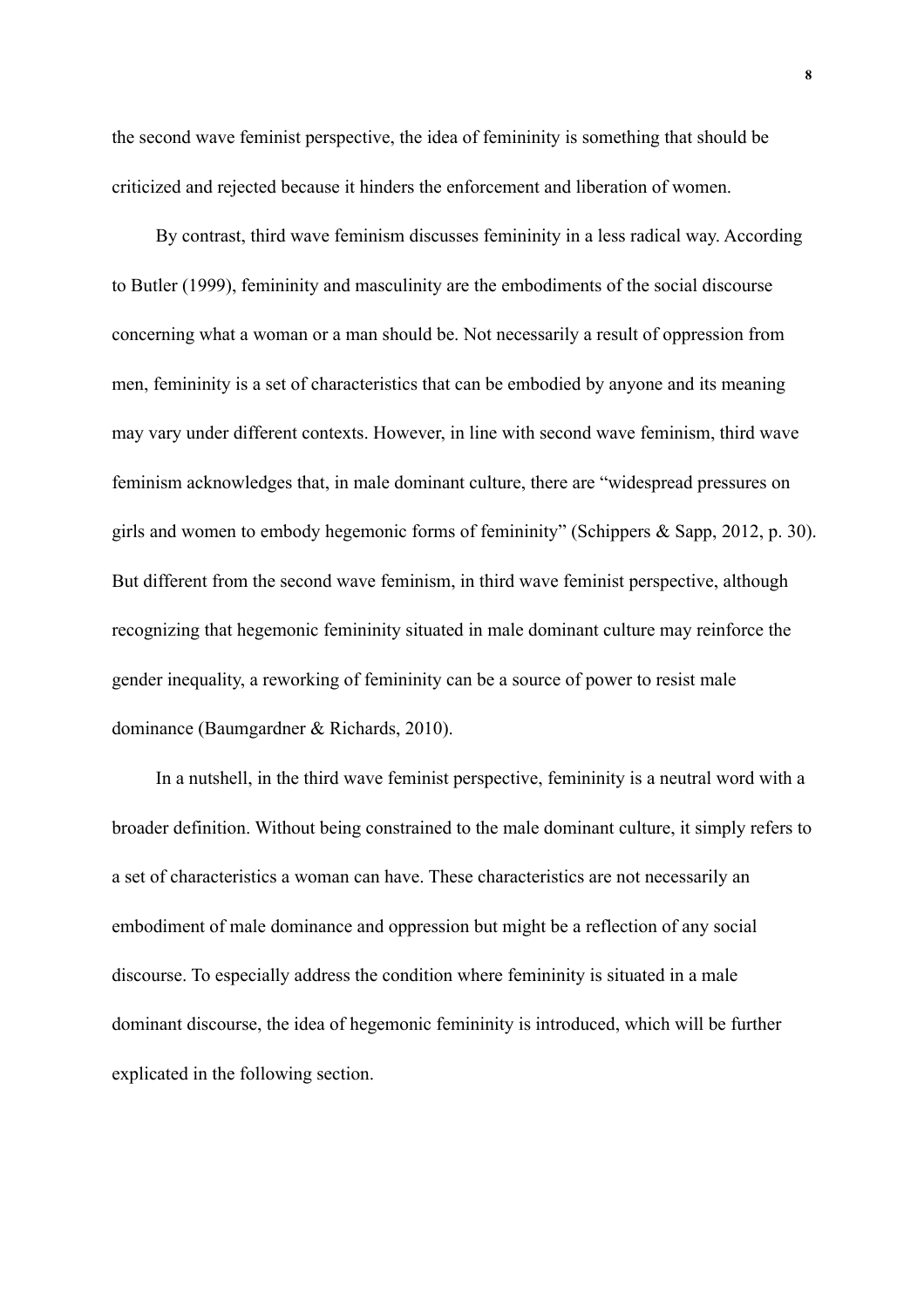the second wave feminist perspective, the idea of femininity is something that should be criticized and rejected because it hinders the enforcement and liberation of women.

By contrast, third wave feminism discusses femininity in a less radical way. According to Butler (1999), femininity and masculinity are the embodiments of the social discourse concerning what a woman or a man should be. Not necessarily a result of oppression from men, femininity is a set of characteristics that can be embodied by anyone and its meaning may vary under different contexts. However, in line with second wave feminism, third wave feminism acknowledges that, in male dominant culture, there are "widespread pressures on girls and women to embody hegemonic forms of femininity" (Schippers & Sapp, 2012, p. 30). But different from the second wave feminism, in third wave feminist perspective, although recognizing that hegemonic femininity situated in male dominant culture may reinforce the gender inequality, a reworking of femininity can be a source of power to resist male dominance (Baumgardner & Richards, 2010).

In a nutshell, in the third wave feminist perspective, femininity is a neutral word with a broader definition. Without being constrained to the male dominant culture, it simply refers to a set of characteristics a woman can have. These characteristics are not necessarily an embodiment of male dominance and oppression but might be a reflection of any social discourse. To especially address the condition where femininity is situated in a male dominant discourse, the idea of hegemonic femininity is introduced, which will be further explicated in the following section.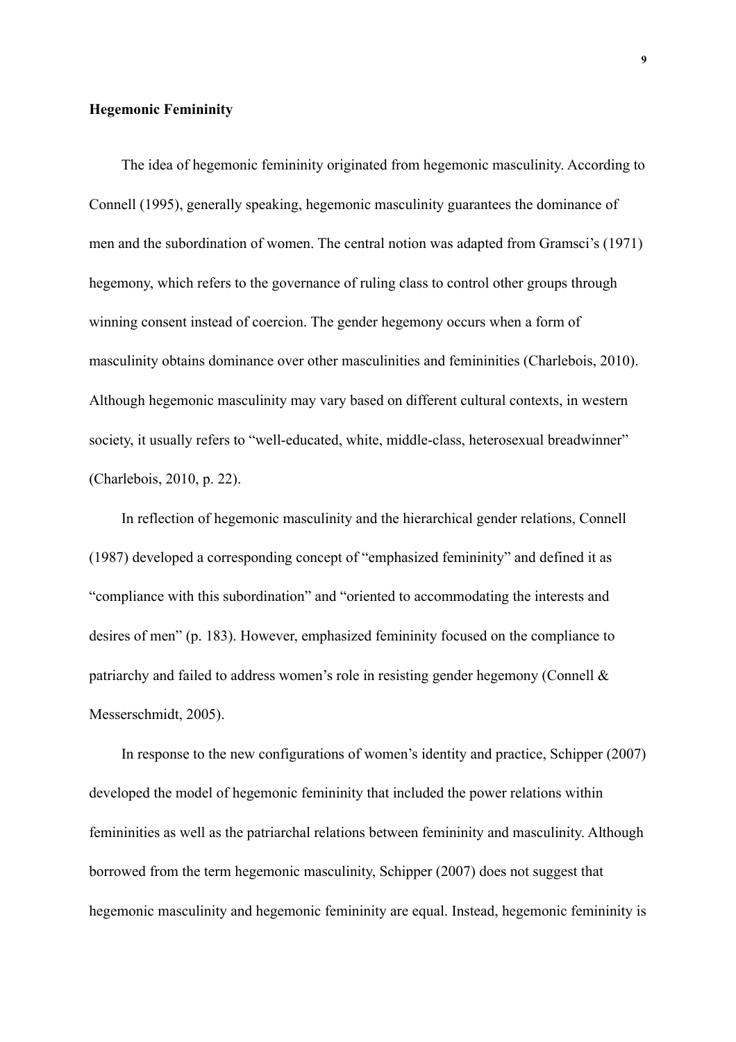**Hegemonic Femininity**

The idea of hegemonic femininity originated from hegemonic masculinity. According to Connell (1995), generally speaking, hegemonic masculinity guarantees the dominance of men and the subordination of women. The central notion was adapted from Gramsci's (1971) hegemony, which refers to the governance of ruling class to control other groups through winning consent instead of coercion. The gender hegemony occurs when a form of masculinity obtains dominance over other masculinities and femininities (Charlebois, 2010). Although hegemonic masculinity may vary based on different cultural contexts, in western society, it usually refers to "well-educated, white, middle-class, heterosexual breadwinner" (Charlebois, 2010, p. 22).

In reflection of hegemonic masculinity and the hierarchical gender relations, Connell (1987) developed a corresponding concept of "emphasized femininity" and defined it as "compliance with this subordination" and "oriented to accommodating the interests and desires of men" (p. 183). However, emphasized femininity focused on the compliance to patriarchy and failed to address women's role in resisting gender hegemony (Connell & Messerschmidt, 2005).

In response to the new configurations of women's identity and practice, Schipper (2007) developed the model of hegemonic femininity that included the power relations within femininities as well as the patriarchal relations between femininity and masculinity. Although borrowed from the term hegemonic masculinity, Schipper (2007) does not suggest that hegemonic masculinity and hegemonic femininity are equal. Instead, hegemonic femininity is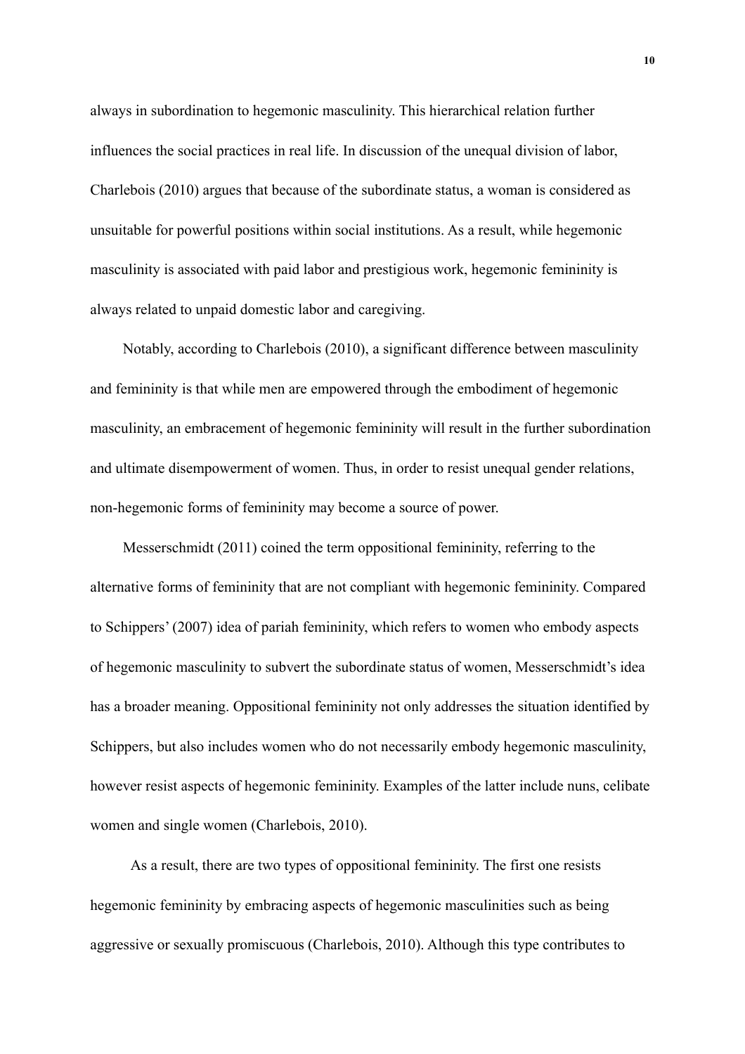always in subordination to hegemonic masculinity. This hierarchical relation further influences the social practices in real life. In discussion of the unequal division of labor, Charlebois (2010) argues that because of the subordinate status, a woman is considered as unsuitable for powerful positions within social institutions. As a result, while hegemonic masculinity is associated with paid labor and prestigious work, hegemonic femininity is always related to unpaid domestic labor and caregiving.

Notably, according to Charlebois (2010), a significant difference between masculinity and femininity is that while men are empowered through the embodiment of hegemonic masculinity, an embracement of hegemonic femininity will result in the further subordination and ultimate disempowerment of women. Thus, in order to resist unequal gender relations, non-hegemonic forms of femininity may become a source of power.

Messerschmidt (2011) coined the term oppositional femininity, referring to the alternative forms of femininity that are not compliant with hegemonic femininity. Compared to Schippers' (2007) idea of pariah femininity, which refers to women who embody aspects of hegemonic masculinity to subvert the subordinate status of women, Messerschmidt's idea has a broader meaning. Oppositional femininity not only addresses the situation identified by Schippers, but also includes women who do not necessarily embody hegemonic masculinity, however resist aspects of hegemonic femininity. Examples of the latter include nuns, celibate women and single women (Charlebois, 2010).

As a result, there are two types of oppositional femininity. The first one resists hegemonic femininity by embracing aspects of hegemonic masculinities such as being aggressive or sexually promiscuous (Charlebois, 2010). Although this type contributes to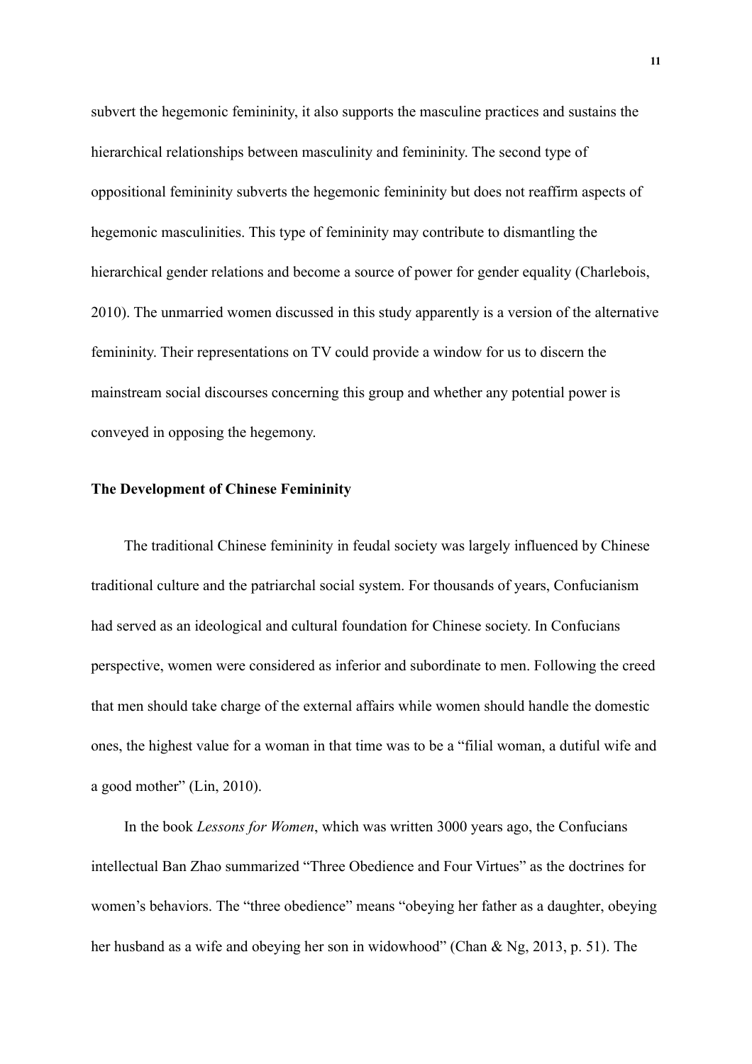subvert the hegemonic femininity, it also supports the masculine practices and sustains the hierarchical relationships between masculinity and femininity. The second type of oppositional femininity subverts the hegemonic femininity but does not reaffirm aspects of hegemonic masculinities. This type of femininity may contribute to dismantling the hierarchical gender relations and become a source of power for gender equality (Charlebois, 2010). The unmarried women discussed in this study apparently is a version of the alternative femininity. Their representations on TV could provide a window for us to discern the mainstream social discourses concerning this group and whether any potential power is conveyed in opposing the hegemony.

**The Development of Chinese Femininity**

The traditional Chinese femininity in feudal society was largely influenced by Chinese traditional culture and the patriarchal social system. For thousands of years, Confucianism had served as an ideological and cultural foundation for Chinese society. In Confucians perspective, women were considered as inferior and subordinate to men. Following the creed that men should take charge of the external affairs while women should handle the domestic ones, the highest value for a woman in that time was to be a "filial woman, a dutiful wife and a good mother" (Lin, 2010).

In the book *Lessons for Women*, which was written 3000 years ago, the Confucians intellectual Ban Zhao summarized "Three Obedience and Four Virtues" as the doctrines for women's behaviors. The "three obedience" means "obeying her father as a daughter, obeying her husband as a wife and obeying her son in widowhood" (Chan & Ng, 2013, p. 51). The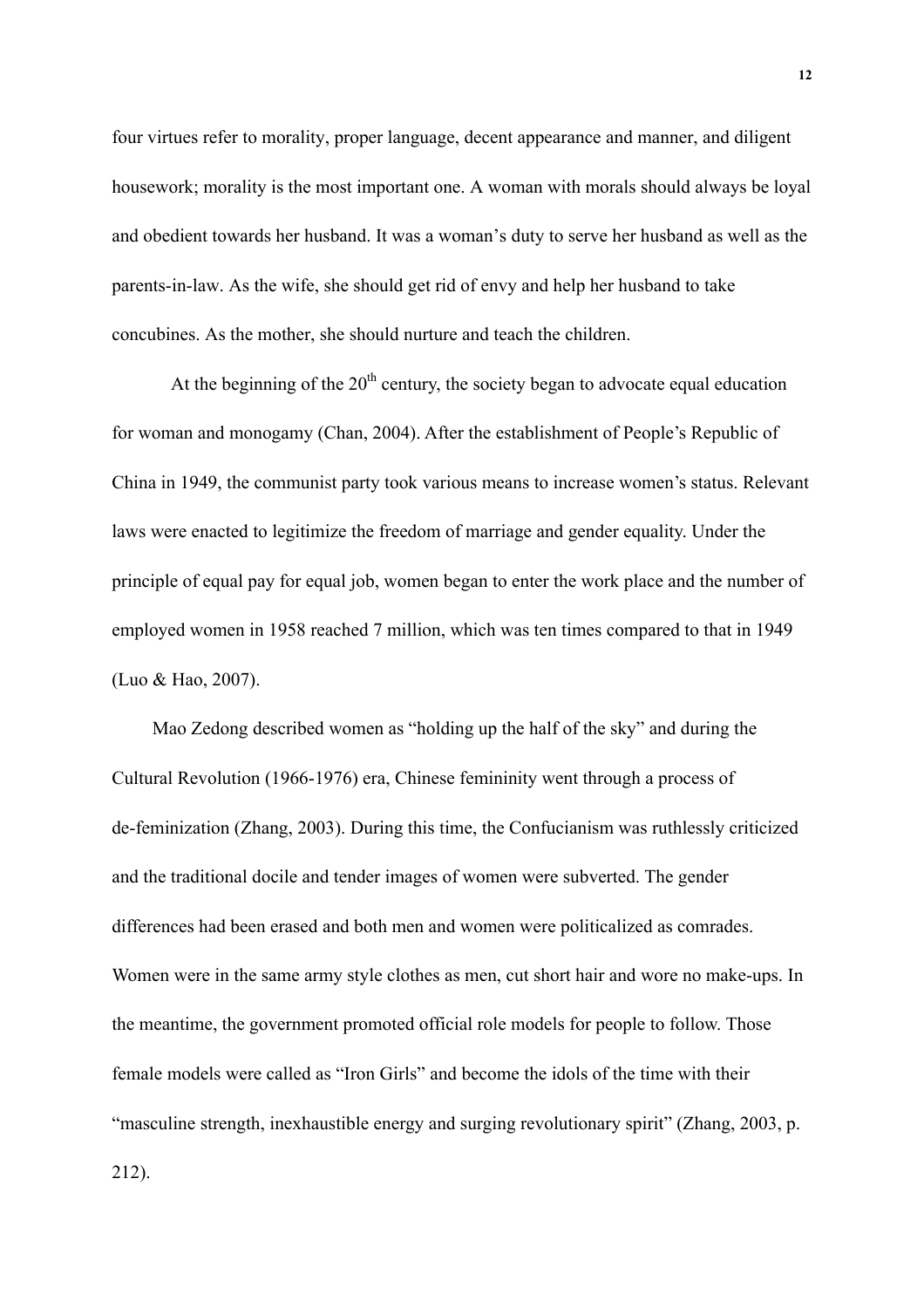four virtues refer to morality, proper language, decent appearance and manner, and diligent housework; morality is the most important one. A woman with morals should always be loyal and obedient towards her husband. It was a woman's duty to serve her husband as well as the parents-in-law. As the wife, she should get rid of envy and help her husband to take concubines. As the mother, she should nurture and teach the children.

At the beginning of the 20th century, the society began to advocate equal education for woman and monogamy (Chan, 2004). After the establishment of People's Republic of China in 1949, the communist party took various means to increase women's status. Relevant laws were enacted to legitimize the freedom of marriage and gender equality. Under the principle of equal pay for equal job, women began to enter the work place and the number of employed women in 1958 reached 7 million, which was ten times compared to that in 1949 (Luo & Hao, 2007).

Mao Zedong described women as "holding up the half of the sky" and during the Cultural Revolution (1966-1976) era, Chinese femininity went through a process of de-feminization (Zhang, 2003). During this time, the Confucianism was ruthlessly criticized and the traditional docile and tender images of women were subverted. The gender differences had been erased and both men and women were politicalized as comrades. Women were in the same army style clothes as men, cut short hair and wore no make-ups. In the meantime, the government promoted official role models for people to follow. Those female models were called as "Iron Girls" and become the idols of the time with their "masculine strength, inexhaustible energy and surging revolutionary spirit" (Zhang, 2003, p. 212).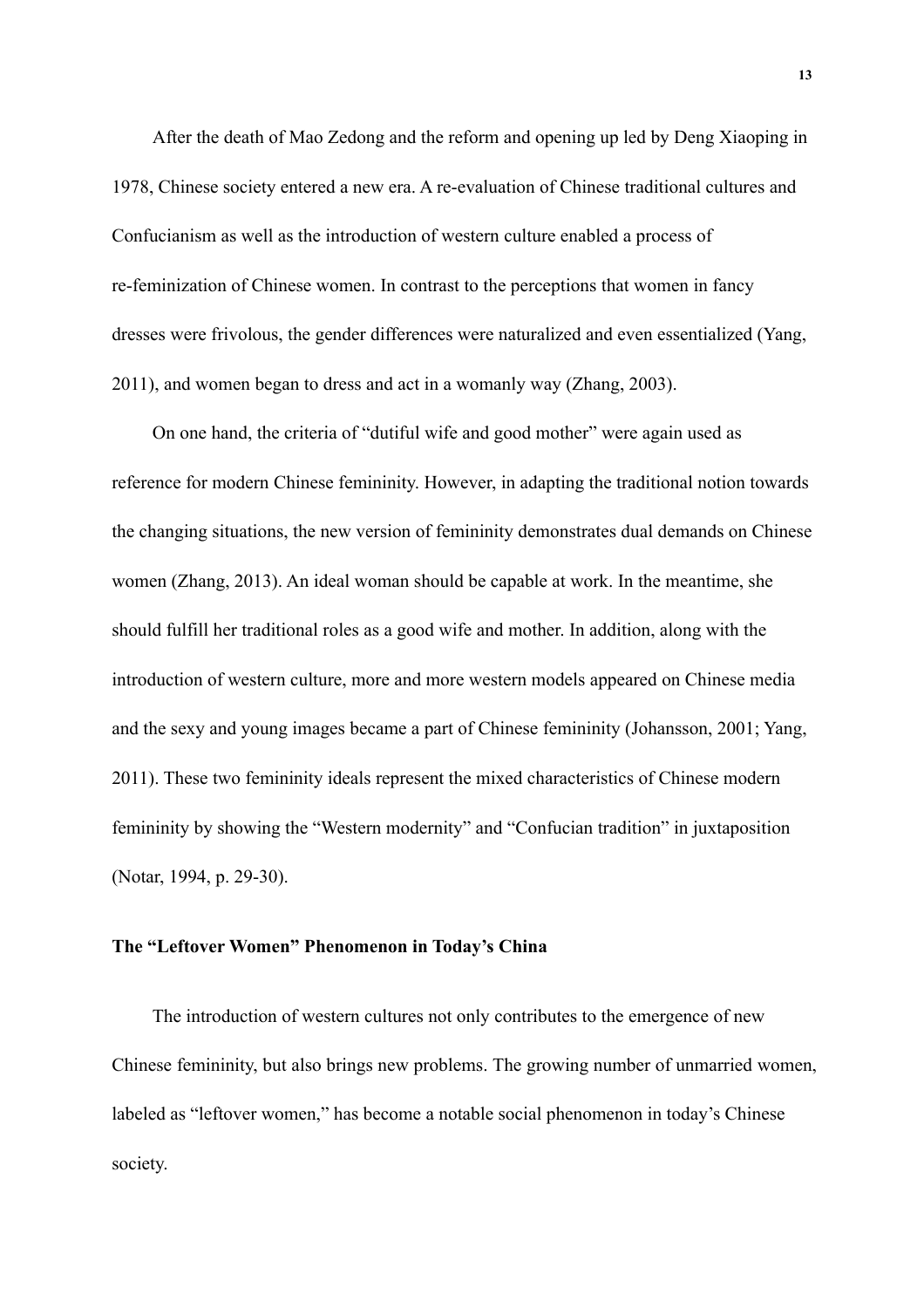After the death of Mao Zedong and the reform and opening up led by Deng Xiaoping in 1978, Chinese society entered a new era. A re-evaluation of Chinese traditional cultures and Confucianism as well as the introduction of western culture enabled a process of re-feminization of Chinese women. In contrast to the perceptions that women in fancy dresses were frivolous, the gender differences were naturalized and even essentialized (Yang, 2011), and women began to dress and act in a womanly way (Zhang, 2003).

On one hand, the criteria of "dutiful wife and good mother" were again used as reference for modern Chinese femininity. However, in adapting the traditional notion towards the changing situations, the new version of femininity demonstrates dual demands on Chinese women (Zhang, 2013). An ideal woman should be capable at work. In the meantime, she should fulfill her traditional roles as a good wife and mother. In addition, along with the introduction of western culture, more and more western models appeared on Chinese media and the sexy and young images became a part of Chinese femininity (Johansson, 2001; Yang, 2011). These two femininity ideals represent the mixed characteristics of Chinese modern femininity by showing the "Western modernity" and "Confucian tradition" in juxtaposition (Notar, 1994, p. 29-30).

**The "Leftover Women" Phenomenon in Today's China**

The introduction of western cultures not only contributes to the emergence of new Chinese femininity, but also brings new problems. The growing number of unmarried women, labeled as "leftover women," has become a notable social phenomenon in today's Chinese society.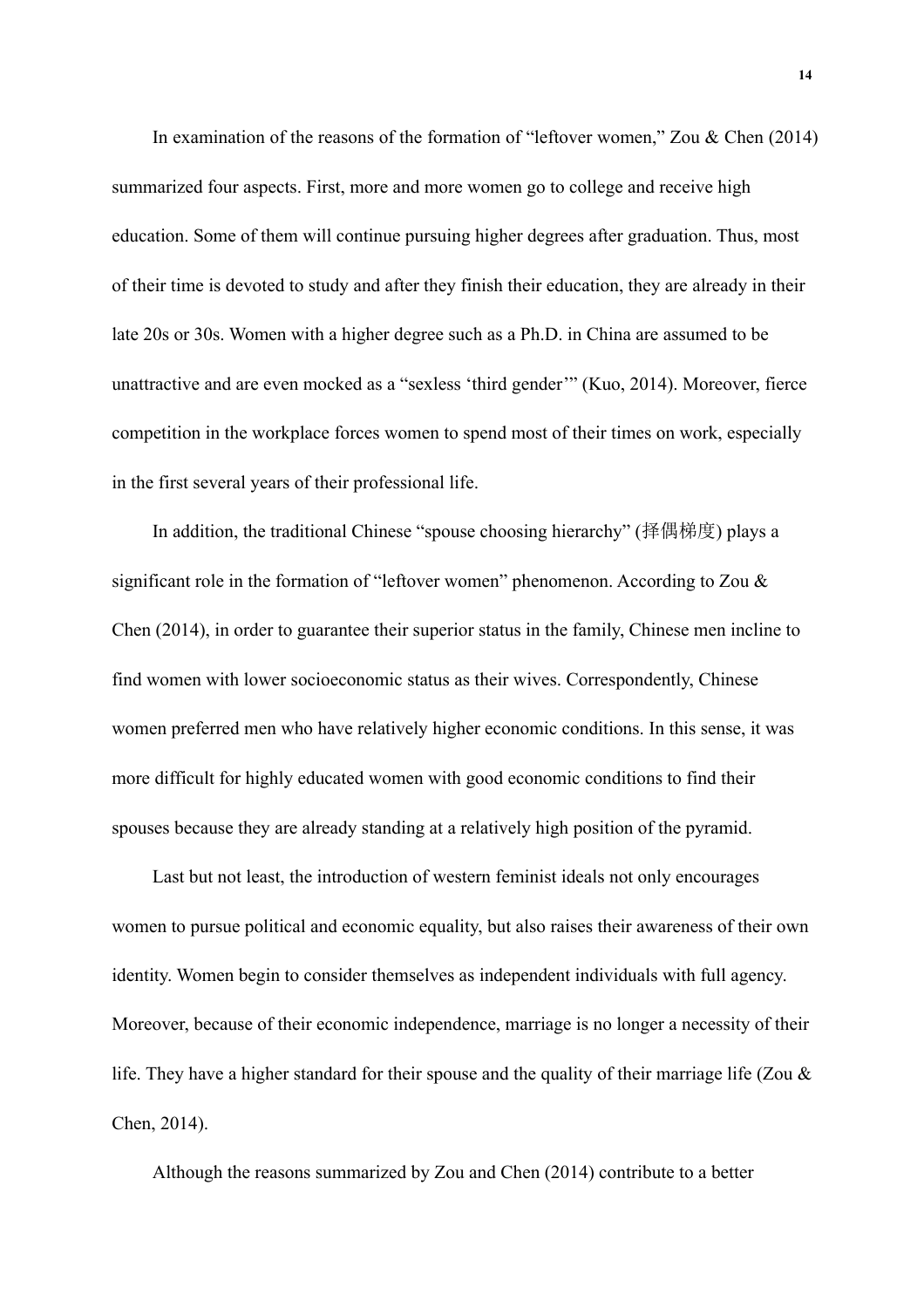In examination of the reasons of the formation of "leftover women," Zou & Chen (2014) summarized four aspects. First, more and more women go to college and receive high education. Some of them will continue pursuing higher degrees after graduation. Thus, most of their time is devoted to study and after they finish their education, they are already in their late 20s or 30s. Women with a higher degree such as a Ph.D. in China are assumed to be unattractive and are even mocked as a "sexless 'third gender'" (Kuo, 2014). Moreover, fierce competition in the workplace forces women to spend most of their times on work, especially in the first several years of their professional life.

In addition, the traditional Chinese "spouse choosing hierarchy" (择偶梯度) plays a significant role in the formation of "leftover women" phenomenon. According to Zou & Chen (2014), in order to guarantee their superior status in the family, Chinese men incline to find women with lower socioeconomic status as their wives. Correspondently, Chinese women preferred men who have relatively higher economic conditions. In this sense, it was more difficult for highly educated women with good economic conditions to find their spouses because they are already standing at a relatively high position of the pyramid.

Last but not least, the introduction of western feminist ideals not only encourages women to pursue political and economic equality, but also raises their awareness of their own identity. Women begin to consider themselves as independent individuals with full agency. Moreover, because of their economic independence, marriage is no longer a necessity of their life. They have a higher standard for their spouse and the quality of their marriage life (Zou & Chen, 2014).

Although the reasons summarized by Zou and Chen (2014) contribute to a better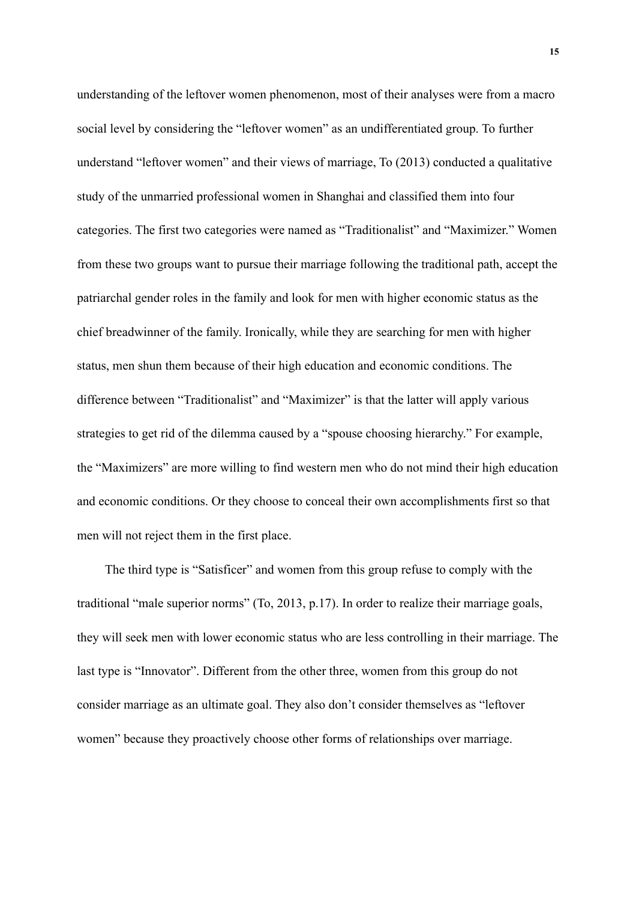understanding of the leftover women phenomenon, most of their analyses were from a macro social level by considering the "leftover women" as an undifferentiated group. To further understand "leftover women" and their views of marriage, To (2013) conducted a qualitative study of the unmarried professional women in Shanghai and classified them into four categories. The first two categories were named as "Traditionalist" and "Maximizer." Women from these two groups want to pursue their marriage following the traditional path, accept the patriarchal gender roles in the family and look for men with higher economic status as the chief breadwinner of the family. Ironically, while they are searching for men with higher status, men shun them because of their high education and economic conditions. The difference between "Traditionalist" and "Maximizer" is that the latter will apply various strategies to get rid of the dilemma caused by a "spouse choosing hierarchy." For example, the "Maximizers" are more willing to find western men who do not mind their high education and economic conditions. Or they choose to conceal their own accomplishments first so that men will not reject them in the first place.

The third type is "Satisficer" and women from this group refuse to comply with the traditional "male superior norms" (To, 2013, p.17). In order to realize their marriage goals, they will seek men with lower economic status who are less controlling in their marriage. The last type is "Innovator". Different from the other three, women from this group do not consider marriage as an ultimate goal. They also don't consider themselves as "leftover women" because they proactively choose other forms of relationships over marriage.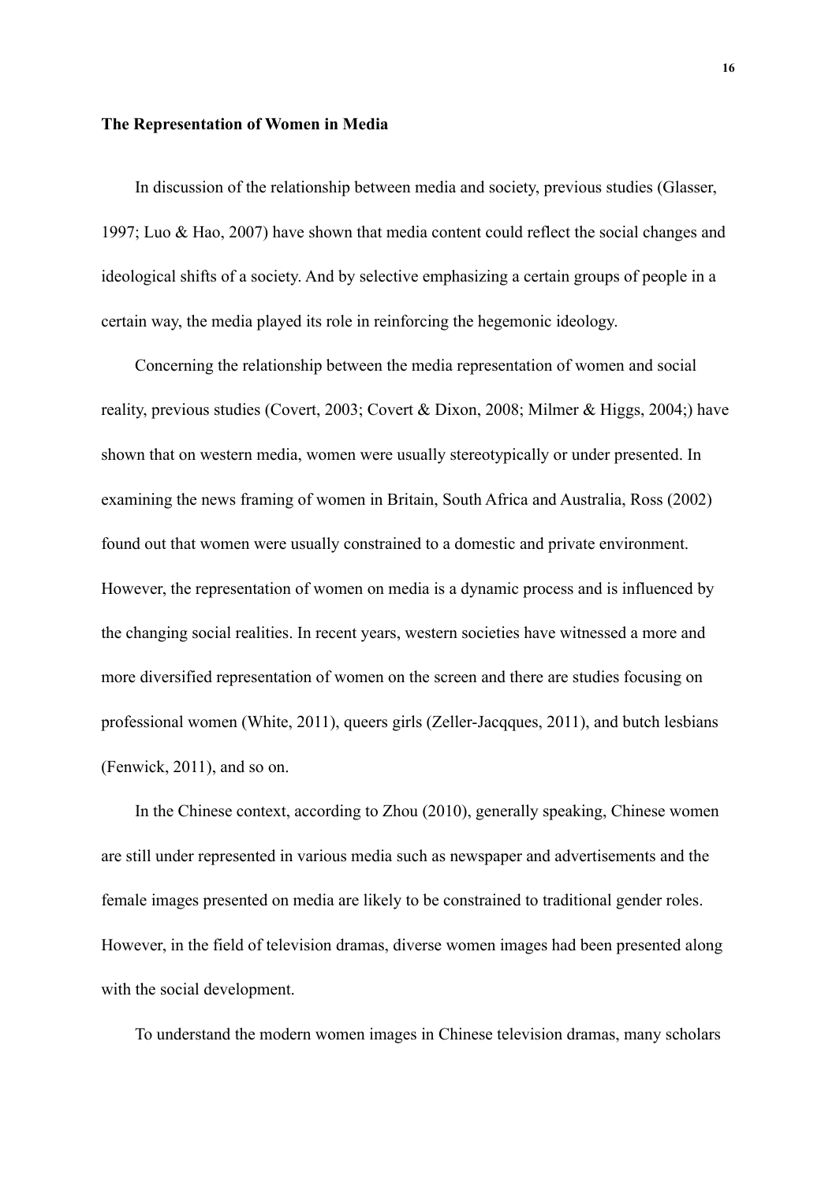**The Representation of Women in Media**

In discussion of the relationship between media and society, previous studies (Glasser, 1997; Luo & Hao, 2007) have shown that media content could reflect the social changes and ideological shifts of a society. And by selective emphasizing a certain groups of people in a certain way, the media played its role in reinforcing the hegemonic ideology.

Concerning the relationship between the media representation of women and social reality, previous studies (Covert, 2003; Covert & Dixon, 2008; Milmer & Higgs, 2004;) have shown that on western media, women were usually stereotypically or under presented. In examining the news framing of women in Britain, South Africa and Australia, Ross (2002) found out that women were usually constrained to a domestic and private environment. However, the representation of women on media is a dynamic process and is influenced by the changing social realities. In recent years, western societies have witnessed a more and more diversified representation of women on the screen and there are studies focusing on professional women (White, 2011), queers girls (Zeller-Jacqques, 2011), and butch lesbians (Fenwick, 2011), and so on.

In the Chinese context, according to Zhou (2010), generally speaking, Chinese women are still under represented in various media such as newspaper and advertisements and the female images presented on media are likely to be constrained to traditional gender roles. However, in the field of television dramas, diverse women images had been presented along with the social development.

To understand the modern women images in Chinese television dramas, many scholars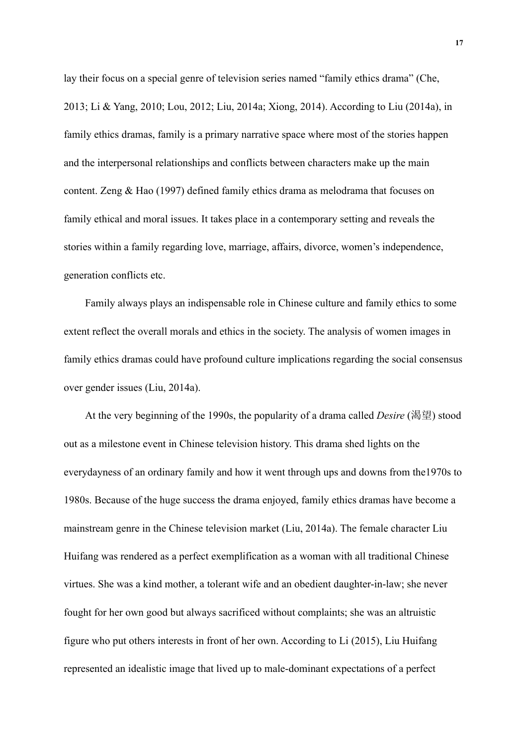lay their focus on a special genre of television series named "family ethics drama" (Che, 2013; Li & Yang, 2010; Lou, 2012; Liu, 2014a; Xiong, 2014). According to Liu (2014a), in family ethics dramas, family is a primary narrative space where most of the stories happen and the interpersonal relationships and conflicts between characters make up the main content. Zeng & Hao (1997) defined family ethics drama as melodrama that focuses on family ethical and moral issues. It takes place in a contemporary setting and reveals the stories within a family regarding love, marriage, affairs, divorce, women's independence, generation conflicts etc.

Family always plays an indispensable role in Chinese culture and family ethics to some extent reflect the overall morals and ethics in the society. The analysis of women images in family ethics dramas could have profound culture implications regarding the social consensus over gender issues (Liu, 2014a).

At the very beginning of the 1990s, the popularity of a drama called *Desire* (渴望) stood out as a milestone event in Chinese television history. This drama shed lights on the everydayness of an ordinary family and how it went through ups and downs from the1970s to 1980s. Because of the huge success the drama enjoyed, family ethics dramas have become a mainstream genre in the Chinese television market (Liu, 2014a). The female character Liu Huifang was rendered as a perfect exemplification as a woman with all traditional Chinese virtues. She was a kind mother, a tolerant wife and an obedient daughter-in-law; she never fought for her own good but always sacrificed without complaints; she was an altruistic figure who put others interests in front of her own. According to Li (2015), Liu Huifang represented an idealistic image that lived up to male-dominant expectations of a perfect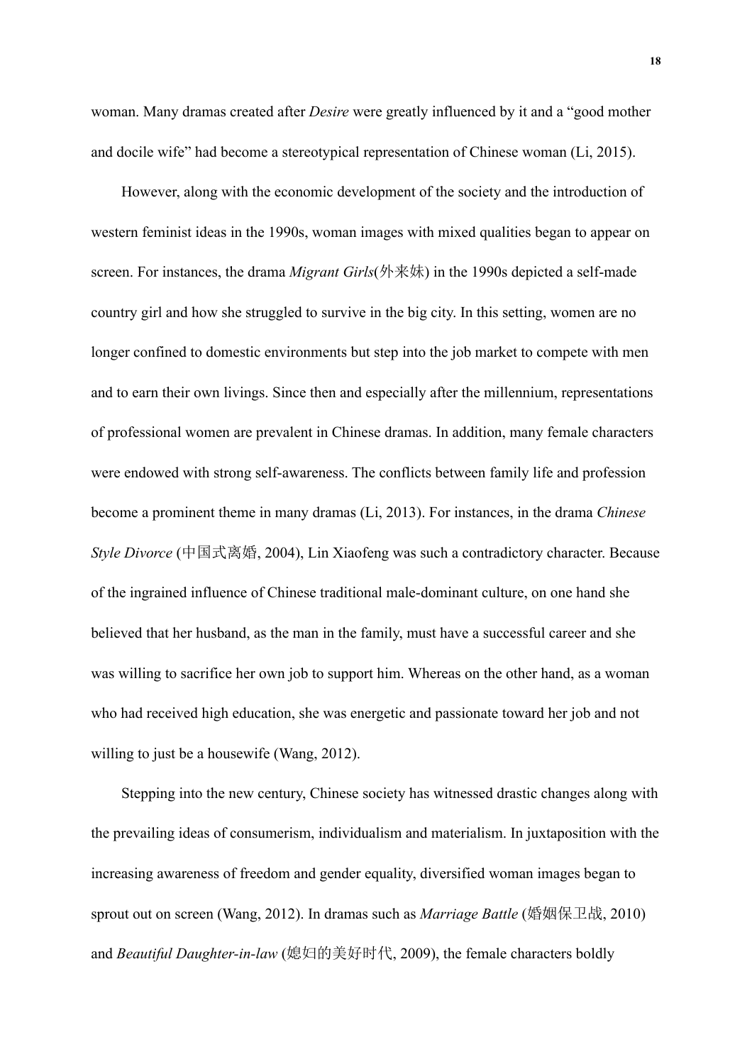woman. Many dramas created after *Desire* were greatly influenced by it and a "good mother and docile wife" had become a stereotypical representation of Chinese woman (Li, 2015).

However, along with the economic development of the society and the introduction of western feminist ideas in the 1990s, woman images with mixed qualities began to appear on screen. For instances, the drama *Migrant Girls*(外来妹) in the 1990s depicted a self-made country girl and how she struggled to survive in the big city. In this setting, women are no longer confined to domestic environments but step into the job market to compete with men and to earn their own livings. Since then and especially after the millennium, representations of professional women are prevalent in Chinese dramas. In addition, many female characters were endowed with strong self-awareness. The conflicts between family life and profession become a prominent theme in many dramas (Li, 2013). For instances, in the drama *Chinese Style Divorce* (中国式离婚, 2004), Lin Xiaofeng was such a contradictory character. Because of the ingrained influence of Chinese traditional male-dominant culture, on one hand she believed that her husband, as the man in the family, must have a successful career and she was willing to sacrifice her own job to support him. Whereas on the other hand, as a woman who had received high education, she was energetic and passionate toward her job and not willing to just be a housewife (Wang, 2012).

Stepping into the new century, Chinese society has witnessed drastic changes along with the prevailing ideas of consumerism, individualism and materialism. In juxtaposition with the increasing awareness of freedom and gender equality, diversified woman images began to sprout out on screen (Wang, 2012). In dramas such as *Marriage Battle* (婚姻保卫战, 2010) and *Beautiful Daughter-in-law* (媳妇的美好时代, 2009), the female characters boldly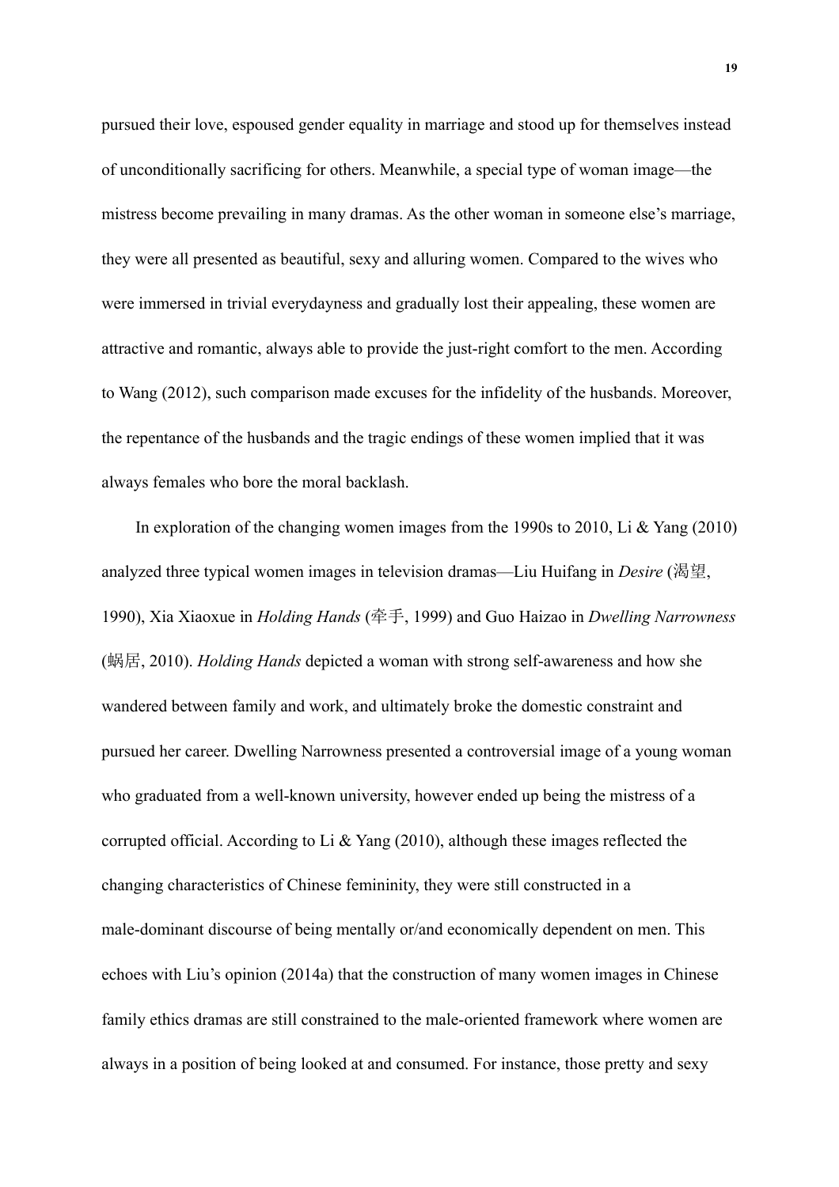pursued their love, espoused gender equality in marriage and stood up for themselves instead of unconditionally sacrificing for others. Meanwhile, a special type of woman image—the mistress become prevailing in many dramas. As the other woman in someone else's marriage, they were all presented as beautiful, sexy and alluring women. Compared to the wives who were immersed in trivial everydayness and gradually lost their appealing, these women are attractive and romantic, always able to provide the just-right comfort to the men. According to Wang (2012), such comparison made excuses for the infidelity of the husbands. Moreover, the repentance of the husbands and the tragic endings of these women implied that it was always females who bore the moral backlash.

In exploration of the changing women images from the 1990s to 2010, Li & Yang (2010) analyzed three typical women images in television dramas—Liu Huifang in *Desire* (渴望, 1990), Xia Xiaoxue in *Holding Hands* (牵手, 1999) and Guo Haizao in *Dwelling Narrowness* (蜗居, 2010). *Holding Hands* depicted a woman with strong self-awareness and how she wandered between family and work, and ultimately broke the domestic constraint and pursued her career. Dwelling Narrowness presented a controversial image of a young woman who graduated from a well-known university, however ended up being the mistress of a corrupted official. According to Li & Yang (2010), although these images reflected the changing characteristics of Chinese femininity, they were still constructed in a male-dominant discourse of being mentally or/and economically dependent on men. This echoes with Liu's opinion (2014a) that the construction of many women images in Chinese family ethics dramas are still constrained to the male-oriented framework where women are always in a position of being looked at and consumed. For instance, those pretty and sexy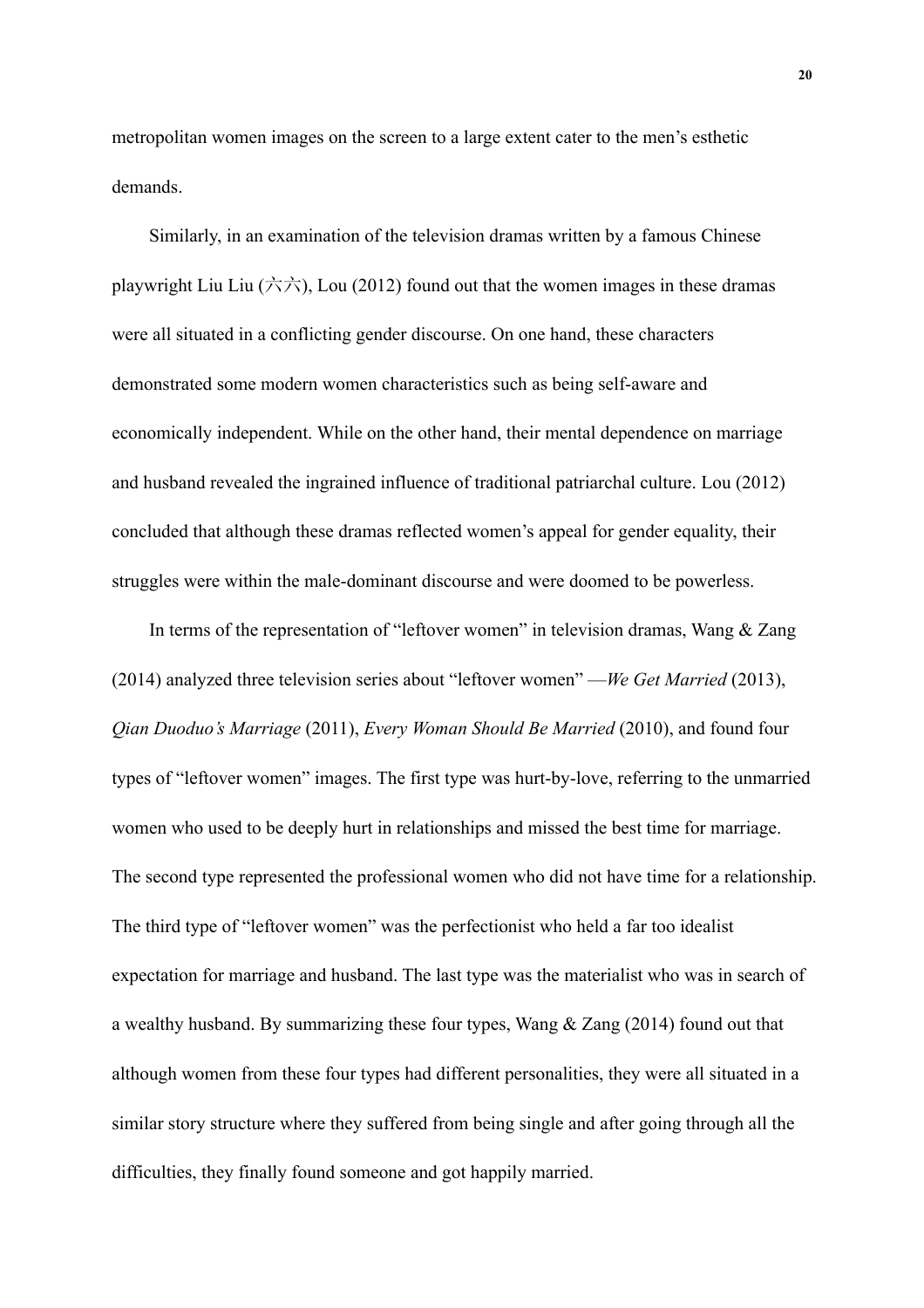metropolitan women images on the screen to a large extent cater to the men's esthetic demands.

Similarly, in an examination of the television dramas written by a famous Chinese playwright Liu Liu (六六), Lou (2012) found out that the women images in these dramas were all situated in a conflicting gender discourse. On one hand, these characters demonstrated some modern women characteristics such as being self-aware and economically independent. While on the other hand, their mental dependence on marriage and husband revealed the ingrained influence of traditional patriarchal culture. Lou (2012) concluded that although these dramas reflected women's appeal for gender equality, their struggles were within the male-dominant discourse and were doomed to be powerless.

In terms of the representation of "leftover women" in television dramas, Wang & Zang (2014) analyzed three television series about "leftover women" —*We Get Married* (2013), *Qian Duoduo's Marriage* (2011), *Every Woman Should Be Married* (2010), and found four types of "leftover women" images. The first type was hurt-by-love, referring to the unmarried women who used to be deeply hurt in relationships and missed the best time for marriage. The second type represented the professional women who did not have time for a relationship. The third type of "leftover women" was the perfectionist who held a far too idealist expectation for marriage and husband. The last type was the materialist who was in search of a wealthy husband. By summarizing these four types, Wang & Zang (2014) found out that although women from these four types had different personalities, they were all situated in a similar story structure where they suffered from being single and after going through all the difficulties, they finally found someone and got happily married.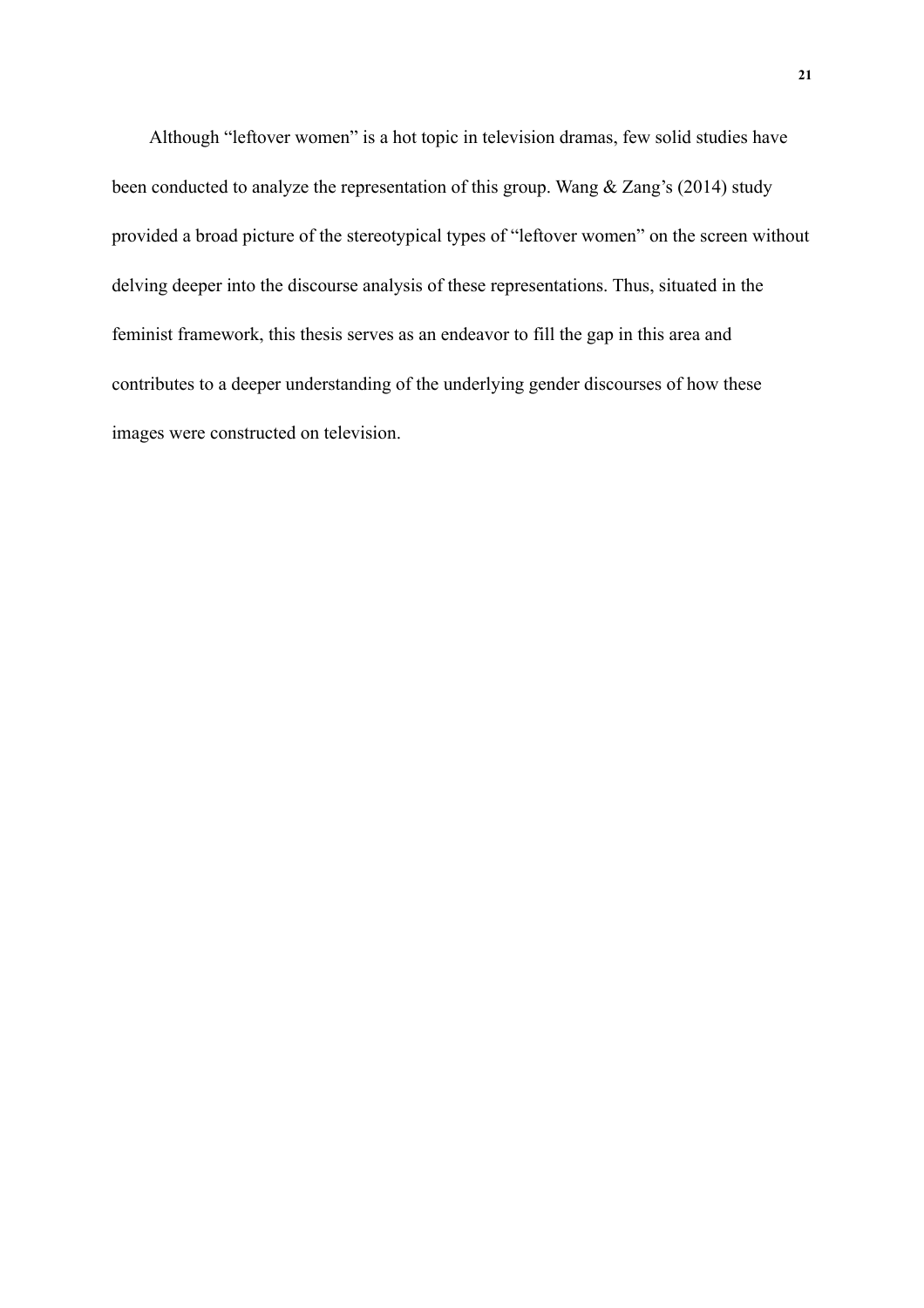Although “leftover women” is a hot topic in television dramas, few solid studies have been conducted to analyze the representation of this group. Wang & Zang’s (2014) study provided a broad picture of the stereotypical types of “leftover women” on the screen without delving deeper into the discourse analysis of these representations. Thus, situated in the feminist framework, this thesis serves as an endeavor to fill the gap in this area and contributes to a deeper understanding of the underlying gender discourses of how these images were constructed on television.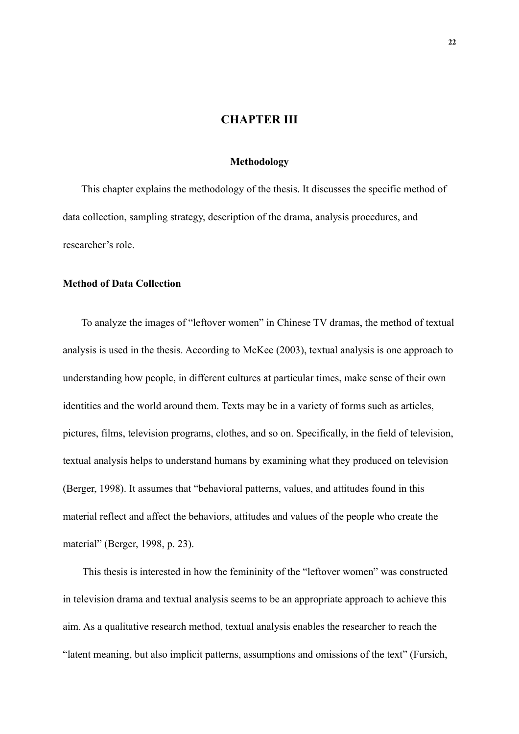# CHAPTER III

## Methodology

This chapter explains the methodology of the thesis. It discusses the specific method of data collection, sampling strategy, description of the drama, analysis procedures, and researcher's role.

### Method of Data Collection

To analyze the images of "leftover women" in Chinese TV dramas, the method of textual analysis is used in the thesis. According to McKee (2003), textual analysis is one approach to understanding how people, in different cultures at particular times, make sense of their own identities and the world around them. Texts may be in a variety of forms such as articles, pictures, films, television programs, clothes, and so on. Specifically, in the field of television, textual analysis helps to understand humans by examining what they produced on television (Berger, 1998). It assumes that "behavioral patterns, values, and attitudes found in this material reflect and affect the behaviors, attitudes and values of the people who create the material" (Berger, 1998, p. 23).

This thesis is interested in how the femininity of the "leftover women" was constructed in television drama and textual analysis seems to be an appropriate approach to achieve this aim. As a qualitative research method, textual analysis enables the researcher to reach the "latent meaning, but also implicit patterns, assumptions and omissions of the text" (Fursich,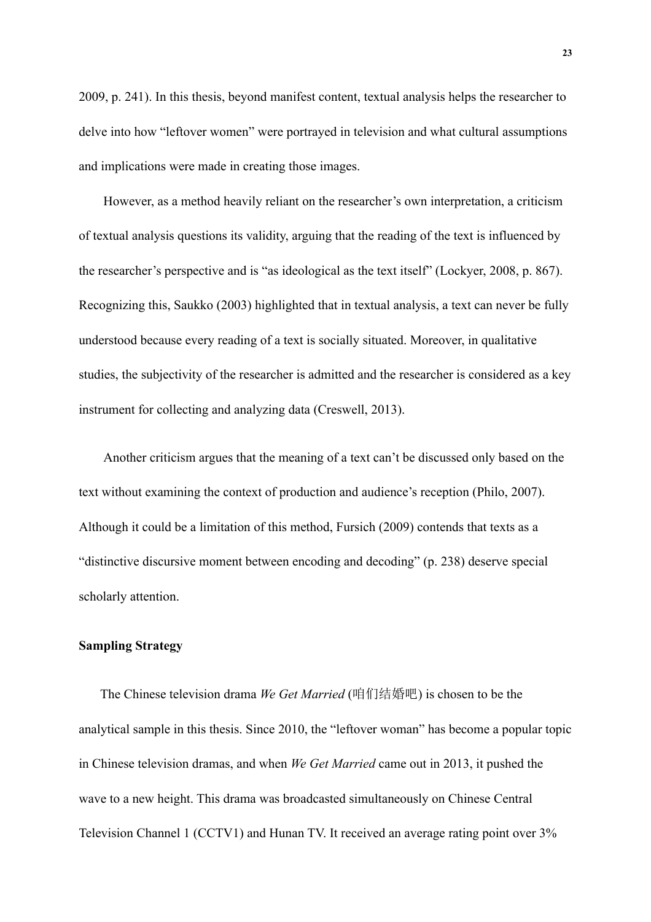2009, p. 241). In this thesis, beyond manifest content, textual analysis helps the researcher to delve into how "leftover women" were portrayed in television and what cultural assumptions and implications were made in creating those images.

However, as a method heavily reliant on the researcher's own interpretation, a criticism of textual analysis questions its validity, arguing that the reading of the text is influenced by the researcher's perspective and is "as ideological as the text itself" (Lockyer, 2008, p. 867). Recognizing this, Saukko (2003) highlighted that in textual analysis, a text can never be fully understood because every reading of a text is socially situated. Moreover, in qualitative studies, the subjectivity of the researcher is admitted and the researcher is considered as a key instrument for collecting and analyzing data (Creswell, 2013).

Another criticism argues that the meaning of a text can't be discussed only based on the text without examining the context of production and audience's reception (Philo, 2007). Although it could be a limitation of this method, Fursich (2009) contends that texts as a "distinctive discursive moment between encoding and decoding" (p. 238) deserve special scholarly attention.

**Sampling Strategy**

The Chinese television drama *We Get Married* (咱们结婚吧) is chosen to be the analytical sample in this thesis. Since 2010, the "leftover woman" has become a popular topic in Chinese television dramas, and when *We Get Married* came out in 2013, it pushed the wave to a new height. This drama was broadcasted simultaneously on Chinese Central Television Channel 1 (CCTV1) and Hunan TV. It received an average rating point over 3%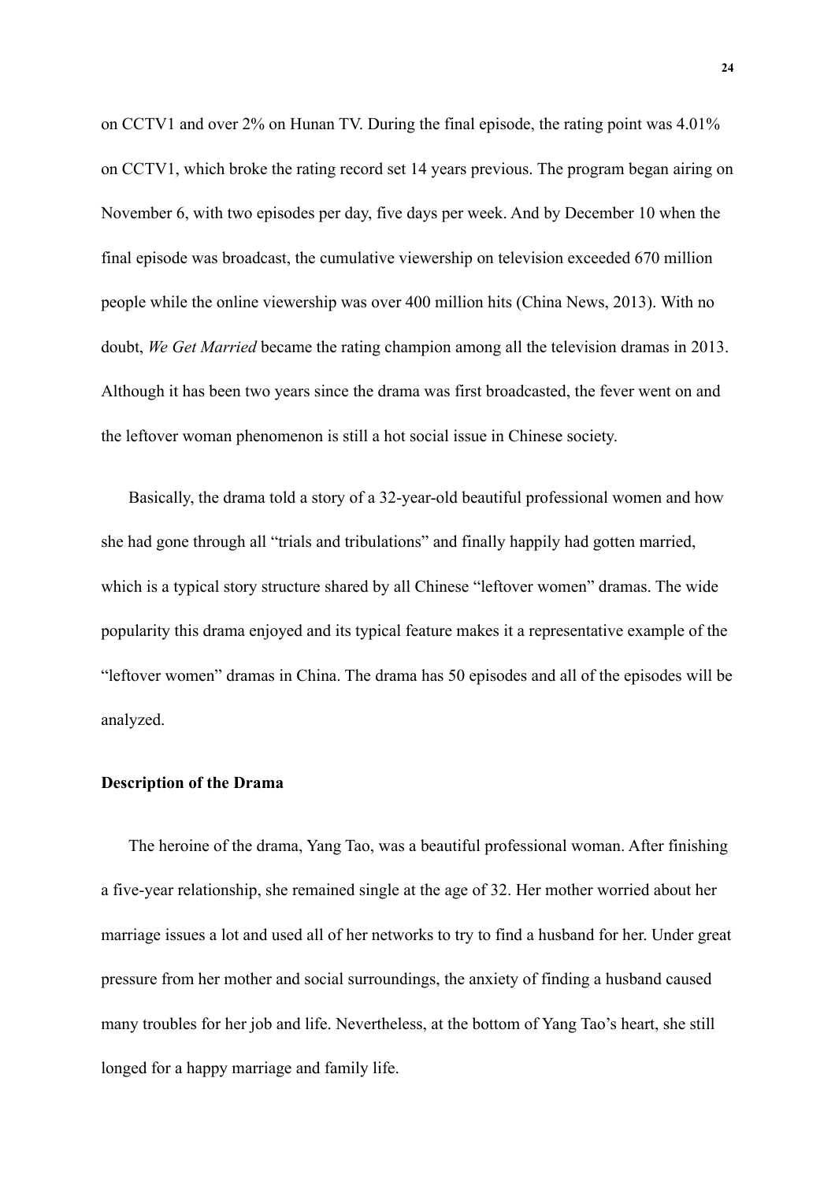on CCTV1 and over 2% on Hunan TV. During the final episode, the rating point was 4.01% on CCTV1, which broke the rating record set 14 years previous. The program began airing on November 6, with two episodes per day, five days per week. And by December 10 when the final episode was broadcast, the cumulative viewership on television exceeded 670 million people while the online viewership was over 400 million hits (China News, 2013). With no doubt, *We Get Married* became the rating champion among all the television dramas in 2013. Although it has been two years since the drama was first broadcasted, the fever went on and the leftover woman phenomenon is still a hot social issue in Chinese society.

Basically, the drama told a story of a 32-year-old beautiful professional women and how she had gone through all "trials and tribulations" and finally happily had gotten married, which is a typical story structure shared by all Chinese "leftover women" dramas. The wide popularity this drama enjoyed and its typical feature makes it a representative example of the "leftover women" dramas in China. The drama has 50 episodes and all of the episodes will be analyzed.

**Description of the Drama**

The heroine of the drama, Yang Tao, was a beautiful professional woman. After finishing a five-year relationship, she remained single at the age of 32. Her mother worried about her marriage issues a lot and used all of her networks to try to find a husband for her. Under great pressure from her mother and social surroundings, the anxiety of finding a husband caused many troubles for her job and life. Nevertheless, at the bottom of Yang Tao's heart, she still longed for a happy marriage and family life.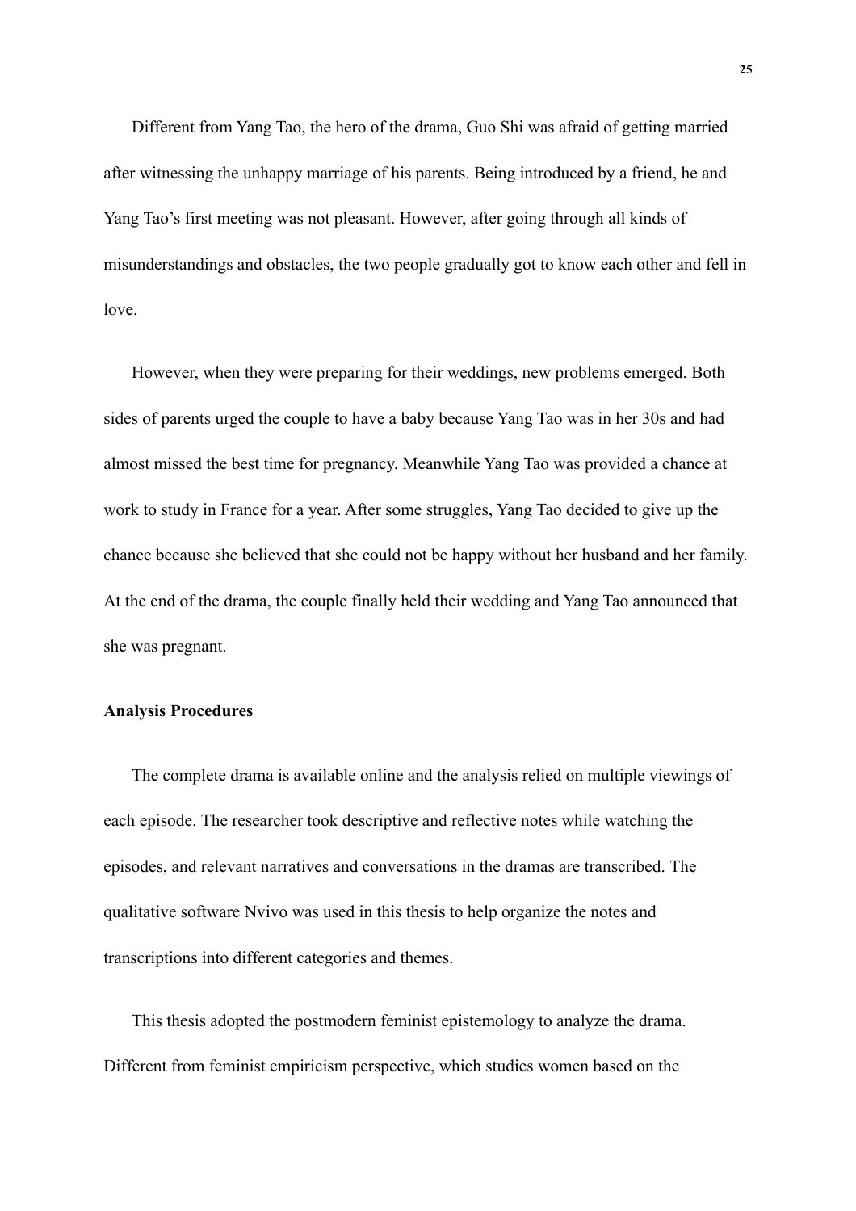Different from Yang Tao, the hero of the drama, Guo Shi was afraid of getting married after witnessing the unhappy marriage of his parents. Being introduced by a friend, he and Yang Tao's first meeting was not pleasant. However, after going through all kinds of misunderstandings and obstacles, the two people gradually got to know each other and fell in love.

However, when they were preparing for their weddings, new problems emerged. Both sides of parents urged the couple to have a baby because Yang Tao was in her 30s and had almost missed the best time for pregnancy. Meanwhile Yang Tao was provided a chance at work to study in France for a year. After some struggles, Yang Tao decided to give up the chance because she believed that she could not be happy without her husband and her family. At the end of the drama, the couple finally held their wedding and Yang Tao announced that she was pregnant.

**Analysis Procedures**

The complete drama is available online and the analysis relied on multiple viewings of each episode. The researcher took descriptive and reflective notes while watching the episodes, and relevant narratives and conversations in the dramas are transcribed. The qualitative software Nvivo was used in this thesis to help organize the notes and transcriptions into different categories and themes.

This thesis adopted the postmodern feminist epistemology to analyze the drama. Different from feminist empiricism perspective, which studies women based on the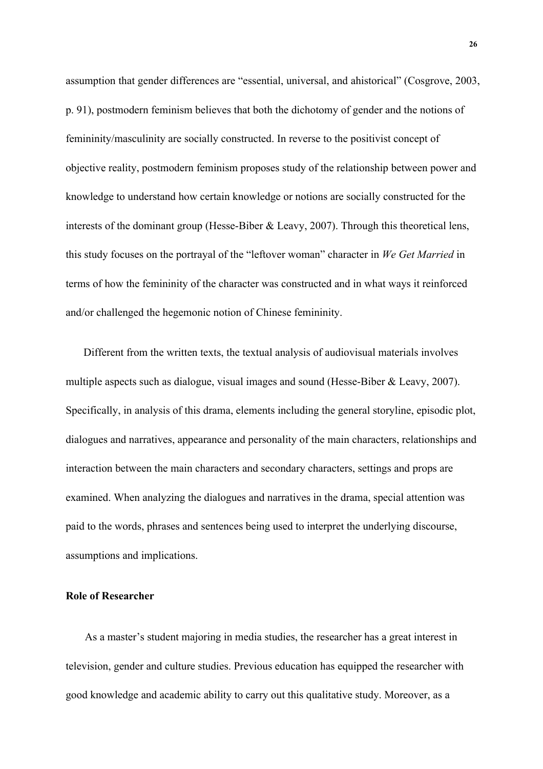assumption that gender differences are "essential, universal, and ahistorical" (Cosgrove, 2003, p. 91), postmodern feminism believes that both the dichotomy of gender and the notions of femininity/masculinity are socially constructed. In reverse to the positivist concept of objective reality, postmodern feminism proposes study of the relationship between power and knowledge to understand how certain knowledge or notions are socially constructed for the interests of the dominant group (Hesse-Biber & Leavy, 2007). Through this theoretical lens, this study focuses on the portrayal of the "leftover woman" character in *We Get Married* in terms of how the femininity of the character was constructed and in what ways it reinforced and/or challenged the hegemonic notion of Chinese femininity.

Different from the written texts, the textual analysis of audiovisual materials involves multiple aspects such as dialogue, visual images and sound (Hesse-Biber & Leavy, 2007). Specifically, in analysis of this drama, elements including the general storyline, episodic plot, dialogues and narratives, appearance and personality of the main characters, relationships and interaction between the main characters and secondary characters, settings and props are examined. When analyzing the dialogues and narratives in the drama, special attention was paid to the words, phrases and sentences being used to interpret the underlying discourse, assumptions and implications.

**Role of Researcher**

As a master's student majoring in media studies, the researcher has a great interest in television, gender and culture studies. Previous education has equipped the researcher with good knowledge and academic ability to carry out this qualitative study. Moreover, as a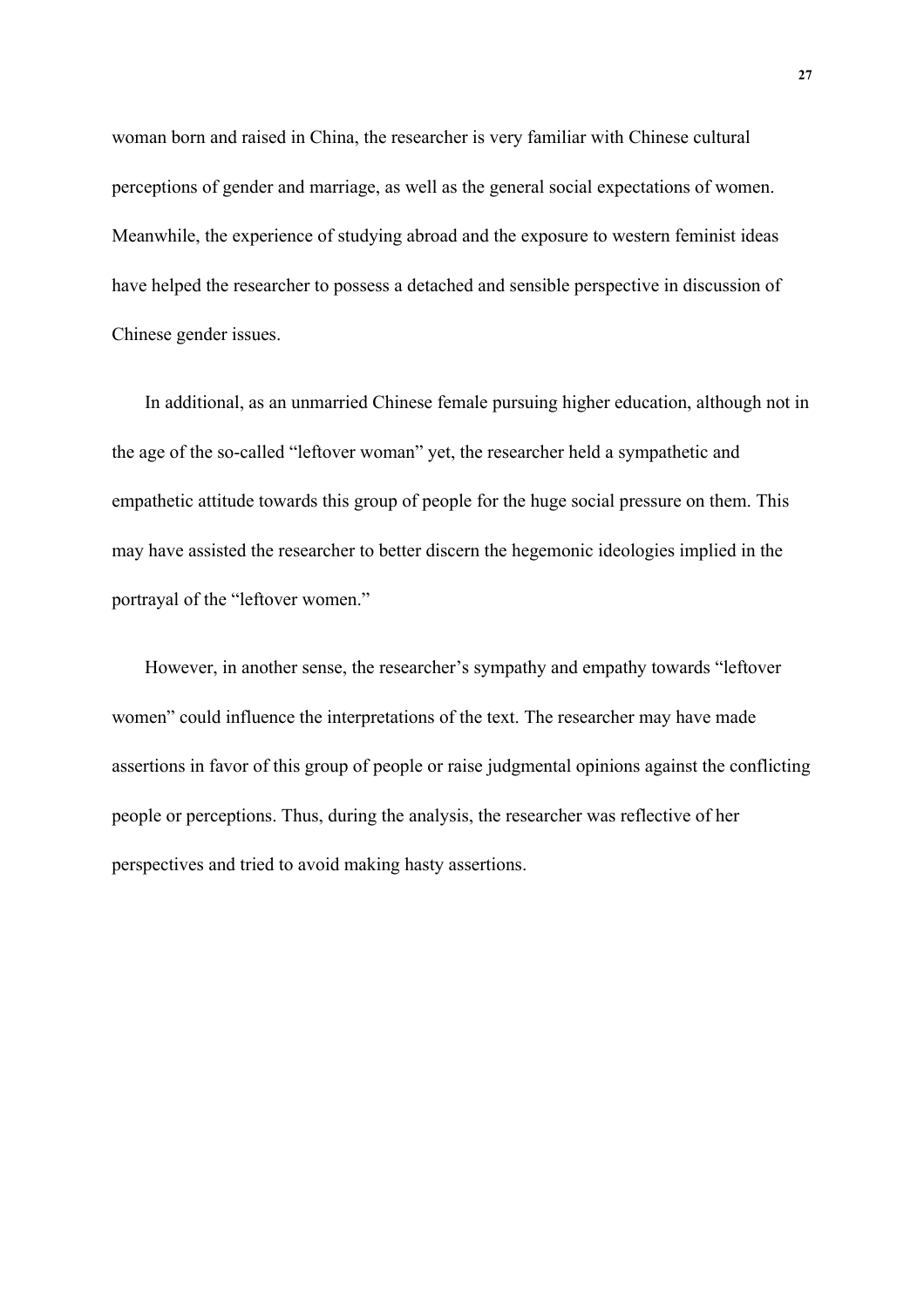woman born and raised in China, the researcher is very familiar with Chinese cultural perceptions of gender and marriage, as well as the general social expectations of women. Meanwhile, the experience of studying abroad and the exposure to western feminist ideas have helped the researcher to possess a detached and sensible perspective in discussion of Chinese gender issues.

In additional, as an unmarried Chinese female pursuing higher education, although not in the age of the so-called "leftover woman" yet, the researcher held a sympathetic and empathetic attitude towards this group of people for the huge social pressure on them. This may have assisted the researcher to better discern the hegemonic ideologies implied in the portrayal of the "leftover women."

However, in another sense, the researcher's sympathy and empathy towards "leftover women" could influence the interpretations of the text. The researcher may have made assertions in favor of this group of people or raise judgmental opinions against the conflicting people or perceptions. Thus, during the analysis, the researcher was reflective of her perspectives and tried to avoid making hasty assertions.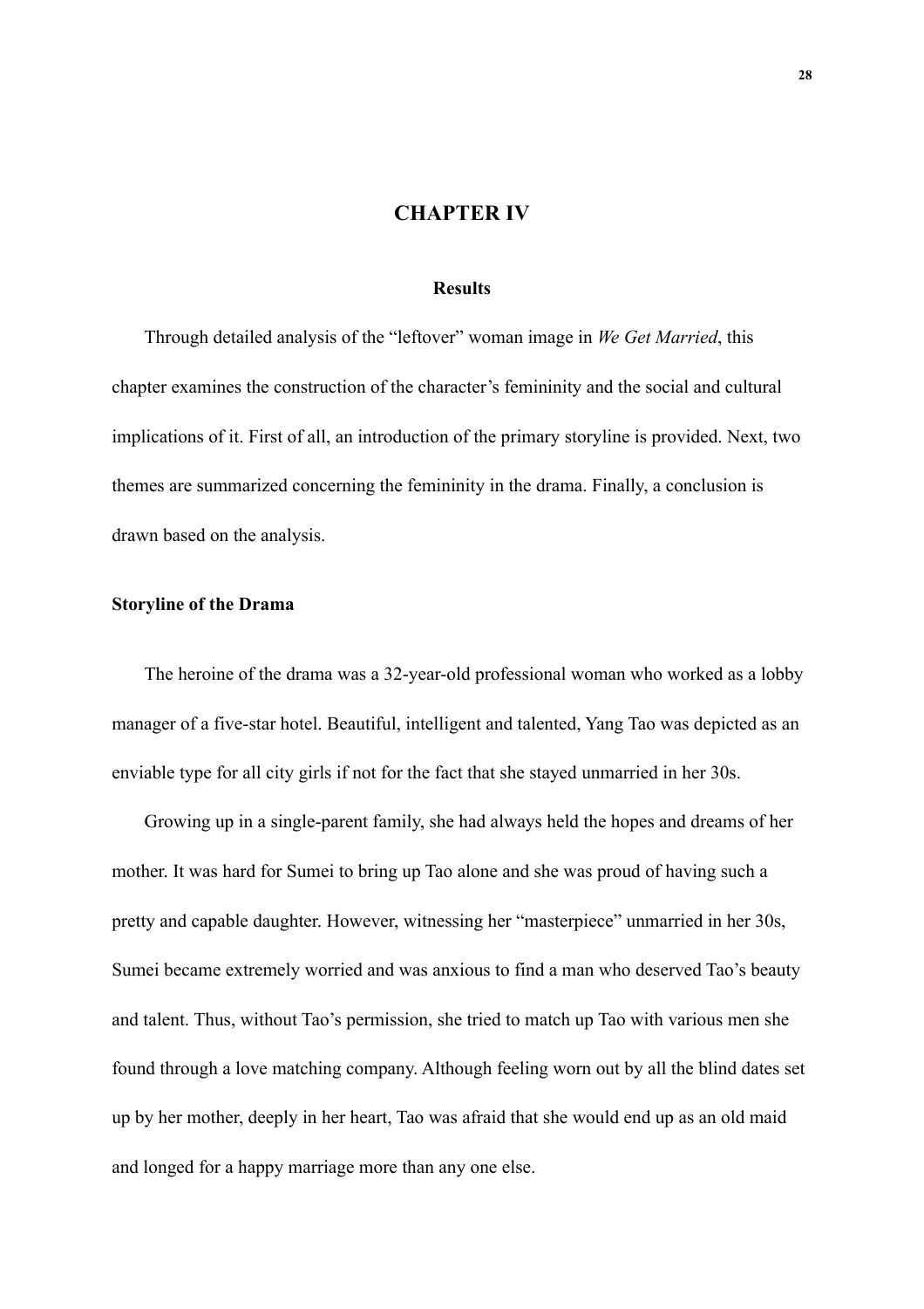# CHAPTER IV

## Results

Through detailed analysis of the "leftover" woman image in *We Get Married*, this chapter examines the construction of the character's femininity and the social and cultural implications of it. First of all, an introduction of the primary storyline is provided. Next, two themes are summarized concerning the femininity in the drama. Finally, a conclusion is drawn based on the analysis.

### Storyline of the Drama

The heroine of the drama was a 32-year-old professional woman who worked as a lobby manager of a five-star hotel. Beautiful, intelligent and talented, Yang Tao was depicted as an enviable type for all city girls if not for the fact that she stayed unmarried in her 30s.

Growing up in a single-parent family, she had always held the hopes and dreams of her mother. It was hard for Sumei to bring up Tao alone and she was proud of having such a pretty and capable daughter. However, witnessing her "masterpiece" unmarried in her 30s, Sumei became extremely worried and was anxious to find a man who deserved Tao's beauty and talent. Thus, without Tao's permission, she tried to match up Tao with various men she found through a love matching company. Although feeling worn out by all the blind dates set up by her mother, deeply in her heart, Tao was afraid that she would end up as an old maid and longed for a happy marriage more than any one else.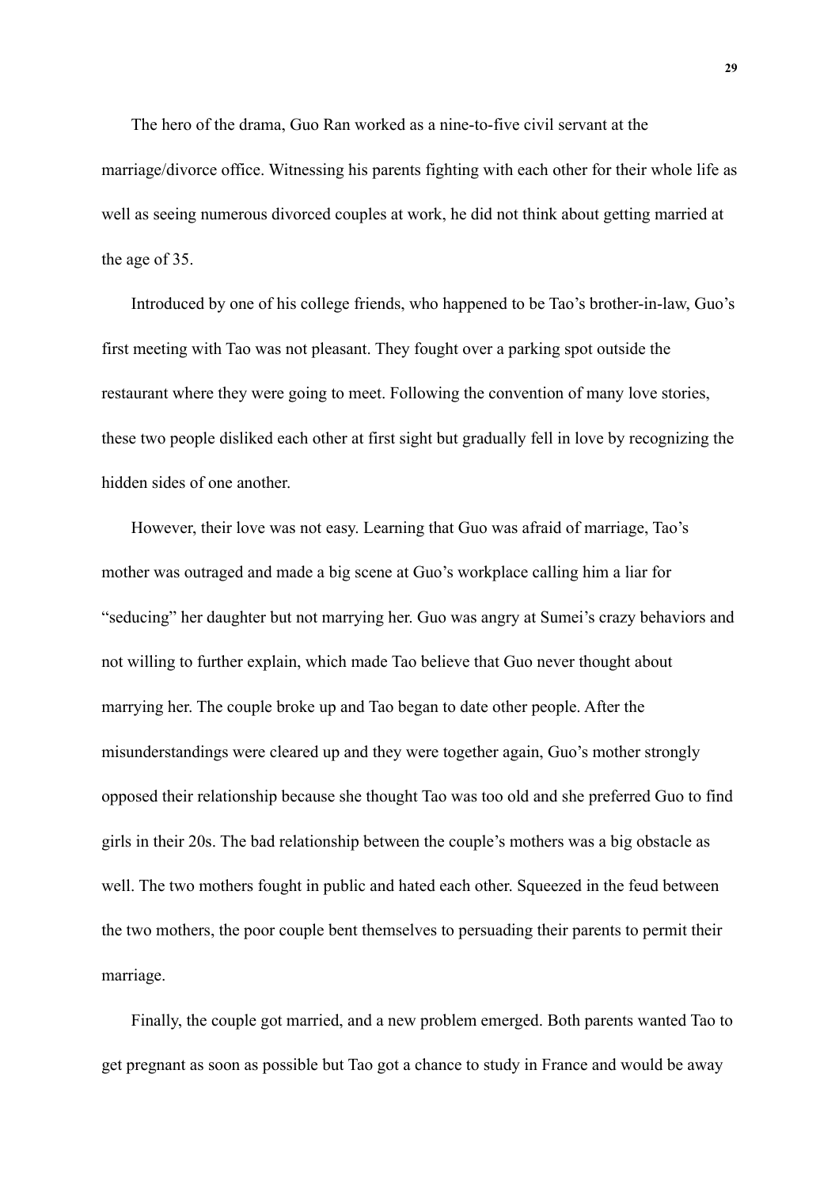The hero of the drama, Guo Ran worked as a nine-to-five civil servant at the marriage/divorce office. Witnessing his parents fighting with each other for their whole life as well as seeing numerous divorced couples at work, he did not think about getting married at the age of 35.

Introduced by one of his college friends, who happened to be Tao's brother-in-law, Guo's first meeting with Tao was not pleasant. They fought over a parking spot outside the restaurant where they were going to meet. Following the convention of many love stories, these two people disliked each other at first sight but gradually fell in love by recognizing the hidden sides of one another.

However, their love was not easy. Learning that Guo was afraid of marriage, Tao's mother was outraged and made a big scene at Guo's workplace calling him a liar for "seducing" her daughter but not marrying her. Guo was angry at Sumei's crazy behaviors and not willing to further explain, which made Tao believe that Guo never thought about marrying her. The couple broke up and Tao began to date other people. After the misunderstandings were cleared up and they were together again, Guo's mother strongly opposed their relationship because she thought Tao was too old and she preferred Guo to find girls in their 20s. The bad relationship between the couple's mothers was a big obstacle as well. The two mothers fought in public and hated each other. Squeezed in the feud between the two mothers, the poor couple bent themselves to persuading their parents to permit their marriage.

Finally, the couple got married, and a new problem emerged. Both parents wanted Tao to get pregnant as soon as possible but Tao got a chance to study in France and would be away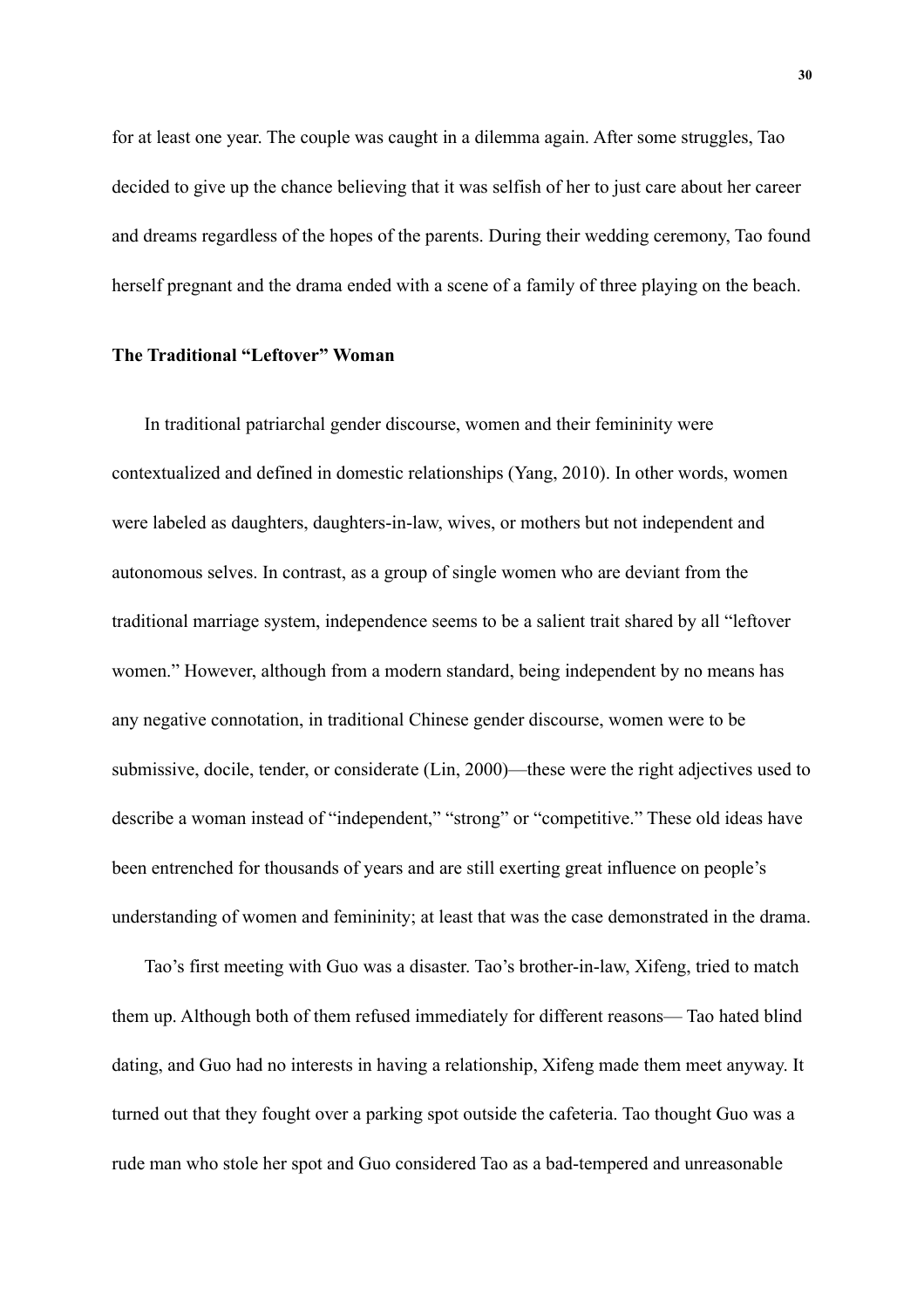for at least one year. The couple was caught in a dilemma again. After some struggles, Tao decided to give up the chance believing that it was selfish of her to just care about her career and dreams regardless of the hopes of the parents. During their wedding ceremony, Tao found herself pregnant and the drama ended with a scene of a family of three playing on the beach.

### The Traditional "Leftover" Woman

In traditional patriarchal gender discourse, women and their femininity were contextualized and defined in domestic relationships (Yang, 2010). In other words, women were labeled as daughters, daughters-in-law, wives, or mothers but not independent and autonomous selves. In contrast, as a group of single women who are deviant from the traditional marriage system, independence seems to be a salient trait shared by all "leftover women." However, although from a modern standard, being independent by no means has any negative connotation, in traditional Chinese gender discourse, women were to be submissive, docile, tender, or considerate (Lin, 2000)—these were the right adjectives used to describe a woman instead of "independent," "strong" or "competitive." These old ideas have been entrenched for thousands of years and are still exerting great influence on people's understanding of women and femininity; at least that was the case demonstrated in the drama.

Tao's first meeting with Guo was a disaster. Tao's brother-in-law, Xifeng, tried to match them up. Although both of them refused immediately for different reasons— Tao hated blind dating, and Guo had no interests in having a relationship, Xifeng made them meet anyway. It turned out that they fought over a parking spot outside the cafeteria. Tao thought Guo was a rude man who stole her spot and Guo considered Tao as a bad-tempered and unreasonable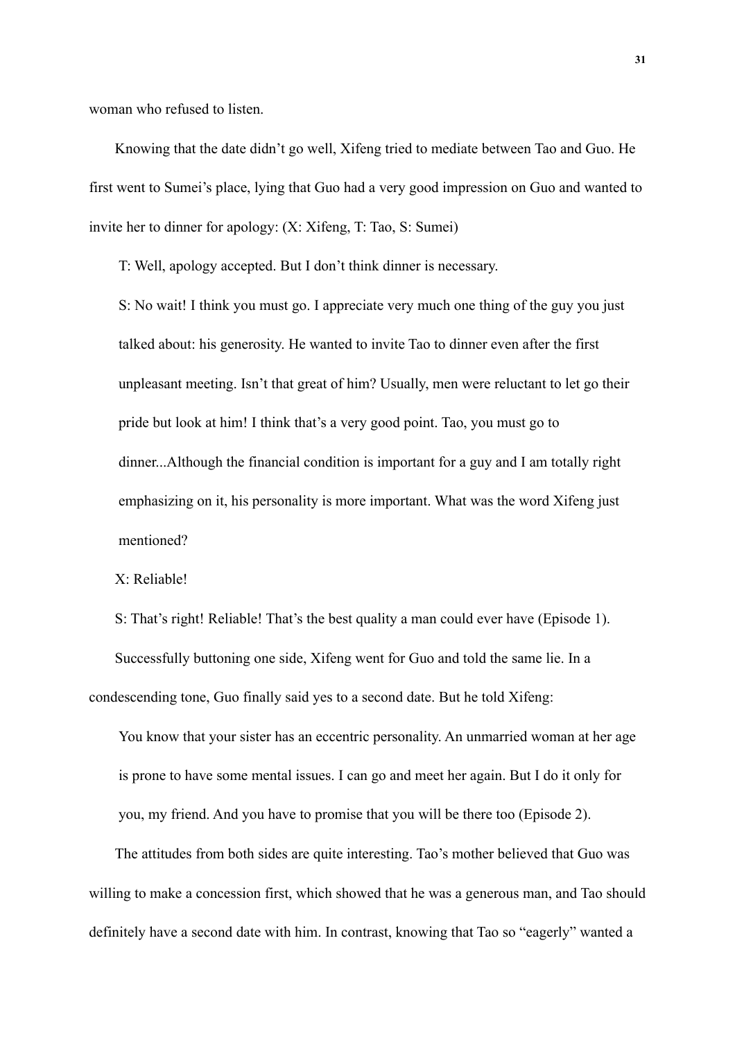woman who refused to listen.

Knowing that the date didn't go well, Xifeng tried to mediate between Tao and Guo. He first went to Sumei's place, lying that Guo had a very good impression on Guo and wanted to invite her to dinner for apology: (X: Xifeng, T: Tao, S: Sumei)

> T: Well, apology accepted. But I don't think dinner is necessary.
>
> S: No wait! I think you must go. I appreciate very much one thing of the guy you just talked about: his generosity. He wanted to invite Tao to dinner even after the first unpleasant meeting. Isn't that great of him? Usually, men were reluctant to let go their pride but look at him! I think that's a very good point. Tao, you must go to dinner...Although the financial condition is important for a guy and I am totally right emphasizing on it, his personality is more important. What was the word Xifeng just mentioned?
>
> X: Reliable!
>
> S: That's right! Reliable! That's the best quality a man could ever have (Episode 1).

Successfully buttoning one side, Xifeng went for Guo and told the same lie. In a condescending tone, Guo finally said yes to a second date. But he told Xifeng:

> You know that your sister has an eccentric personality. An unmarried woman at her age is prone to have some mental issues. I can go and meet her again. But I do it only for you, my friend. And you have to promise that you will be there too (Episode 2).

The attitudes from both sides are quite interesting. Tao's mother believed that Guo was willing to make a concession first, which showed that he was a generous man, and Tao should definitely have a second date with him. In contrast, knowing that Tao so "eagerly" wanted a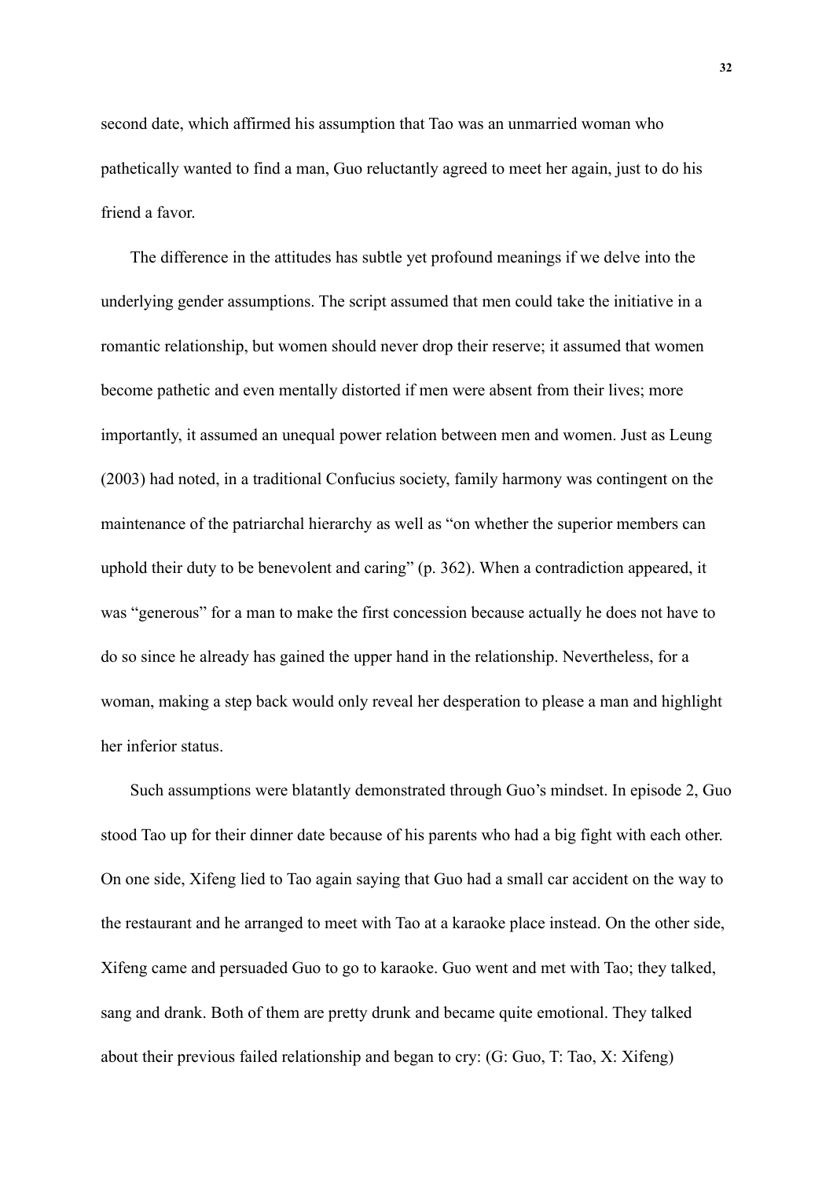second date, which affirmed his assumption that Tao was an unmarried woman who pathetically wanted to find a man, Guo reluctantly agreed to meet her again, just to do his friend a favor.

The difference in the attitudes has subtle yet profound meanings if we delve into the underlying gender assumptions. The script assumed that men could take the initiative in a romantic relationship, but women should never drop their reserve; it assumed that women become pathetic and even mentally distorted if men were absent from their lives; more importantly, it assumed an unequal power relation between men and women. Just as Leung (2003) had noted, in a traditional Confucius society, family harmony was contingent on the maintenance of the patriarchal hierarchy as well as "on whether the superior members can uphold their duty to be benevolent and caring" (p. 362). When a contradiction appeared, it was "generous" for a man to make the first concession because actually he does not have to do so since he already has gained the upper hand in the relationship. Nevertheless, for a woman, making a step back would only reveal her desperation to please a man and highlight her inferior status.

Such assumptions were blatantly demonstrated through Guo's mindset. In episode 2, Guo stood Tao up for their dinner date because of his parents who had a big fight with each other. On one side, Xifeng lied to Tao again saying that Guo had a small car accident on the way to the restaurant and he arranged to meet with Tao at a karaoke place instead. On the other side, Xifeng came and persuaded Guo to go to karaoke. Guo went and met with Tao; they talked, sang and drank. Both of them are pretty drunk and became quite emotional. They talked about their previous failed relationship and began to cry: (G: Guo, T: Tao, X: Xifeng)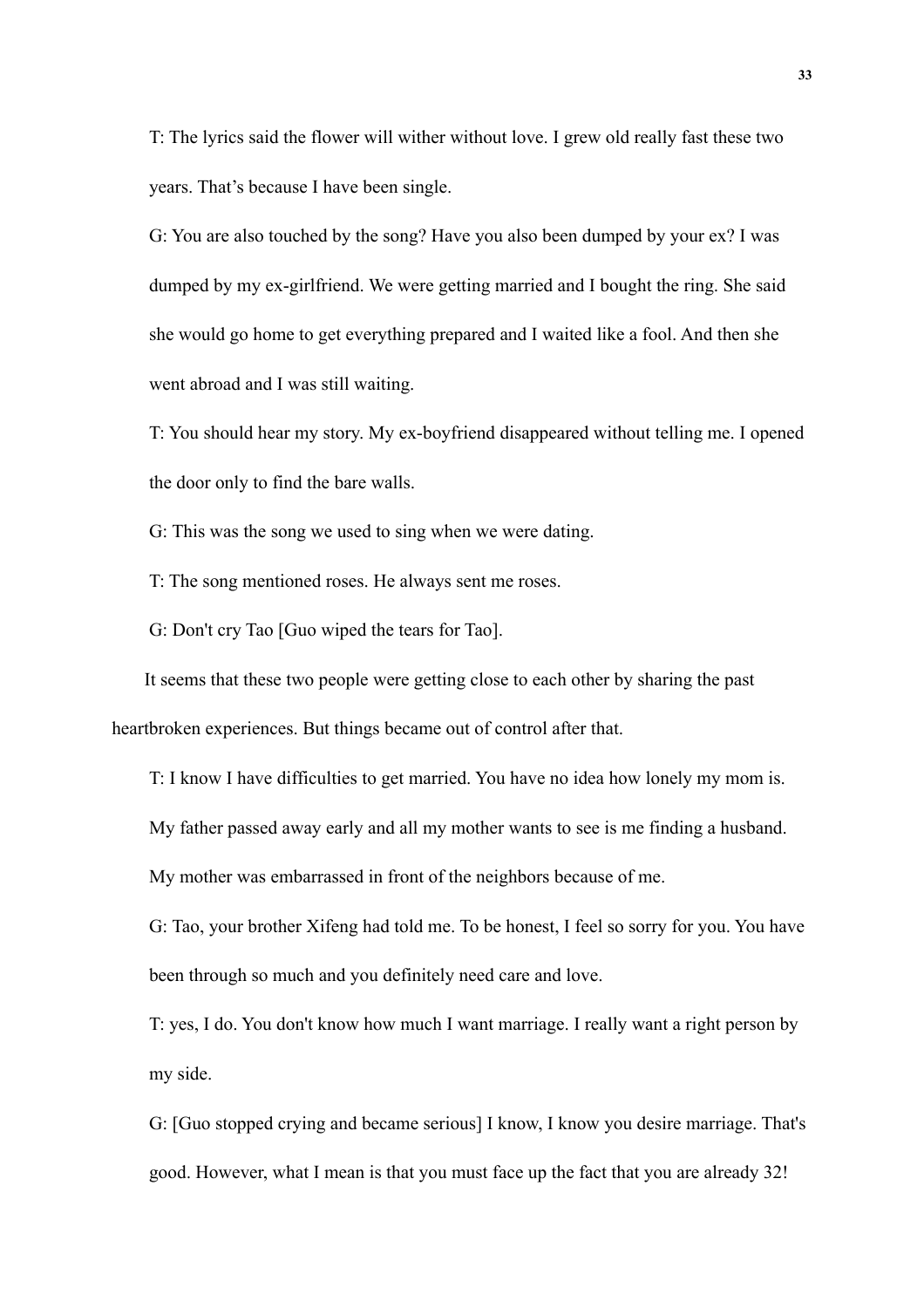T: The lyrics said the flower will wither without love. I grew old really fast these two years. That's because I have been single.

G: You are also touched by the song? Have you also been dumped by your ex? I was dumped by my ex-girlfriend. We were getting married and I bought the ring. She said she would go home to get everything prepared and I waited like a fool. And then she went abroad and I was still waiting.

T: You should hear my story. My ex-boyfriend disappeared without telling me. I opened the door only to find the bare walls.

G: This was the song we used to sing when we were dating.

T: The song mentioned roses. He always sent me roses.

G: Don't cry Tao [Guo wiped the tears for Tao].

It seems that these two people were getting close to each other by sharing the past heartbroken experiences. But things became out of control after that.

T: I know I have difficulties to get married. You have no idea how lonely my mom is. My father passed away early and all my mother wants to see is me finding a husband. My mother was embarrassed in front of the neighbors because of me.

G: Tao, your brother Xifeng had told me. To be honest, I feel so sorry for you. You have been through so much and you definitely need care and love.

T: yes, I do. You don't know how much I want marriage. I really want a right person by my side.

G: [Guo stopped crying and became serious] I know, I know you desire marriage. That's good. However, what I mean is that you must face up the fact that you are already 32!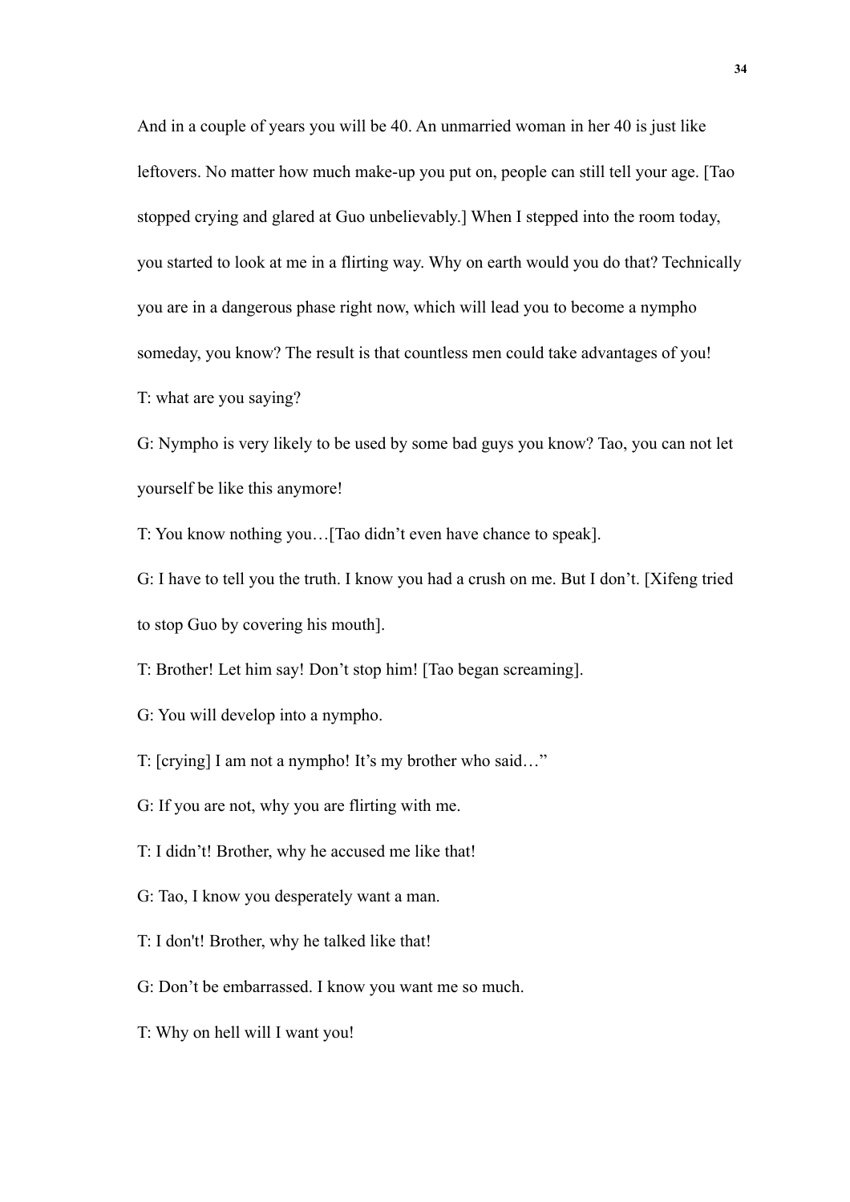And in a couple of years you will be 40. An unmarried woman in her 40 is just like leftovers. No matter how much make-up you put on, people can still tell your age. [Tao stopped crying and glared at Guo unbelievably.] When I stepped into the room today, you started to look at me in a flirting way. Why on earth would you do that? Technically you are in a dangerous phase right now, which will lead you to become a nympho someday, you know? The result is that countless men could take advantages of you!

T: what are you saying?

G: Nympho is very likely to be used by some bad guys you know? Tao, you can not let yourself be like this anymore!

T: You know nothing you…[Tao didn't even have chance to speak].

G: I have to tell you the truth. I know you had a crush on me. But I don't. [Xifeng tried to stop Guo by covering his mouth].

T: Brother! Let him say! Don't stop him! [Tao began screaming].

G: You will develop into a nympho.

T: [crying] I am not a nympho! It's my brother who said…"

G: If you are not, why you are flirting with me.

T: I didn't! Brother, why he accused me like that!

G: Tao, I know you desperately want a man.

T: I don't! Brother, why he talked like that!

G: Don't be embarrassed. I know you want me so much.

T: Why on hell will I want you!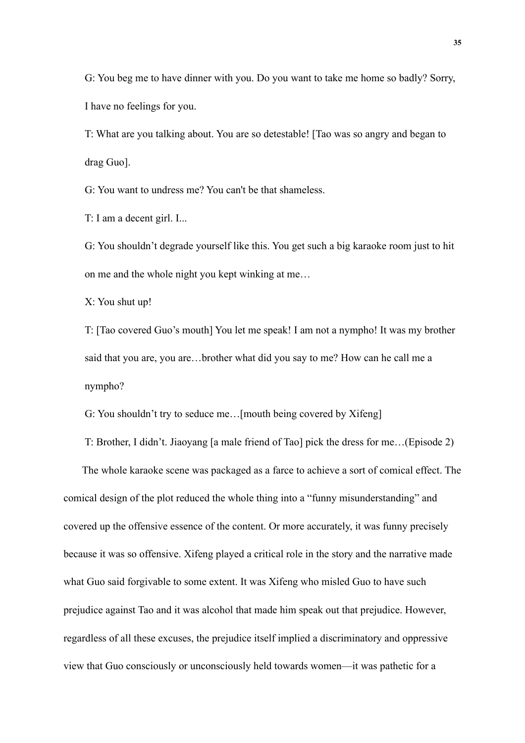G: You beg me to have dinner with you. Do you want to take me home so badly? Sorry, I have no feelings for you.

T: What are you talking about. You are so detestable! [Tao was so angry and began to drag Guo].

G: You want to undress me? You can't be that shameless.

T: I am a decent girl. I...

G: You shouldn't degrade yourself like this. You get such a big karaoke room just to hit on me and the whole night you kept winking at me…

X: You shut up!

T: [Tao covered Guo's mouth] You let me speak! I am not a nympho! It was my brother said that you are, you are…brother what did you say to me? How can he call me a nympho?

G: You shouldn't try to seduce me…[mouth being covered by Xifeng]

T: Brother, I didn't. Jiaoyang [a male friend of Tao] pick the dress for me…(Episode 2)

The whole karaoke scene was packaged as a farce to achieve a sort of comical effect. The comical design of the plot reduced the whole thing into a "funny misunderstanding" and covered up the offensive essence of the content. Or more accurately, it was funny precisely because it was so offensive. Xifeng played a critical role in the story and the narrative made what Guo said forgivable to some extent. It was Xifeng who misled Guo to have such prejudice against Tao and it was alcohol that made him speak out that prejudice. However, regardless of all these excuses, the prejudice itself implied a discriminatory and oppressive view that Guo consciously or unconsciously held towards women—it was pathetic for a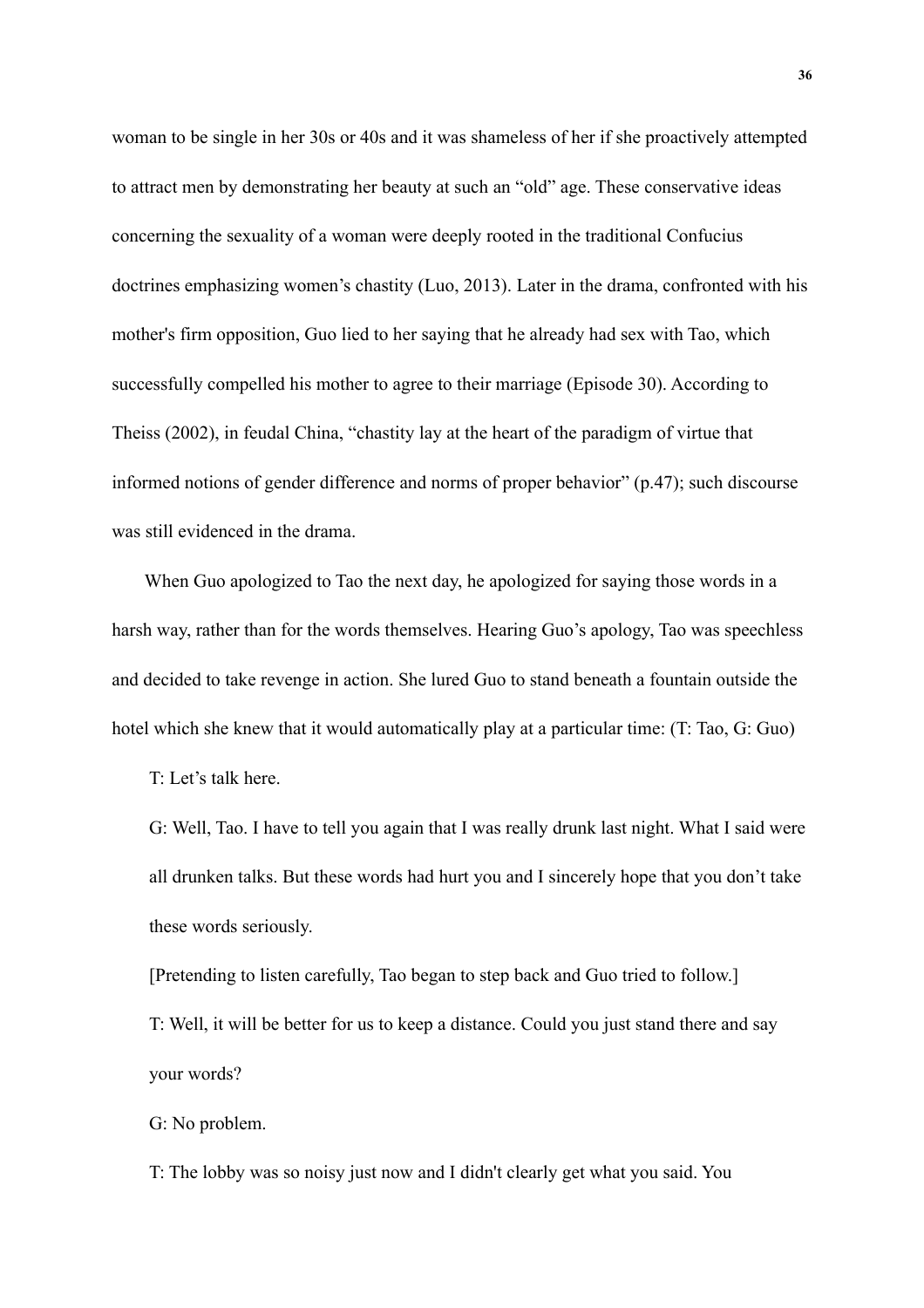woman to be single in her 30s or 40s and it was shameless of her if she proactively attempted to attract men by demonstrating her beauty at such an "old" age. These conservative ideas concerning the sexuality of a woman were deeply rooted in the traditional Confucius doctrines emphasizing women's chastity (Luo, 2013). Later in the drama, confronted with his mother's firm opposition, Guo lied to her saying that he already had sex with Tao, which successfully compelled his mother to agree to their marriage (Episode 30). According to Theiss (2002), in feudal China, "chastity lay at the heart of the paradigm of virtue that informed notions of gender difference and norms of proper behavior" (p.47); such discourse was still evidenced in the drama.

When Guo apologized to Tao the next day, he apologized for saying those words in a harsh way, rather than for the words themselves. Hearing Guo's apology, Tao was speechless and decided to take revenge in action. She lured Guo to stand beneath a fountain outside the hotel which she knew that it would automatically play at a particular time: (T: Tao, G: Guo)

> T: Let's talk here.
>
> G: Well, Tao. I have to tell you again that I was really drunk last night. What I said were all drunken talks. But these words had hurt you and I sincerely hope that you don't take these words seriously.
>
> [Pretending to listen carefully, Tao began to step back and Guo tried to follow.]
>
> T: Well, it will be better for us to keep a distance. Could you just stand there and say your words?
>
> G: No problem.
>
> T: The lobby was so noisy just now and I didn't clearly get what you said. You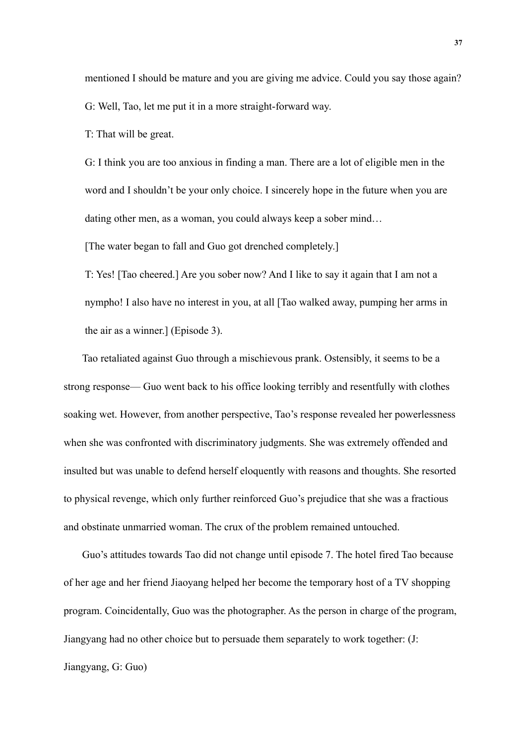mentioned I should be mature and you are giving me advice. Could you say those again?

G: Well, Tao, let me put it in a more straight-forward way.

T: That will be great.

G: I think you are too anxious in finding a man. There are a lot of eligible men in the word and I shouldn't be your only choice. I sincerely hope in the future when you are dating other men, as a woman, you could always keep a sober mind…

[The water began to fall and Guo got drenched completely.]

T: Yes! [Tao cheered.] Are you sober now? And I like to say it again that I am not a nympho! I also have no interest in you, at all [Tao walked away, pumping her arms in the air as a winner.] (Episode 3).

Tao retaliated against Guo through a mischievous prank. Ostensibly, it seems to be a strong response— Guo went back to his office looking terribly and resentfully with clothes soaking wet. However, from another perspective, Tao's response revealed her powerlessness when she was confronted with discriminatory judgments. She was extremely offended and insulted but was unable to defend herself eloquently with reasons and thoughts. She resorted to physical revenge, which only further reinforced Guo's prejudice that she was a fractious and obstinate unmarried woman. The crux of the problem remained untouched.

Guo's attitudes towards Tao did not change until episode 7. The hotel fired Tao because of her age and her friend Jiaoyang helped her become the temporary host of a TV shopping program. Coincidentally, Guo was the photographer. As the person in charge of the program, Jiangyang had no other choice but to persuade them separately to work together: (J: Jiangyang, G: Guo)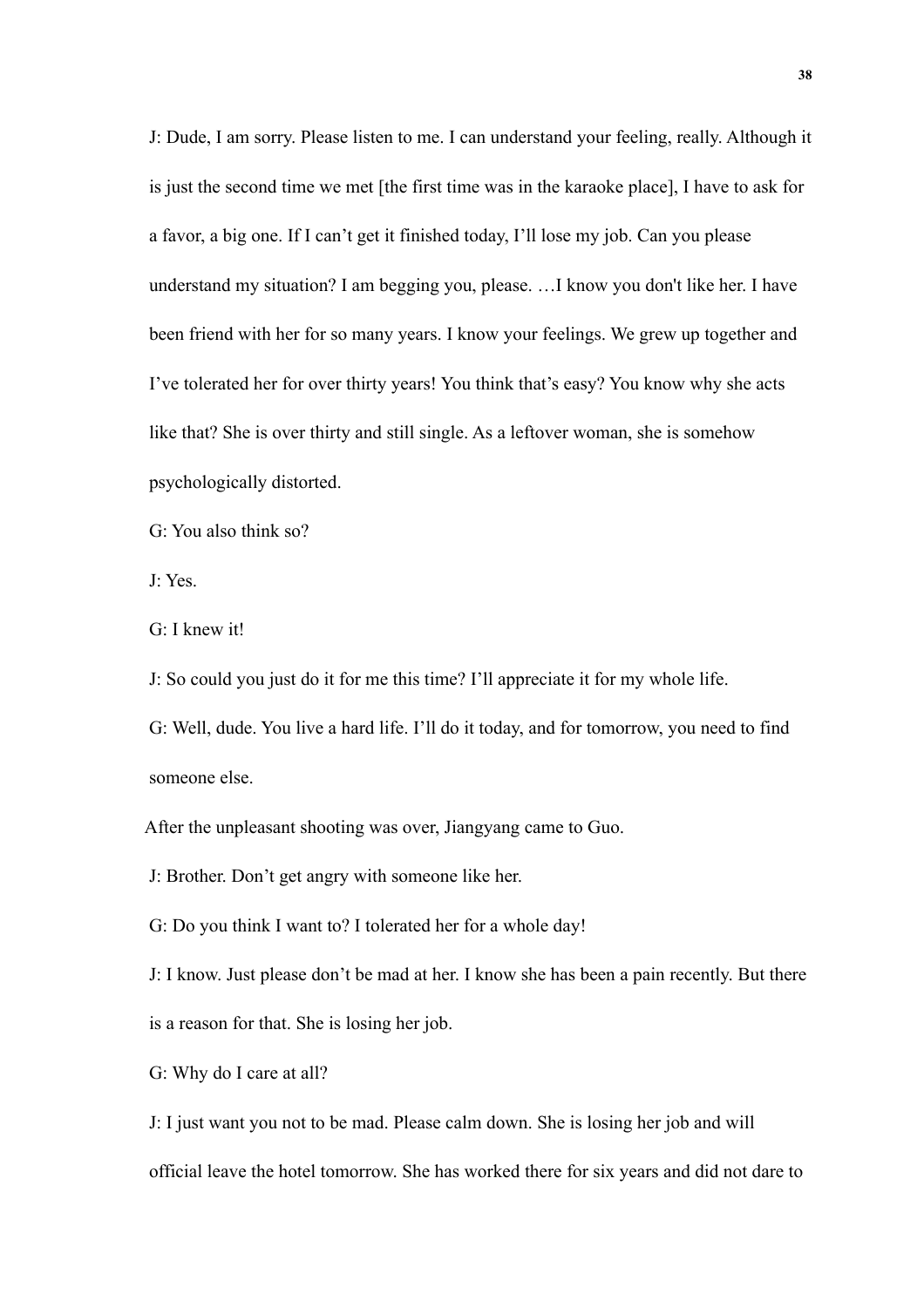J: Dude, I am sorry. Please listen to me. I can understand your feeling, really. Although it is just the second time we met [the first time was in the karaoke place], I have to ask for a favor, a big one. If I can't get it finished today, I'll lose my job. Can you please understand my situation? I am begging you, please. …I know you don't like her. I have been friend with her for so many years. I know your feelings. We grew up together and I've tolerated her for over thirty years! You think that's easy? You know why she acts like that? She is over thirty and still single. As a leftover woman, she is somehow psychologically distorted.

G: You also think so?

J: Yes.

G: I knew it!

J: So could you just do it for me this time? I'll appreciate it for my whole life.

G: Well, dude. You live a hard life. I'll do it today, and for tomorrow, you need to find someone else.

After the unpleasant shooting was over, Jiangyang came to Guo.

J: Brother. Don't get angry with someone like her.

G: Do you think I want to? I tolerated her for a whole day!

J: I know. Just please don't be mad at her. I know she has been a pain recently. But there is a reason for that. She is losing her job.

G: Why do I care at all?

J: I just want you not to be mad. Please calm down. She is losing her job and will official leave the hotel tomorrow. She has worked there for six years and did not dare to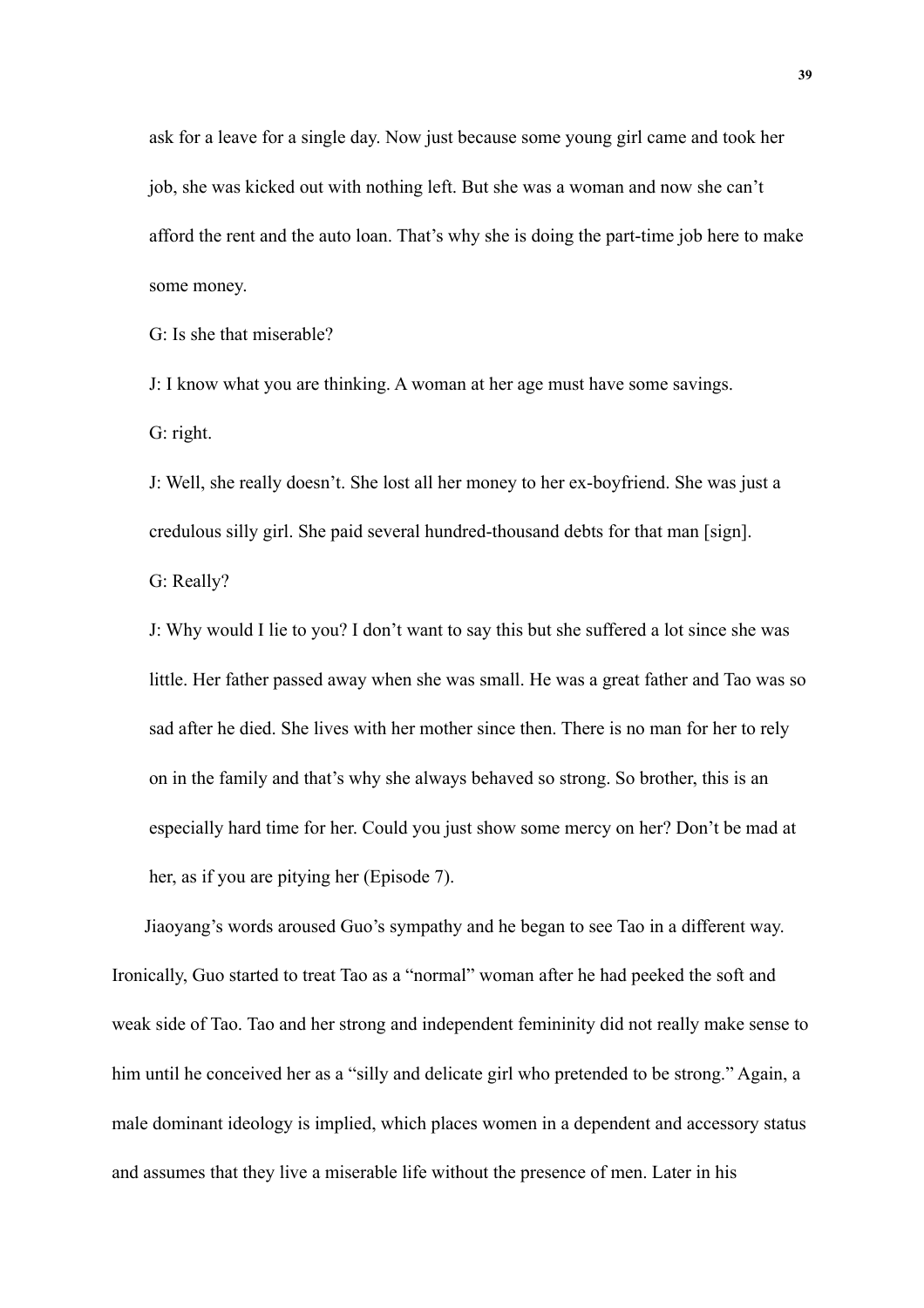ask for a leave for a single day. Now just because some young girl came and took her job, she was kicked out with nothing left. But she was a woman and now she can't afford the rent and the auto loan. That's why she is doing the part-time job here to make some money.

G: Is she that miserable?

J: I know what you are thinking. A woman at her age must have some savings.

G: right.

J: Well, she really doesn't. She lost all her money to her ex-boyfriend. She was just a credulous silly girl. She paid several hundred-thousand debts for that man [sign].

G: Really?

J: Why would I lie to you? I don't want to say this but she suffered a lot since she was little. Her father passed away when she was small. He was a great father and Tao was so sad after he died. She lives with her mother since then. There is no man for her to rely on in the family and that's why she always behaved so strong. So brother, this is an especially hard time for her. Could you just show some mercy on her? Don't be mad at her, as if you are pitying her (Episode 7).

Jiaoyang's words aroused Guo's sympathy and he began to see Tao in a different way. Ironically, Guo started to treat Tao as a "normal" woman after he had peeked the soft and weak side of Tao. Tao and her strong and independent femininity did not really make sense to him until he conceived her as a "silly and delicate girl who pretended to be strong." Again, a male dominant ideology is implied, which places women in a dependent and accessory status and assumes that they live a miserable life without the presence of men. Later in his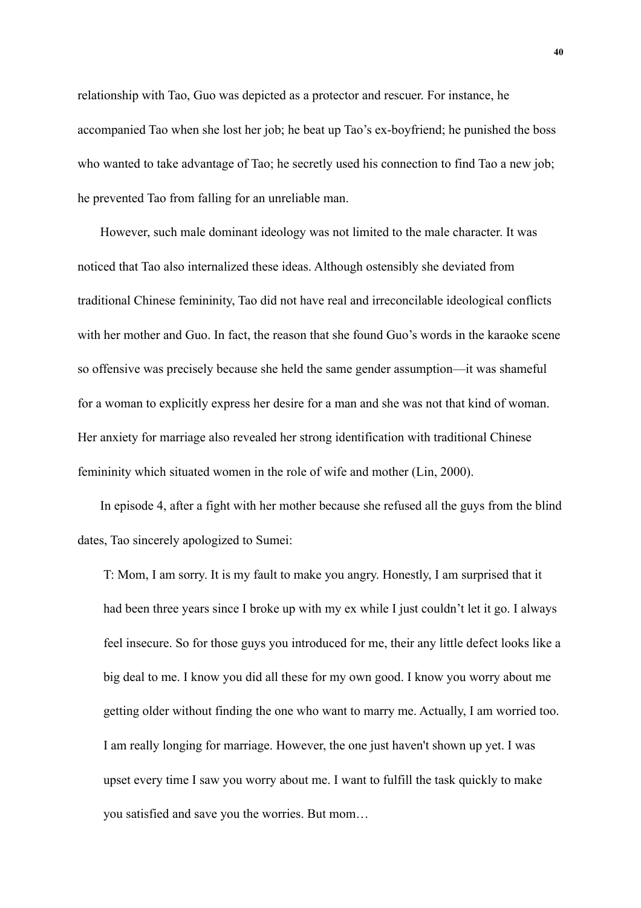relationship with Tao, Guo was depicted as a protector and rescuer. For instance, he accompanied Tao when she lost her job; he beat up Tao's ex-boyfriend; he punished the boss who wanted to take advantage of Tao; he secretly used his connection to find Tao a new job; he prevented Tao from falling for an unreliable man.

However, such male dominant ideology was not limited to the male character. It was noticed that Tao also internalized these ideas. Although ostensibly she deviated from traditional Chinese femininity, Tao did not have real and irreconcilable ideological conflicts with her mother and Guo. In fact, the reason that she found Guo's words in the karaoke scene so offensive was precisely because she held the same gender assumption—it was shameful for a woman to explicitly express her desire for a man and she was not that kind of woman. Her anxiety for marriage also revealed her strong identification with traditional Chinese femininity which situated women in the role of wife and mother (Lin, 2000).

In episode 4, after a fight with her mother because she refused all the guys from the blind dates, Tao sincerely apologized to Sumei:

> T: Mom, I am sorry. It is my fault to make you angry. Honestly, I am surprised that it had been three years since I broke up with my ex while I just couldn't let it go. I always feel insecure. So for those guys you introduced for me, their any little defect looks like a big deal to me. I know you did all these for my own good. I know you worry about me getting older without finding the one who want to marry me. Actually, I am worried too. I am really longing for marriage. However, the one just haven't shown up yet. I was upset every time I saw you worry about me. I want to fulfill the task quickly to make you satisfied and save you the worries. But mom…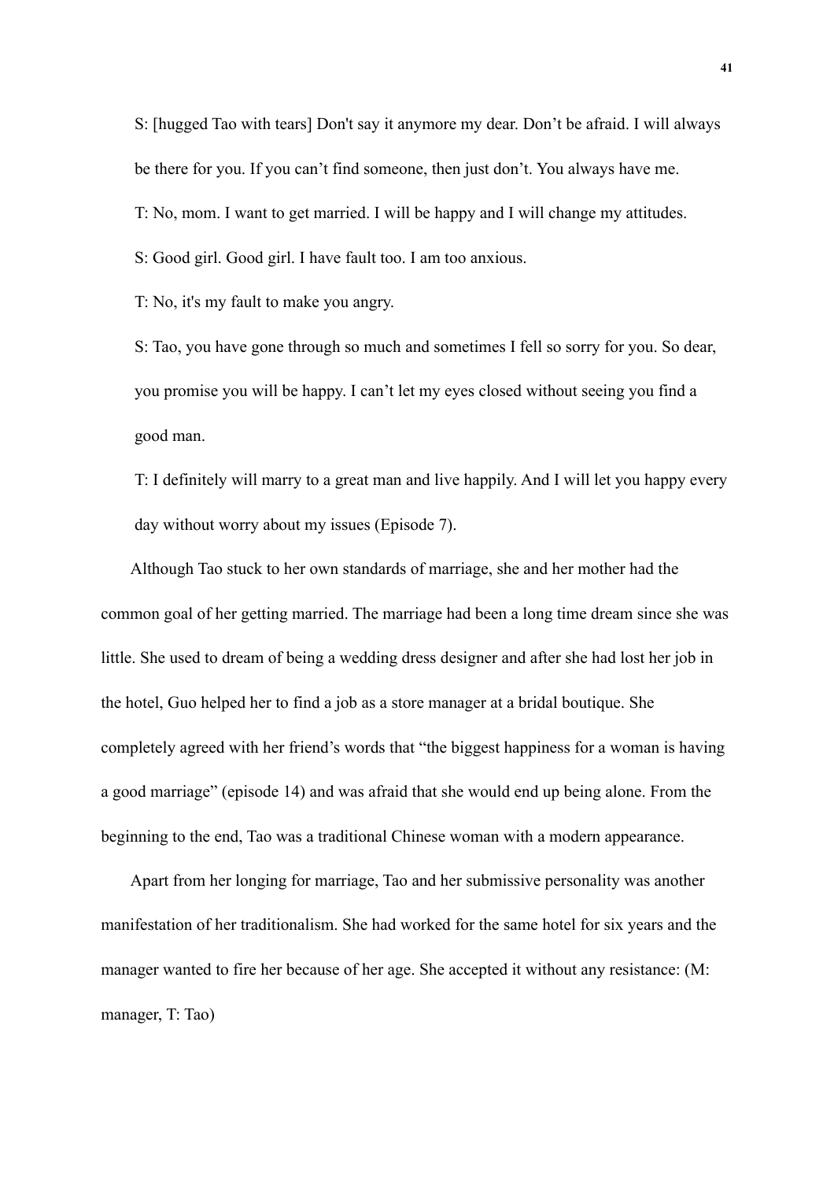S: [hugged Tao with tears] Don't say it anymore my dear. Don't be afraid. I will always be there for you. If you can't find someone, then just don't. You always have me.

T: No, mom. I want to get married. I will be happy and I will change my attitudes.

S: Good girl. Good girl. I have fault too. I am too anxious.

T: No, it's my fault to make you angry.

S: Tao, you have gone through so much and sometimes I fell so sorry for you. So dear, you promise you will be happy. I can't let my eyes closed without seeing you find a good man.

T: I definitely will marry to a great man and live happily. And I will let you happy every day without worry about my issues (Episode 7).

Although Tao stuck to her own standards of marriage, she and her mother had the common goal of her getting married. The marriage had been a long time dream since she was little. She used to dream of being a wedding dress designer and after she had lost her job in the hotel, Guo helped her to find a job as a store manager at a bridal boutique. She completely agreed with her friend's words that "the biggest happiness for a woman is having a good marriage" (episode 14) and was afraid that she would end up being alone. From the beginning to the end, Tao was a traditional Chinese woman with a modern appearance.

Apart from her longing for marriage, Tao and her submissive personality was another manifestation of her traditionalism. She had worked for the same hotel for six years and the manager wanted to fire her because of her age. She accepted it without any resistance: (M: manager, T: Tao)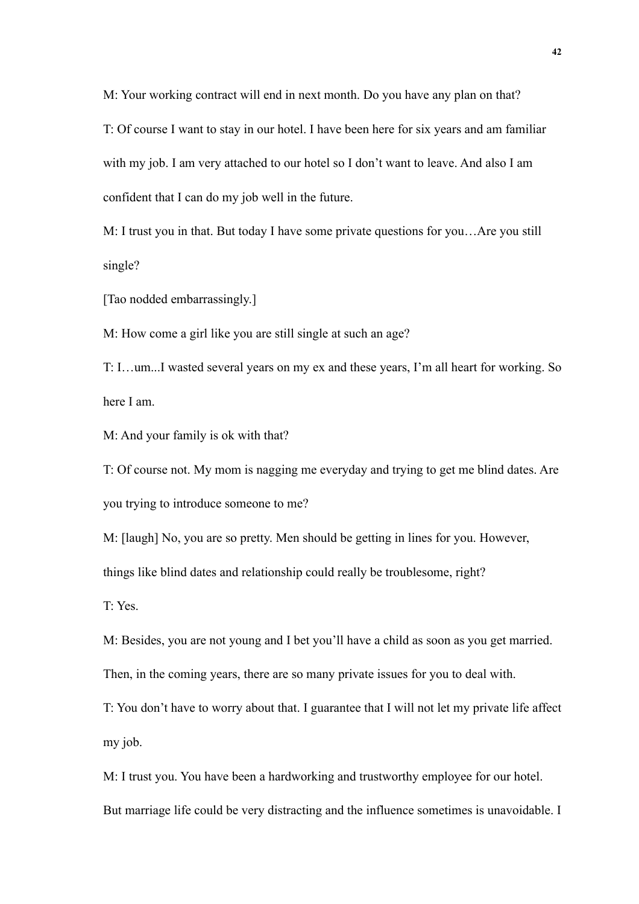M: Your working contract will end in next month. Do you have any plan on that?

T: Of course I want to stay in our hotel. I have been here for six years and am familiar with my job. I am very attached to our hotel so I don't want to leave. And also I am confident that I can do my job well in the future.

M: I trust you in that. But today I have some private questions for you…Are you still single?

[Tao nodded embarrassingly.]

M: How come a girl like you are still single at such an age?

T: I…um...I wasted several years on my ex and these years, I'm all heart for working. So here I am.

M: And your family is ok with that?

T: Of course not. My mom is nagging me everyday and trying to get me blind dates. Are you trying to introduce someone to me?

M: [laugh] No, you are so pretty. Men should be getting in lines for you. However, things like blind dates and relationship could really be troublesome, right?

T: Yes.

M: Besides, you are not young and I bet you'll have a child as soon as you get married. Then, in the coming years, there are so many private issues for you to deal with.

T: You don't have to worry about that. I guarantee that I will not let my private life affect my job.

M: I trust you. You have been a hardworking and trustworthy employee for our hotel. But marriage life could be very distracting and the influence sometimes is unavoidable. I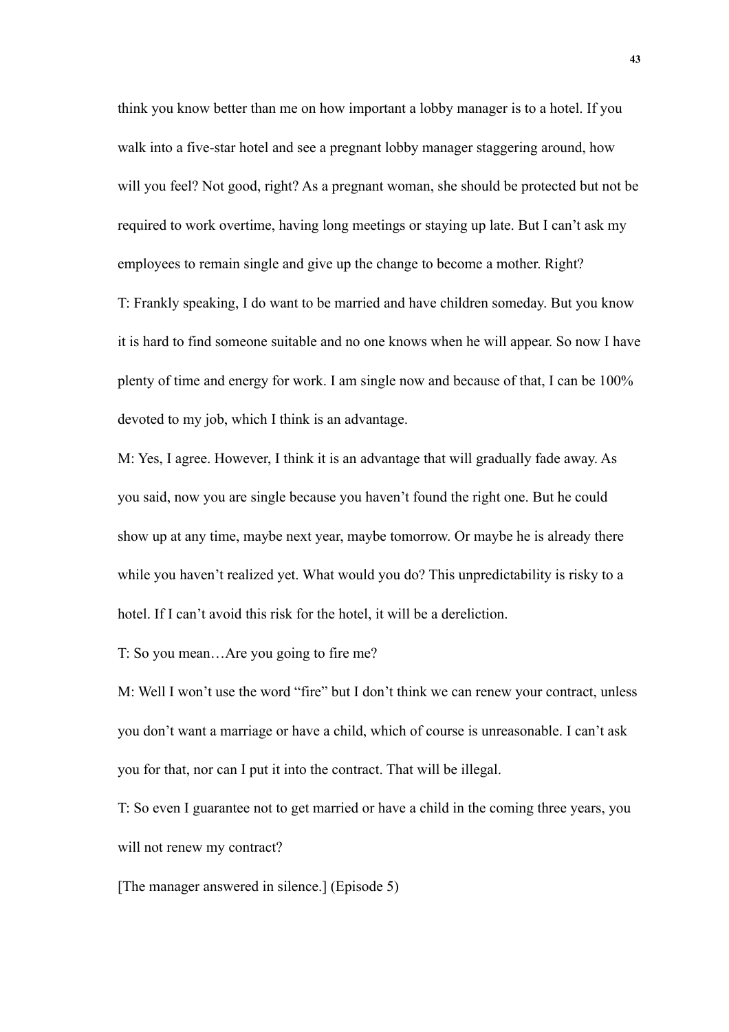think you know better than me on how important a lobby manager is to a hotel. If you walk into a five-star hotel and see a pregnant lobby manager staggering around, how will you feel? Not good, right? As a pregnant woman, she should be protected but not be required to work overtime, having long meetings or staying up late. But I can't ask my employees to remain single and give up the change to become a mother. Right?

T: Frankly speaking, I do want to be married and have children someday. But you know it is hard to find someone suitable and no one knows when he will appear. So now I have plenty of time and energy for work. I am single now and because of that, I can be 100% devoted to my job, which I think is an advantage.

M: Yes, I agree. However, I think it is an advantage that will gradually fade away. As you said, now you are single because you haven't found the right one. But he could show up at any time, maybe next year, maybe tomorrow. Or maybe he is already there while you haven't realized yet. What would you do? This unpredictability is risky to a hotel. If I can't avoid this risk for the hotel, it will be a dereliction.

T: So you mean…Are you going to fire me?

M: Well I won't use the word "fire" but I don't think we can renew your contract, unless you don't want a marriage or have a child, which of course is unreasonable. I can't ask you for that, nor can I put it into the contract. That will be illegal.

T: So even I guarantee not to get married or have a child in the coming three years, you will not renew my contract?

[The manager answered in silence.] (Episode 5)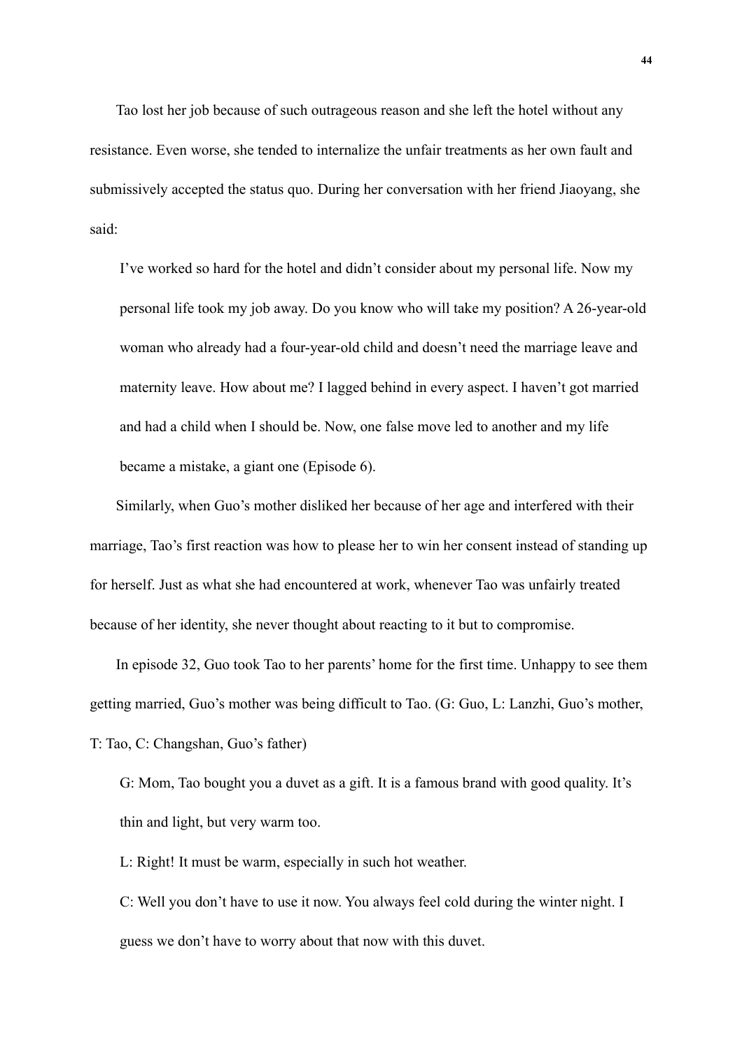Tao lost her job because of such outrageous reason and she left the hotel without any resistance. Even worse, she tended to internalize the unfair treatments as her own fault and submissively accepted the status quo. During her conversation with her friend Jiaoyang, she said:

> I've worked so hard for the hotel and didn't consider about my personal life. Now my personal life took my job away. Do you know who will take my position? A 26-year-old woman who already had a four-year-old child and doesn't need the marriage leave and maternity leave. How about me? I lagged behind in every aspect. I haven't got married and had a child when I should be. Now, one false move led to another and my life became a mistake, a giant one (Episode 6).

Similarly, when Guo's mother disliked her because of her age and interfered with their marriage, Tao's first reaction was how to please her to win her consent instead of standing up for herself. Just as what she had encountered at work, whenever Tao was unfairly treated because of her identity, she never thought about reacting to it but to compromise.

In episode 32, Guo took Tao to her parents' home for the first time. Unhappy to see them getting married, Guo's mother was being difficult to Tao. (G: Guo, L: Lanzhi, Guo's mother, T: Tao, C: Changshan, Guo's father)

> G: Mom, Tao bought you a duvet as a gift. It is a famous brand with good quality. It's thin and light, but very warm too.
>
> L: Right! It must be warm, especially in such hot weather.
>
> C: Well you don't have to use it now. You always feel cold during the winter night. I guess we don't have to worry about that now with this duvet.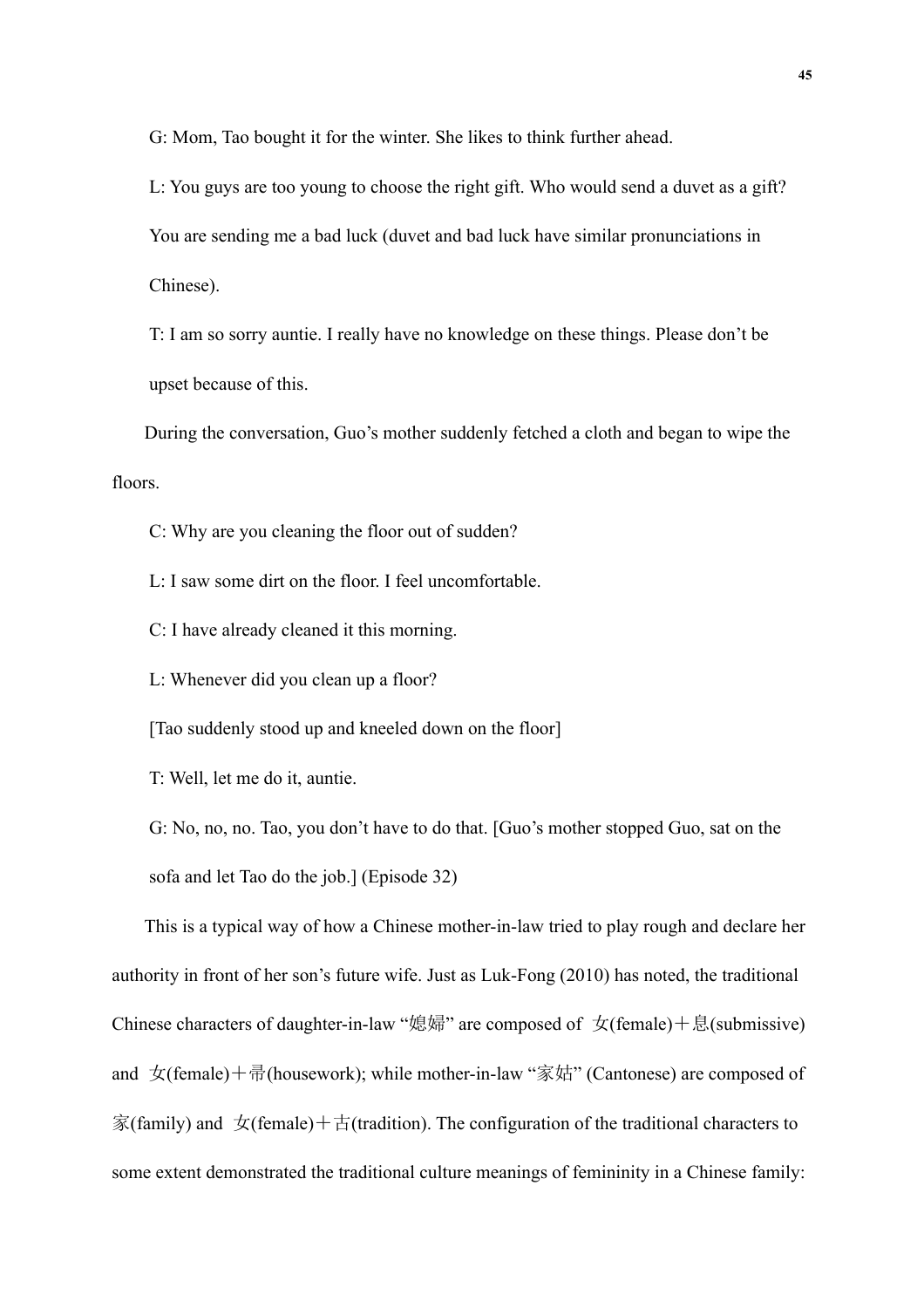G: Mom, Tao bought it for the winter. She likes to think further ahead.

L: You guys are too young to choose the right gift. Who would send a duvet as a gift? You are sending me a bad luck (duvet and bad luck have similar pronunciations in Chinese).

T: I am so sorry auntie. I really have no knowledge on these things. Please don't be upset because of this.

During the conversation, Guo's mother suddenly fetched a cloth and began to wipe the floors.

C: Why are you cleaning the floor out of sudden?

L: I saw some dirt on the floor. I feel uncomfortable.

C: I have already cleaned it this morning.

L: Whenever did you clean up a floor?

[Tao suddenly stood up and kneeled down on the floor]

T: Well, let me do it, auntie.

G: No, no, no. Tao, you don't have to do that. [Guo's mother stopped Guo, sat on the sofa and let Tao do the job.] (Episode 32)

This is a typical way of how a Chinese mother-in-law tried to play rough and declare her authority in front of her son's future wife. Just as Luk-Fong (2010) has noted, the traditional Chinese characters of daughter-in-law "媳婦" are composed of 女(female)＋息(submissive) and 女(female)＋帚(housework); while mother-in-law "家姑" (Cantonese) are composed of 家(family) and 女(female)＋古(tradition). The configuration of the traditional characters to some extent demonstrated the traditional culture meanings of femininity in a Chinese family: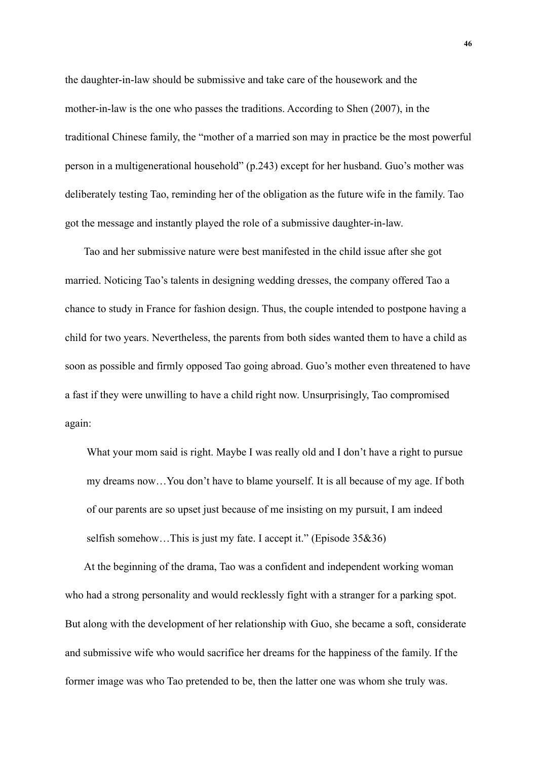the daughter-in-law should be submissive and take care of the housework and the mother-in-law is the one who passes the traditions. According to Shen (2007), in the traditional Chinese family, the "mother of a married son may in practice be the most powerful person in a multigenerational household" (p.243) except for her husband. Guo's mother was deliberately testing Tao, reminding her of the obligation as the future wife in the family. Tao got the message and instantly played the role of a submissive daughter-in-law.

Tao and her submissive nature were best manifested in the child issue after she got married. Noticing Tao's talents in designing wedding dresses, the company offered Tao a chance to study in France for fashion design. Thus, the couple intended to postpone having a child for two years. Nevertheless, the parents from both sides wanted them to have a child as soon as possible and firmly opposed Tao going abroad. Guo's mother even threatened to have a fast if they were unwilling to have a child right now. Unsurprisingly, Tao compromised again:

> What your mom said is right. Maybe I was really old and I don't have a right to pursue my dreams now…You don't have to blame yourself. It is all because of my age. If both of our parents are so upset just because of me insisting on my pursuit, I am indeed selfish somehow…This is just my fate. I accept it." (Episode 35&36)

At the beginning of the drama, Tao was a confident and independent working woman who had a strong personality and would recklessly fight with a stranger for a parking spot. But along with the development of her relationship with Guo, she became a soft, considerate and submissive wife who would sacrifice her dreams for the happiness of the family. If the former image was who Tao pretended to be, then the latter one was whom she truly was.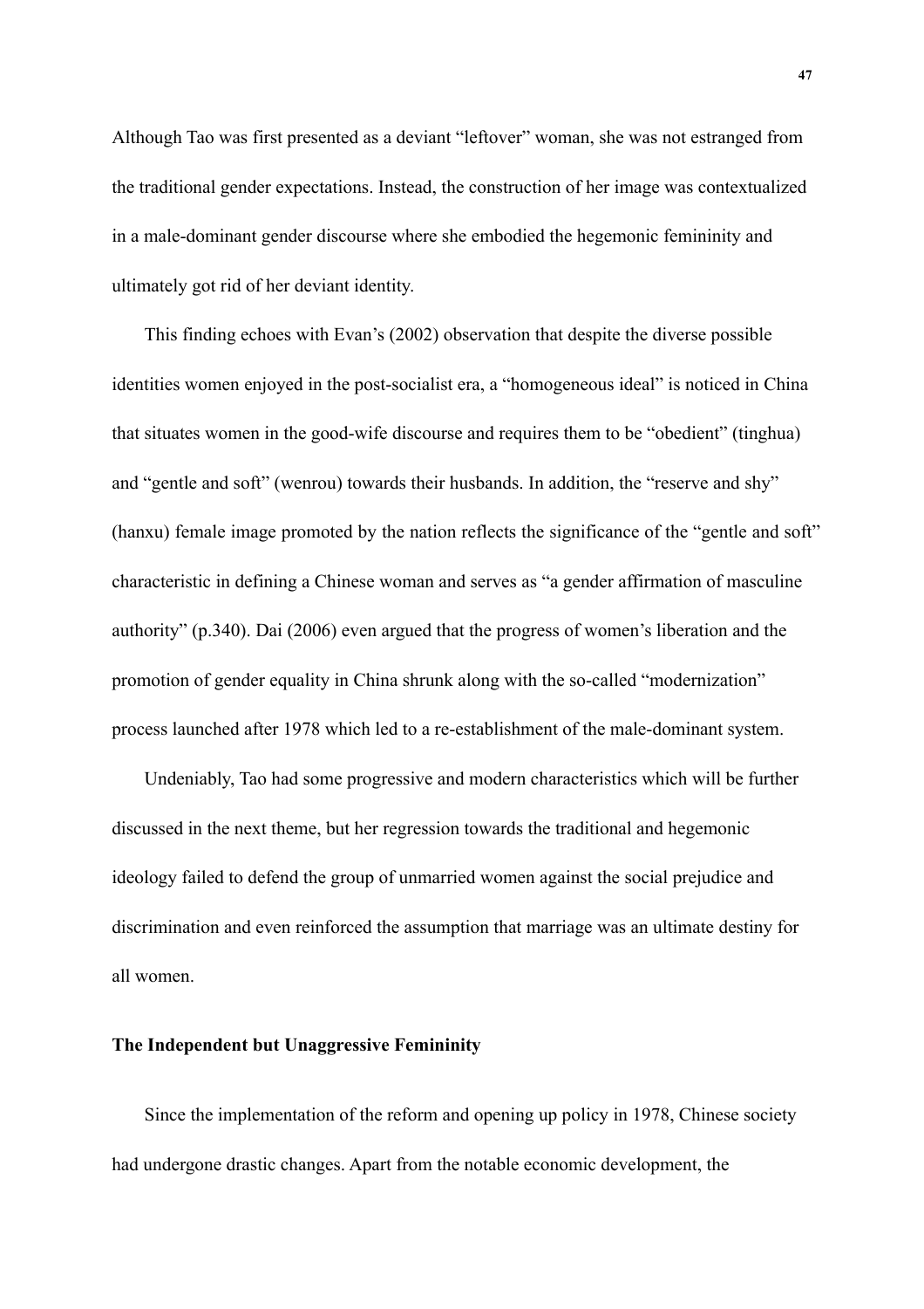Although Tao was first presented as a deviant "leftover" woman, she was not estranged from the traditional gender expectations. Instead, the construction of her image was contextualized in a male-dominant gender discourse where she embodied the hegemonic femininity and ultimately got rid of her deviant identity.

This finding echoes with Evan's (2002) observation that despite the diverse possible identities women enjoyed in the post-socialist era, a "homogeneous ideal" is noticed in China that situates women in the good-wife discourse and requires them to be "obedient" (tinghua) and "gentle and soft" (wenrou) towards their husbands. In addition, the "reserve and shy" (hanxu) female image promoted by the nation reflects the significance of the "gentle and soft" characteristic in defining a Chinese woman and serves as "a gender affirmation of masculine authority" (p.340). Dai (2006) even argued that the progress of women's liberation and the promotion of gender equality in China shrunk along with the so-called "modernization" process launched after 1978 which led to a re-establishment of the male-dominant system.

Undeniably, Tao had some progressive and modern characteristics which will be further discussed in the next theme, but her regression towards the traditional and hegemonic ideology failed to defend the group of unmarried women against the social prejudice and discrimination and even reinforced the assumption that marriage was an ultimate destiny for all women.

**The Independent but Unaggressive Femininity**

Since the implementation of the reform and opening up policy in 1978, Chinese society had undergone drastic changes. Apart from the notable economic development, the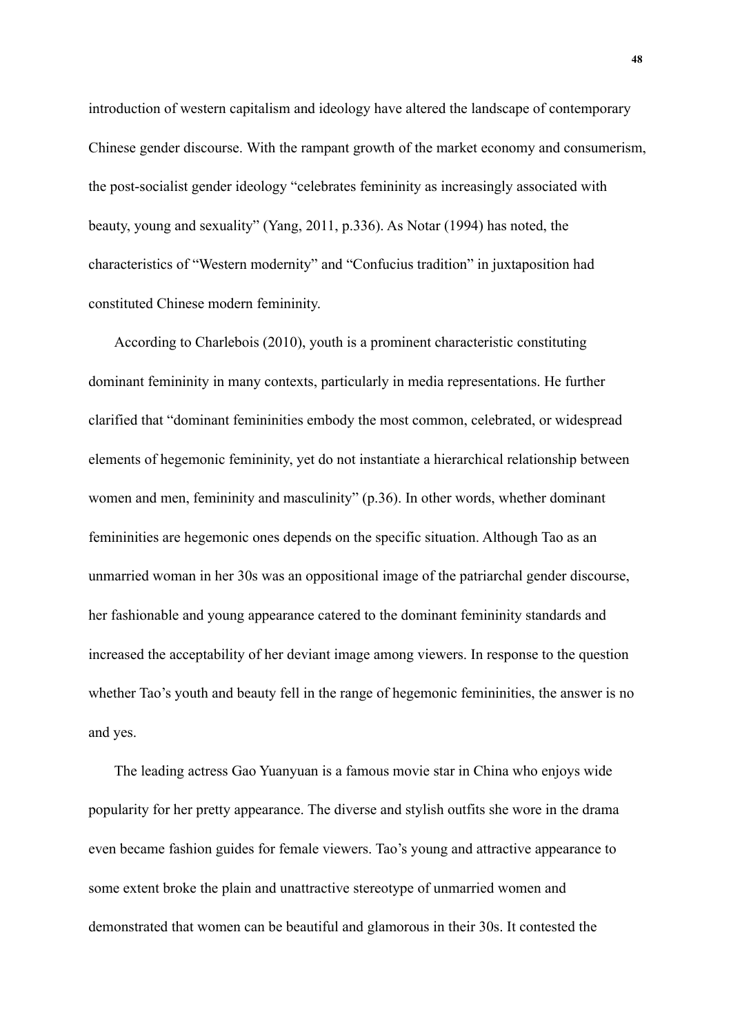introduction of western capitalism and ideology have altered the landscape of contemporary Chinese gender discourse. With the rampant growth of the market economy and consumerism, the post-socialist gender ideology “celebrates femininity as increasingly associated with beauty, young and sexuality” (Yang, 2011, p.336). As Notar (1994) has noted, the characteristics of “Western modernity” and “Confucius tradition” in juxtaposition had constituted Chinese modern femininity.

According to Charlebois (2010), youth is a prominent characteristic constituting dominant femininity in many contexts, particularly in media representations. He further clarified that “dominant femininities embody the most common, celebrated, or widespread elements of hegemonic femininity, yet do not instantiate a hierarchical relationship between women and men, femininity and masculinity” (p.36). In other words, whether dominant femininities are hegemonic ones depends on the specific situation. Although Tao as an unmarried woman in her 30s was an oppositional image of the patriarchal gender discourse, her fashionable and young appearance catered to the dominant femininity standards and increased the acceptability of her deviant image among viewers. In response to the question whether Tao’s youth and beauty fell in the range of hegemonic femininities, the answer is no and yes.

The leading actress Gao Yuanyuan is a famous movie star in China who enjoys wide popularity for her pretty appearance. The diverse and stylish outfits she wore in the drama even became fashion guides for female viewers. Tao’s young and attractive appearance to some extent broke the plain and unattractive stereotype of unmarried women and demonstrated that women can be beautiful and glamorous in their 30s. It contested the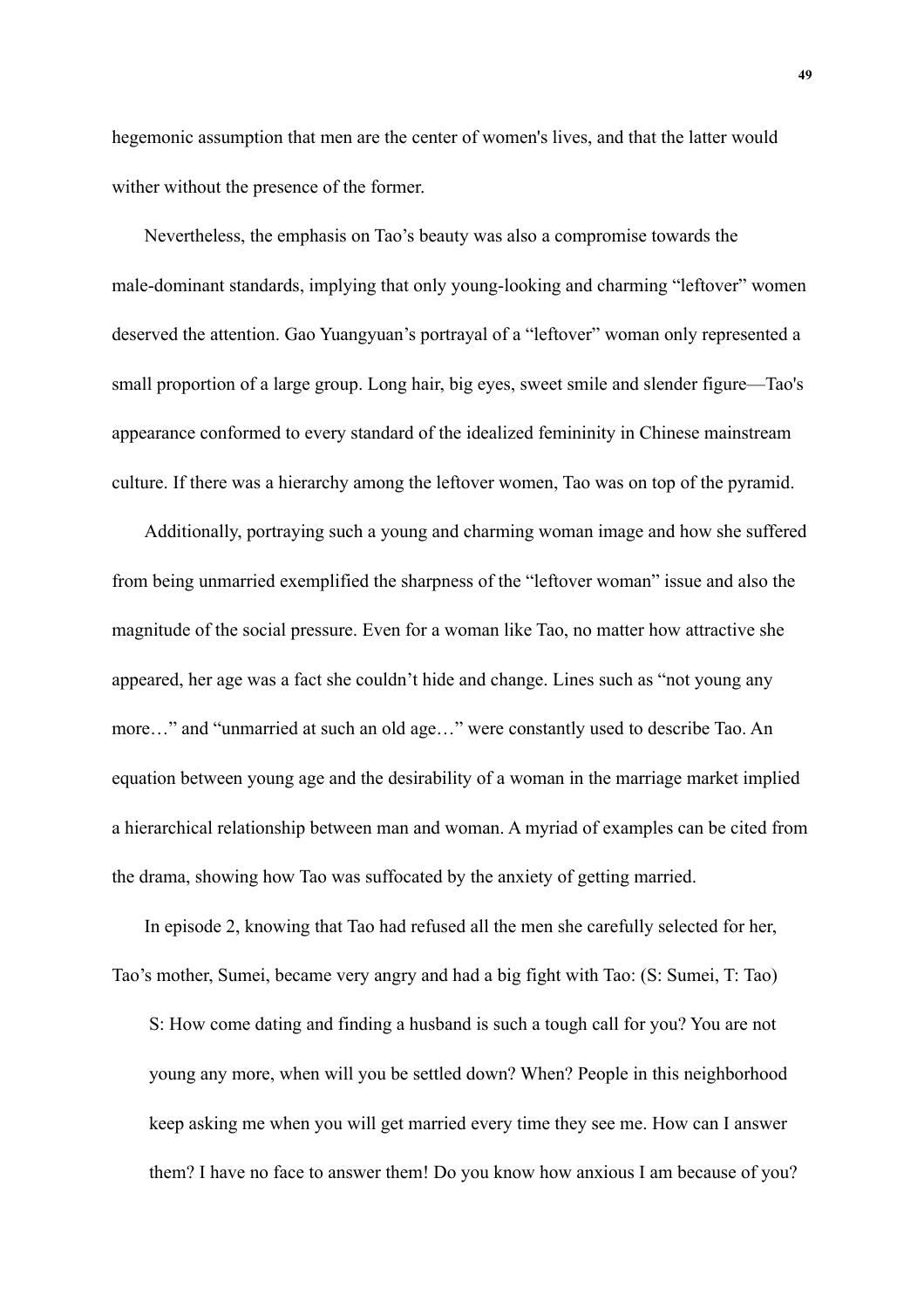hegemonic assumption that men are the center of women's lives, and that the latter would wither without the presence of the former.

Nevertheless, the emphasis on Tao's beauty was also a compromise towards the male-dominant standards, implying that only young-looking and charming "leftover" women deserved the attention. Gao Yuangyuan's portrayal of a "leftover" woman only represented a small proportion of a large group. Long hair, big eyes, sweet smile and slender figure—Tao's appearance conformed to every standard of the idealized femininity in Chinese mainstream culture. If there was a hierarchy among the leftover women, Tao was on top of the pyramid.

Additionally, portraying such a young and charming woman image and how she suffered from being unmarried exemplified the sharpness of the "leftover woman" issue and also the magnitude of the social pressure. Even for a woman like Tao, no matter how attractive she appeared, her age was a fact she couldn't hide and change. Lines such as "not young any more…" and "unmarried at such an old age…" were constantly used to describe Tao. An equation between young age and the desirability of a woman in the marriage market implied a hierarchical relationship between man and woman. A myriad of examples can be cited from the drama, showing how Tao was suffocated by the anxiety of getting married.

In episode 2, knowing that Tao had refused all the men she carefully selected for her, Tao's mother, Sumei, became very angry and had a big fight with Tao: (S: Sumei, T: Tao)

> S: How come dating and finding a husband is such a tough call for you? You are not young any more, when will you be settled down? When? People in this neighborhood keep asking me when you will get married every time they see me. How can I answer them? I have no face to answer them! Do you know how anxious I am because of you?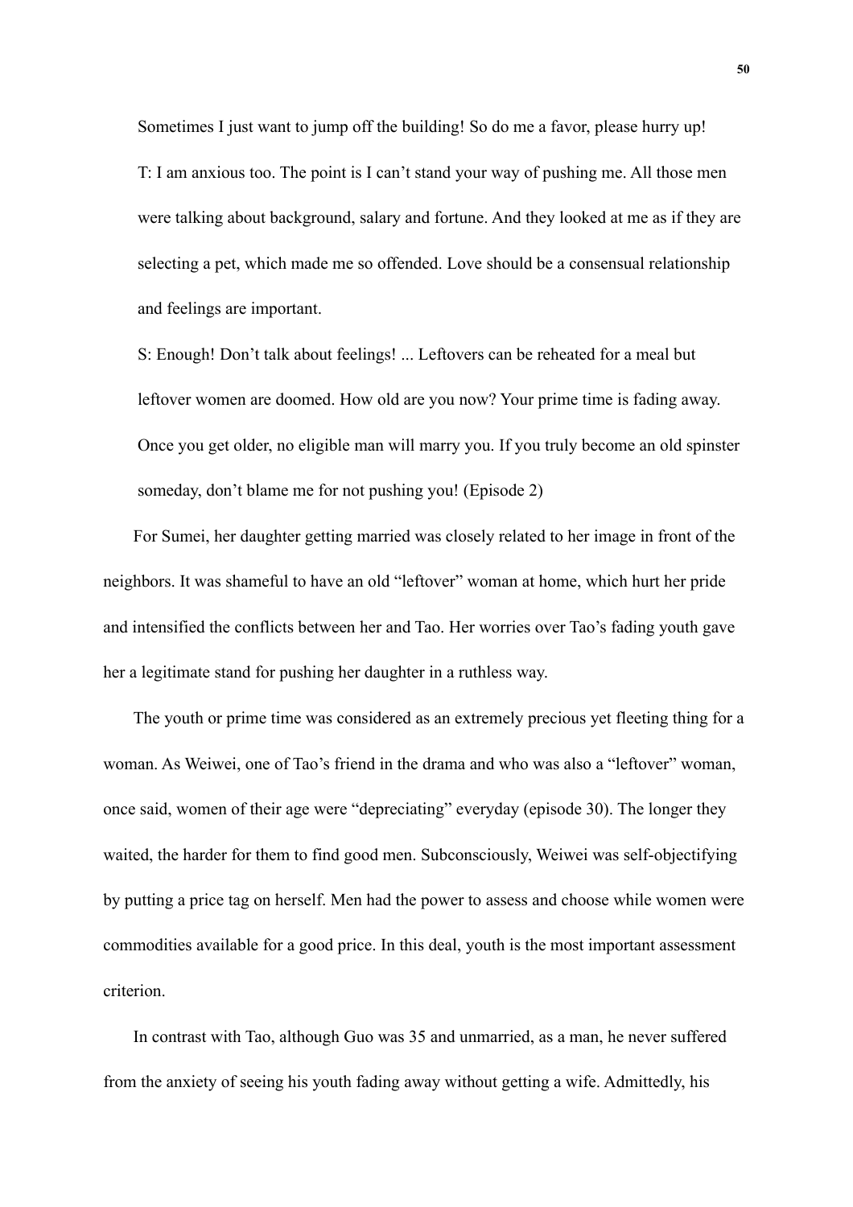Sometimes I just want to jump off the building! So do me a favor, please hurry up!

T: I am anxious too. The point is I can't stand your way of pushing me. All those men were talking about background, salary and fortune. And they looked at me as if they are selecting a pet, which made me so offended. Love should be a consensual relationship and feelings are important.

S: Enough! Don't talk about feelings! ... Leftovers can be reheated for a meal but leftover women are doomed. How old are you now? Your prime time is fading away. Once you get older, no eligible man will marry you. If you truly become an old spinster someday, don't blame me for not pushing you! (Episode 2)

For Sumei, her daughter getting married was closely related to her image in front of the neighbors. It was shameful to have an old "leftover" woman at home, which hurt her pride and intensified the conflicts between her and Tao. Her worries over Tao's fading youth gave her a legitimate stand for pushing her daughter in a ruthless way.

The youth or prime time was considered as an extremely precious yet fleeting thing for a woman. As Weiwei, one of Tao's friend in the drama and who was also a "leftover" woman, once said, women of their age were "depreciating" everyday (episode 30). The longer they waited, the harder for them to find good men. Subconsciously, Weiwei was self-objectifying by putting a price tag on herself. Men had the power to assess and choose while women were commodities available for a good price. In this deal, youth is the most important assessment criterion.

In contrast with Tao, although Guo was 35 and unmarried, as a man, he never suffered from the anxiety of seeing his youth fading away without getting a wife. Admittedly, his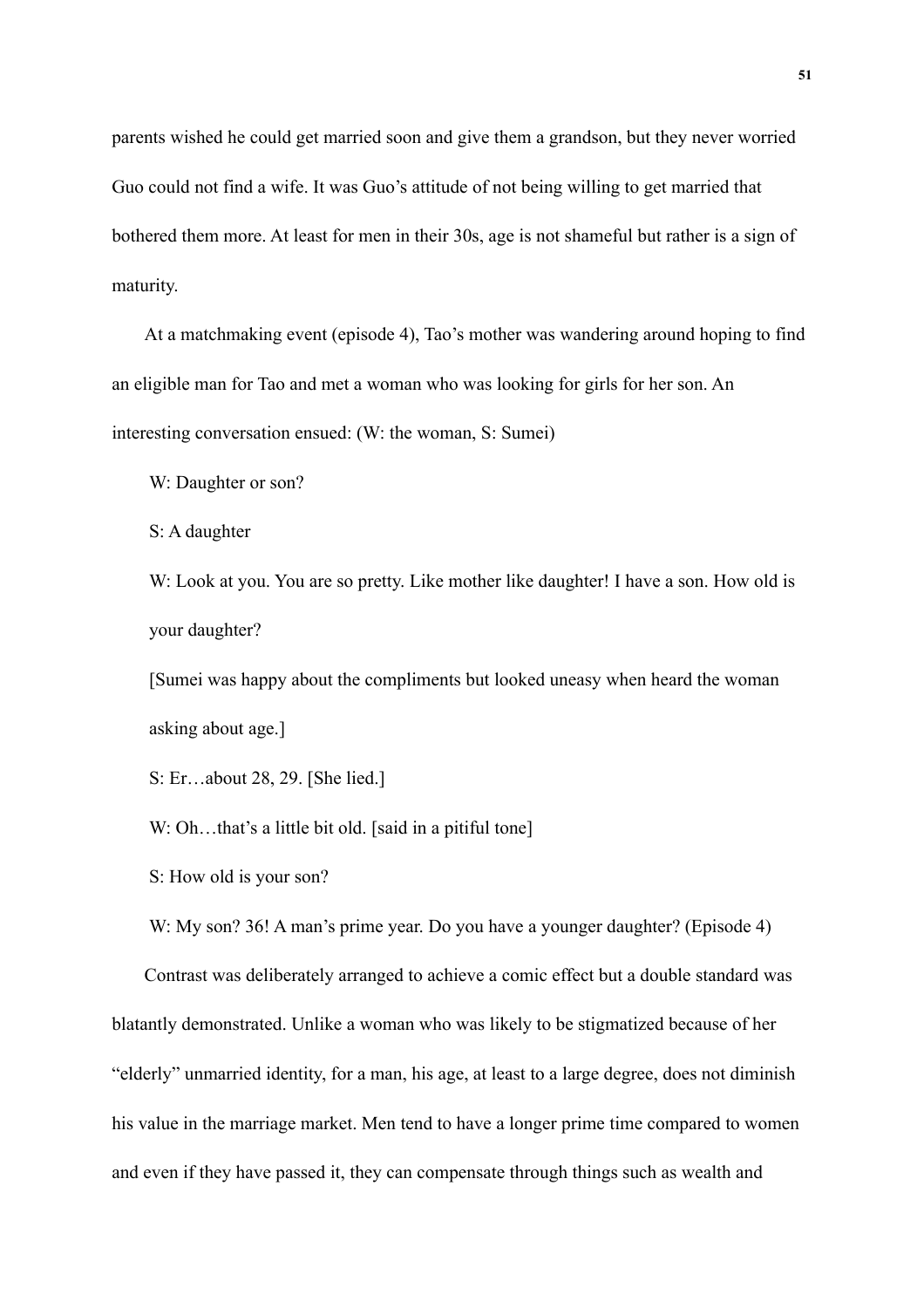parents wished he could get married soon and give them a grandson, but they never worried Guo could not find a wife. It was Guo's attitude of not being willing to get married that bothered them more. At least for men in their 30s, age is not shameful but rather is a sign of maturity.

At a matchmaking event (episode 4), Tao's mother was wandering around hoping to find an eligible man for Tao and met a woman who was looking for girls for her son. An interesting conversation ensued: (W: the woman, S: Sumei)

W: Daughter or son?

S: A daughter

W: Look at you. You are so pretty. Like mother like daughter! I have a son. How old is your daughter?

[Sumei was happy about the compliments but looked uneasy when heard the woman asking about age.]

S: Er…about 28, 29. [She lied.]

W: Oh…that's a little bit old. [said in a pitiful tone]

S: How old is your son?

W: My son? 36! A man's prime year. Do you have a younger daughter? (Episode 4)

Contrast was deliberately arranged to achieve a comic effect but a double standard was blatantly demonstrated. Unlike a woman who was likely to be stigmatized because of her "elderly" unmarried identity, for a man, his age, at least to a large degree, does not diminish his value in the marriage market. Men tend to have a longer prime time compared to women and even if they have passed it, they can compensate through things such as wealth and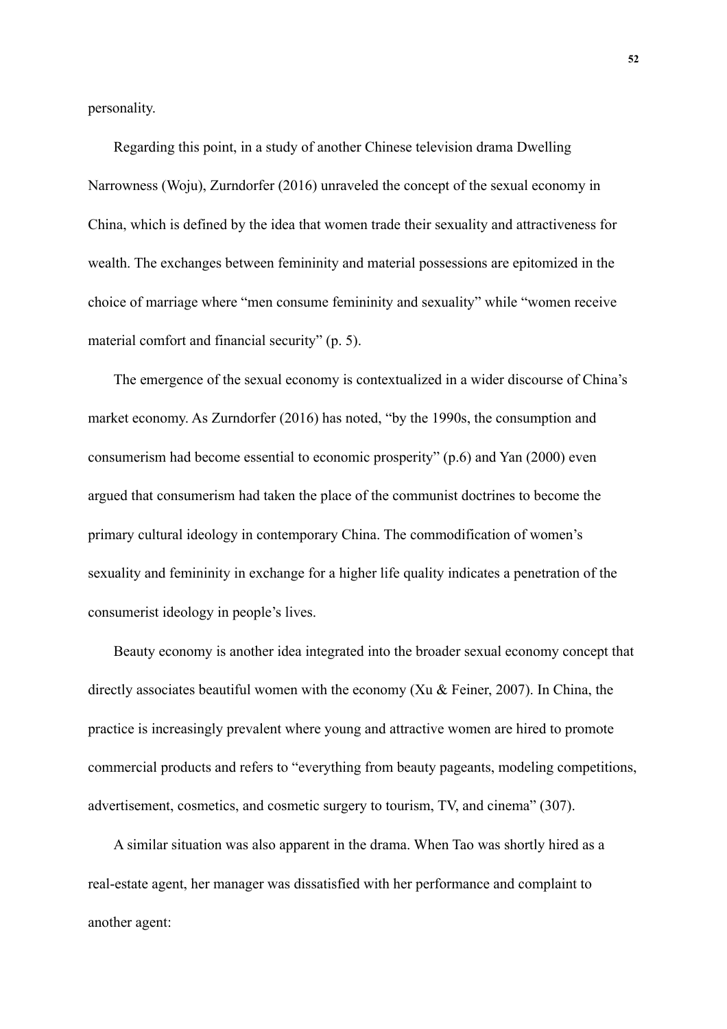personality.

Regarding this point, in a study of another Chinese television drama Dwelling Narrowness (Woju), Zurndorfer (2016) unraveled the concept of the sexual economy in China, which is defined by the idea that women trade their sexuality and attractiveness for wealth. The exchanges between femininity and material possessions are epitomized in the choice of marriage where "men consume femininity and sexuality" while "women receive material comfort and financial security" (p. 5).

The emergence of the sexual economy is contextualized in a wider discourse of China's market economy. As Zurndorfer (2016) has noted, "by the 1990s, the consumption and consumerism had become essential to economic prosperity" (p.6) and Yan (2000) even argued that consumerism had taken the place of the communist doctrines to become the primary cultural ideology in contemporary China. The commodification of women's sexuality and femininity in exchange for a higher life quality indicates a penetration of the consumerist ideology in people's lives.

Beauty economy is another idea integrated into the broader sexual economy concept that directly associates beautiful women with the economy (Xu & Feiner, 2007). In China, the practice is increasingly prevalent where young and attractive women are hired to promote commercial products and refers to "everything from beauty pageants, modeling competitions, advertisement, cosmetics, and cosmetic surgery to tourism, TV, and cinema" (307).

A similar situation was also apparent in the drama. When Tao was shortly hired as a real-estate agent, her manager was dissatisfied with her performance and complaint to another agent: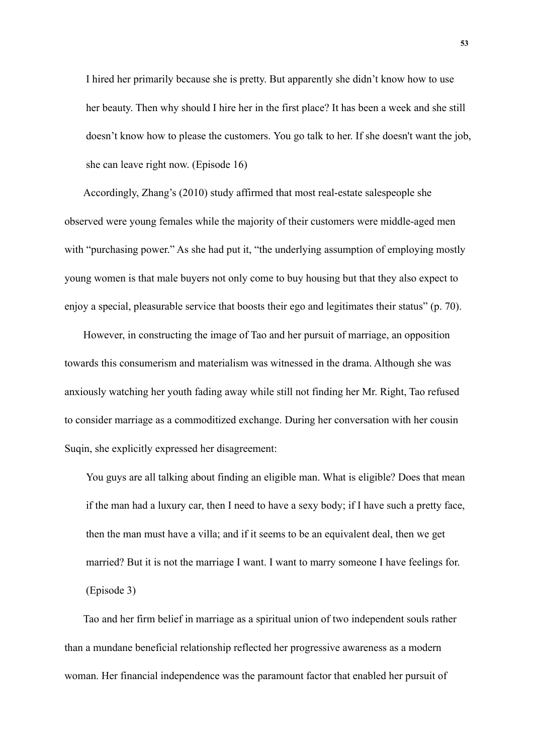> I hired her primarily because she is pretty. But apparently she didn't know how to use her beauty. Then why should I hire her in the first place? It has been a week and she still doesn't know how to please the customers. You go talk to her. If she doesn't want the job, she can leave right now. (Episode 16)

Accordingly, Zhang's (2010) study affirmed that most real-estate salespeople she observed were young females while the majority of their customers were middle-aged men with "purchasing power." As she had put it, "the underlying assumption of employing mostly young women is that male buyers not only come to buy housing but that they also expect to enjoy a special, pleasurable service that boosts their ego and legitimates their status" (p. 70).

However, in constructing the image of Tao and her pursuit of marriage, an opposition towards this consumerism and materialism was witnessed in the drama. Although she was anxiously watching her youth fading away while still not finding her Mr. Right, Tao refused to consider marriage as a commoditized exchange. During her conversation with her cousin Suqin, she explicitly expressed her disagreement:

> You guys are all talking about finding an eligible man. What is eligible? Does that mean if the man had a luxury car, then I need to have a sexy body; if I have such a pretty face, then the man must have a villa; and if it seems to be an equivalent deal, then we get married? But it is not the marriage I want. I want to marry someone I have feelings for. (Episode 3)

Tao and her firm belief in marriage as a spiritual union of two independent souls rather than a mundane beneficial relationship reflected her progressive awareness as a modern woman. Her financial independence was the paramount factor that enabled her pursuit of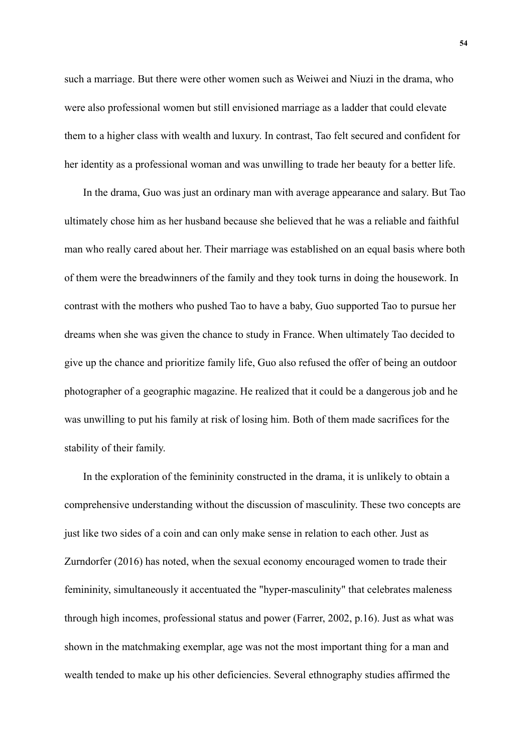such a marriage. But there were other women such as Weiwei and Niuzi in the drama, who were also professional women but still envisioned marriage as a ladder that could elevate them to a higher class with wealth and luxury. In contrast, Tao felt secured and confident for her identity as a professional woman and was unwilling to trade her beauty for a better life.

In the drama, Guo was just an ordinary man with average appearance and salary. But Tao ultimately chose him as her husband because she believed that he was a reliable and faithful man who really cared about her. Their marriage was established on an equal basis where both of them were the breadwinners of the family and they took turns in doing the housework. In contrast with the mothers who pushed Tao to have a baby, Guo supported Tao to pursue her dreams when she was given the chance to study in France. When ultimately Tao decided to give up the chance and prioritize family life, Guo also refused the offer of being an outdoor photographer of a geographic magazine. He realized that it could be a dangerous job and he was unwilling to put his family at risk of losing him. Both of them made sacrifices for the stability of their family.

In the exploration of the femininity constructed in the drama, it is unlikely to obtain a comprehensive understanding without the discussion of masculinity. These two concepts are just like two sides of a coin and can only make sense in relation to each other. Just as Zurndorfer (2016) has noted, when the sexual economy encouraged women to trade their femininity, simultaneously it accentuated the "hyper-masculinity" that celebrates maleness through high incomes, professional status and power (Farrer, 2002, p.16). Just as what was shown in the matchmaking exemplar, age was not the most important thing for a man and wealth tended to make up his other deficiencies. Several ethnography studies affirmed the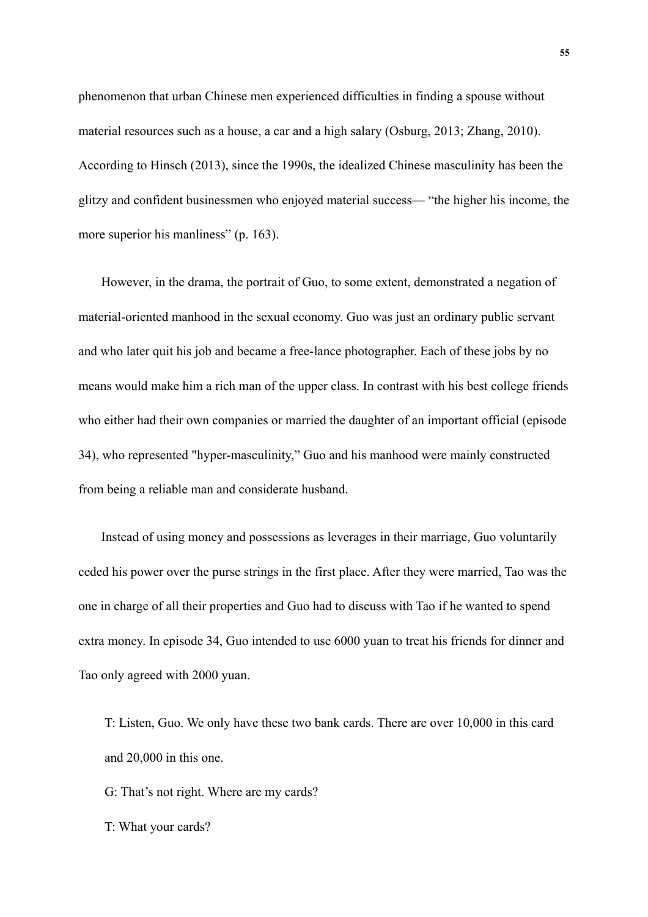phenomenon that urban Chinese men experienced difficulties in finding a spouse without material resources such as a house, a car and a high salary (Osburg, 2013; Zhang, 2010). According to Hinsch (2013), since the 1990s, the idealized Chinese masculinity has been the glitzy and confident businessmen who enjoyed material success— "the higher his income, the more superior his manliness" (p. 163).

However, in the drama, the portrait of Guo, to some extent, demonstrated a negation of material-oriented manhood in the sexual economy. Guo was just an ordinary public servant and who later quit his job and became a free-lance photographer. Each of these jobs by no means would make him a rich man of the upper class. In contrast with his best college friends who either had their own companies or married the daughter of an important official (episode 34), who represented "hyper-masculinity," Guo and his manhood were mainly constructed from being a reliable man and considerate husband.

Instead of using money and possessions as leverages in their marriage, Guo voluntarily ceded his power over the purse strings in the first place. After they were married, Tao was the one in charge of all their properties and Guo had to discuss with Tao if he wanted to spend extra money. In episode 34, Guo intended to use 6000 yuan to treat his friends for dinner and Tao only agreed with 2000 yuan.

> T: Listen, Guo. We only have these two bank cards. There are over 10,000 in this card and 20,000 in this one.
>
> G: That's not right. Where are my cards?
>
> T: What your cards?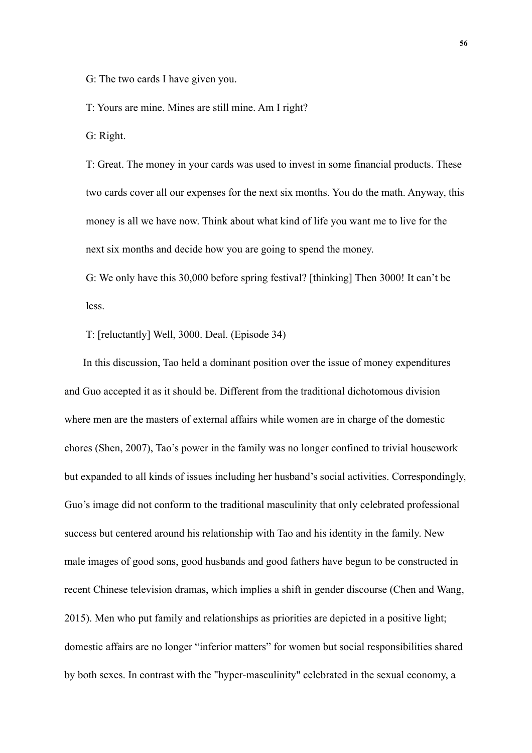G: The two cards I have given you.

T: Yours are mine. Mines are still mine. Am I right?

G: Right.

T: Great. The money in your cards was used to invest in some financial products. These two cards cover all our expenses for the next six months. You do the math. Anyway, this money is all we have now. Think about what kind of life you want me to live for the next six months and decide how you are going to spend the money.

G: We only have this 30,000 before spring festival? [thinking] Then 3000! It can't be less.

T: [reluctantly] Well, 3000. Deal. (Episode 34)

In this discussion, Tao held a dominant position over the issue of money expenditures and Guo accepted it as it should be. Different from the traditional dichotomous division where men are the masters of external affairs while women are in charge of the domestic chores (Shen, 2007), Tao's power in the family was no longer confined to trivial housework but expanded to all kinds of issues including her husband's social activities. Correspondingly, Guo's image did not conform to the traditional masculinity that only celebrated professional success but centered around his relationship with Tao and his identity in the family. New male images of good sons, good husbands and good fathers have begun to be constructed in recent Chinese television dramas, which implies a shift in gender discourse (Chen and Wang, 2015). Men who put family and relationships as priorities are depicted in a positive light; domestic affairs are no longer "inferior matters" for women but social responsibilities shared by both sexes. In contrast with the "hyper-masculinity" celebrated in the sexual economy, a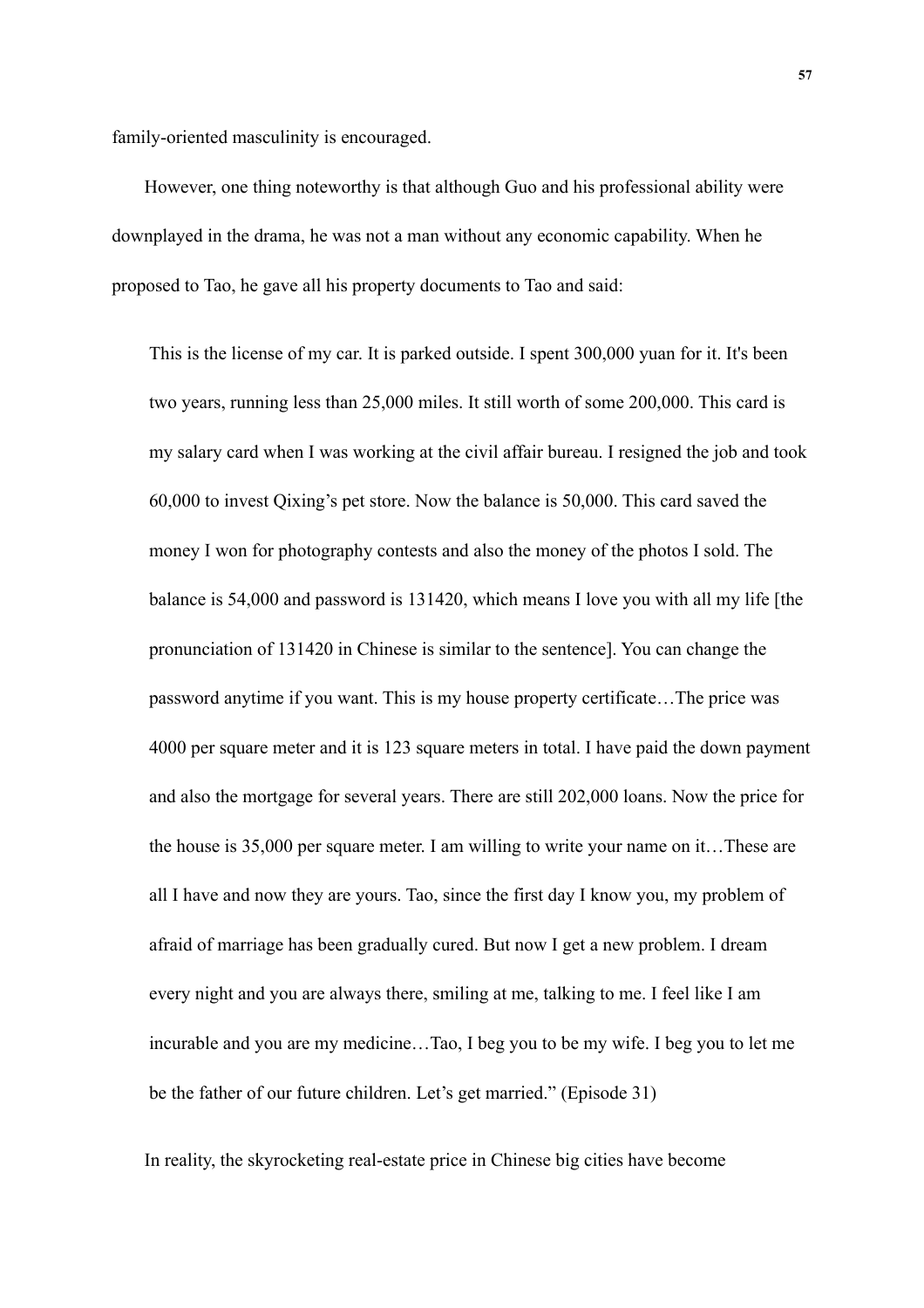family-oriented masculinity is encouraged.

However, one thing noteworthy is that although Guo and his professional ability were downplayed in the drama, he was not a man without any economic capability. When he proposed to Tao, he gave all his property documents to Tao and said:

> This is the license of my car. It is parked outside. I spent 300,000 yuan for it. It's been two years, running less than 25,000 miles. It still worth of some 200,000. This card is my salary card when I was working at the civil affair bureau. I resigned the job and took 60,000 to invest Qixing's pet store. Now the balance is 50,000. This card saved the money I won for photography contests and also the money of the photos I sold. The balance is 54,000 and password is 131420, which means I love you with all my life [the pronunciation of 131420 in Chinese is similar to the sentence]. You can change the password anytime if you want. This is my house property certificate…The price was 4000 per square meter and it is 123 square meters in total. I have paid the down payment and also the mortgage for several years. There are still 202,000 loans. Now the price for the house is 35,000 per square meter. I am willing to write your name on it…These are all I have and now they are yours. Tao, since the first day I know you, my problem of afraid of marriage has been gradually cured. But now I get a new problem. I dream every night and you are always there, smiling at me, talking to me. I feel like I am incurable and you are my medicine…Tao, I beg you to be my wife. I beg you to let me be the father of our future children. Let's get married." (Episode 31)

In reality, the skyrocketing real-estate price in Chinese big cities have become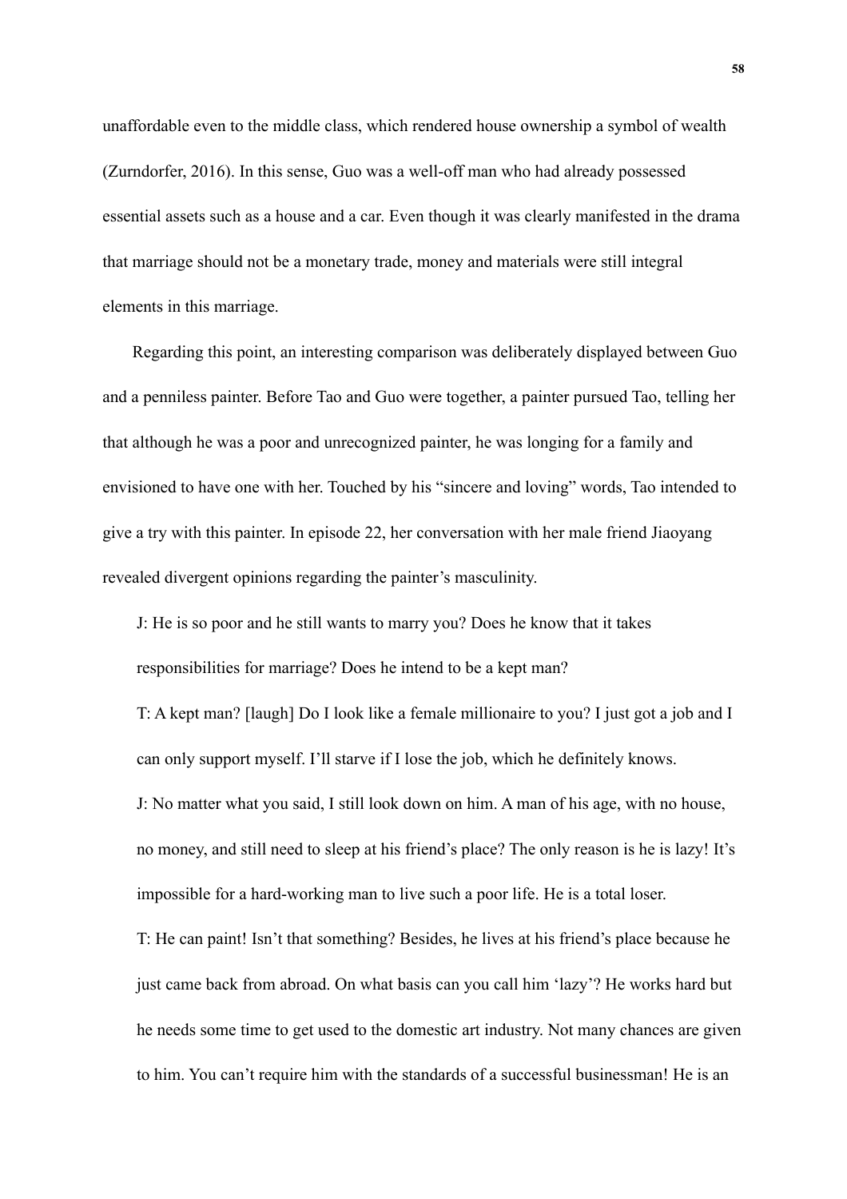unaffordable even to the middle class, which rendered house ownership a symbol of wealth (Zurndorfer, 2016). In this sense, Guo was a well-off man who had already possessed essential assets such as a house and a car. Even though it was clearly manifested in the drama that marriage should not be a monetary trade, money and materials were still integral elements in this marriage.

Regarding this point, an interesting comparison was deliberately displayed between Guo and a penniless painter. Before Tao and Guo were together, a painter pursued Tao, telling her that although he was a poor and unrecognized painter, he was longing for a family and envisioned to have one with her. Touched by his "sincere and loving" words, Tao intended to give a try with this painter. In episode 22, her conversation with her male friend Jiaoyang revealed divergent opinions regarding the painter's masculinity.

> J: He is so poor and he still wants to marry you? Does he know that it takes responsibilities for marriage? Does he intend to be a kept man?
>
> T: A kept man? [laugh] Do I look like a female millionaire to you? I just got a job and I can only support myself. I'll starve if I lose the job, which he definitely knows.
>
> J: No matter what you said, I still look down on him. A man of his age, with no house, no money, and still need to sleep at his friend's place? The only reason is he is lazy! It's impossible for a hard-working man to live such a poor life. He is a total loser.
>
> T: He can paint! Isn't that something? Besides, he lives at his friend's place because he just came back from abroad. On what basis can you call him 'lazy'? He works hard but he needs some time to get used to the domestic art industry. Not many chances are given to him. You can't require him with the standards of a successful businessman! He is an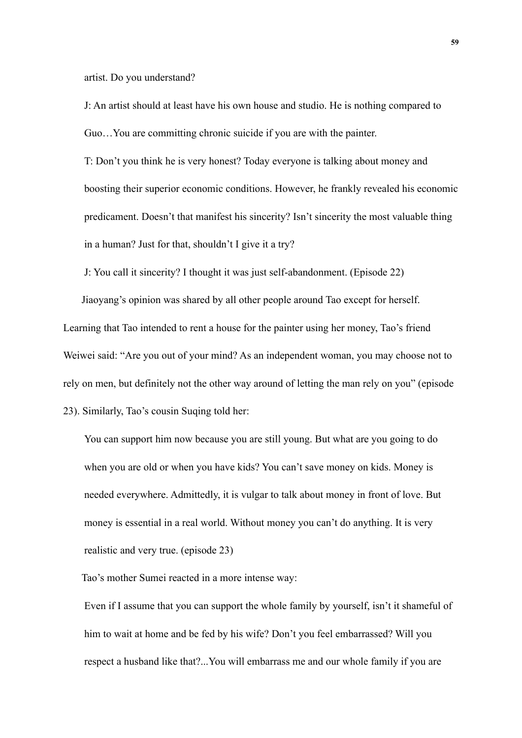artist. Do you understand?

J: An artist should at least have his own house and studio. He is nothing compared to Guo…You are committing chronic suicide if you are with the painter.

T: Don't you think he is very honest? Today everyone is talking about money and boosting their superior economic conditions. However, he frankly revealed his economic predicament. Doesn't that manifest his sincerity? Isn't sincerity the most valuable thing in a human? Just for that, shouldn't I give it a try?

J: You call it sincerity? I thought it was just self-abandonment. (Episode 22)

Jiaoyang's opinion was shared by all other people around Tao except for herself. Learning that Tao intended to rent a house for the painter using her money, Tao's friend Weiwei said: "Are you out of your mind? As an independent woman, you may choose not to rely on men, but definitely not the other way around of letting the man rely on you" (episode 23). Similarly, Tao's cousin Suqing told her:

> You can support him now because you are still young. But what are you going to do when you are old or when you have kids? You can't save money on kids. Money is needed everywhere. Admittedly, it is vulgar to talk about money in front of love. But money is essential in a real world. Without money you can't do anything. It is very realistic and very true. (episode 23)

Tao's mother Sumei reacted in a more intense way:

> Even if I assume that you can support the whole family by yourself, isn't it shameful of him to wait at home and be fed by his wife? Don't you feel embarrassed? Will you respect a husband like that?...You will embarrass me and our whole family if you are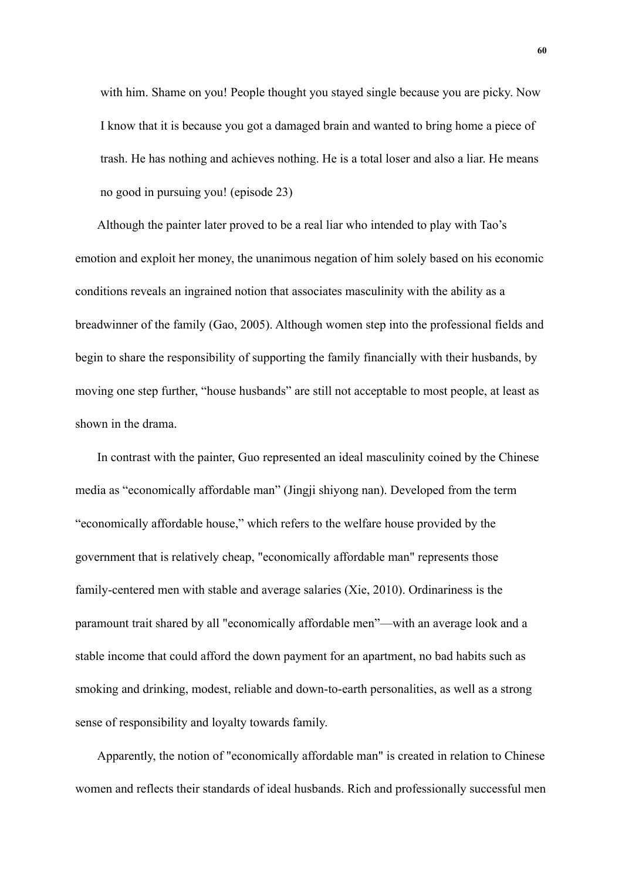> with him. Shame on you! People thought you stayed single because you are picky. Now I know that it is because you got a damaged brain and wanted to bring home a piece of trash. He has nothing and achieves nothing. He is a total loser and also a liar. He means no good in pursuing you! (episode 23)

Although the painter later proved to be a real liar who intended to play with Tao's emotion and exploit her money, the unanimous negation of him solely based on his economic conditions reveals an ingrained notion that associates masculinity with the ability as a breadwinner of the family (Gao, 2005). Although women step into the professional fields and begin to share the responsibility of supporting the family financially with their husbands, by moving one step further, "house husbands" are still not acceptable to most people, at least as shown in the drama.

In contrast with the painter, Guo represented an ideal masculinity coined by the Chinese media as "economically affordable man" (Jingji shiyong nan). Developed from the term "economically affordable house," which refers to the welfare house provided by the government that is relatively cheap, "economically affordable man" represents those family-centered men with stable and average salaries (Xie, 2010). Ordinariness is the paramount trait shared by all "economically affordable men"—with an average look and a stable income that could afford the down payment for an apartment, no bad habits such as smoking and drinking, modest, reliable and down-to-earth personalities, as well as a strong sense of responsibility and loyalty towards family.

Apparently, the notion of "economically affordable man" is created in relation to Chinese women and reflects their standards of ideal husbands. Rich and professionally successful men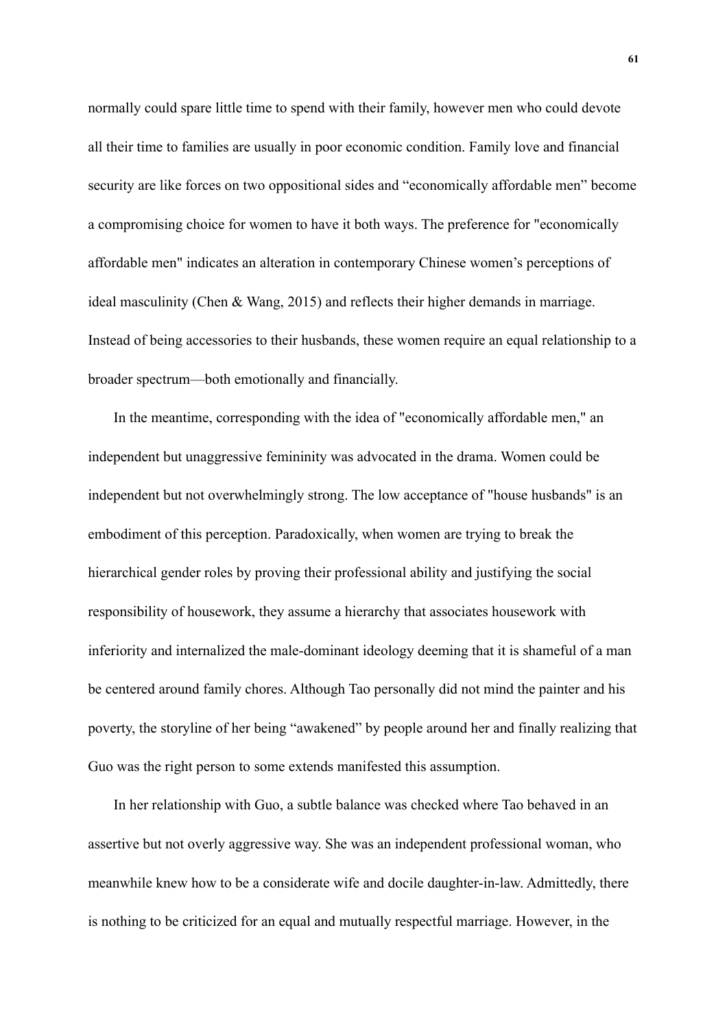normally could spare little time to spend with their family, however men who could devote all their time to families are usually in poor economic condition. Family love and financial security are like forces on two oppositional sides and "economically affordable men" become a compromising choice for women to have it both ways. The preference for "economically affordable men" indicates an alteration in contemporary Chinese women's perceptions of ideal masculinity (Chen & Wang, 2015) and reflects their higher demands in marriage. Instead of being accessories to their husbands, these women require an equal relationship to a broader spectrum—both emotionally and financially.

In the meantime, corresponding with the idea of "economically affordable men," an independent but unaggressive femininity was advocated in the drama. Women could be independent but not overwhelmingly strong. The low acceptance of "house husbands" is an embodiment of this perception. Paradoxically, when women are trying to break the hierarchical gender roles by proving their professional ability and justifying the social responsibility of housework, they assume a hierarchy that associates housework with inferiority and internalized the male-dominant ideology deeming that it is shameful of a man be centered around family chores. Although Tao personally did not mind the painter and his poverty, the storyline of her being "awakened" by people around her and finally realizing that Guo was the right person to some extends manifested this assumption.

In her relationship with Guo, a subtle balance was checked where Tao behaved in an assertive but not overly aggressive way. She was an independent professional woman, who meanwhile knew how to be a considerate wife and docile daughter-in-law. Admittedly, there is nothing to be criticized for an equal and mutually respectful marriage. However, in the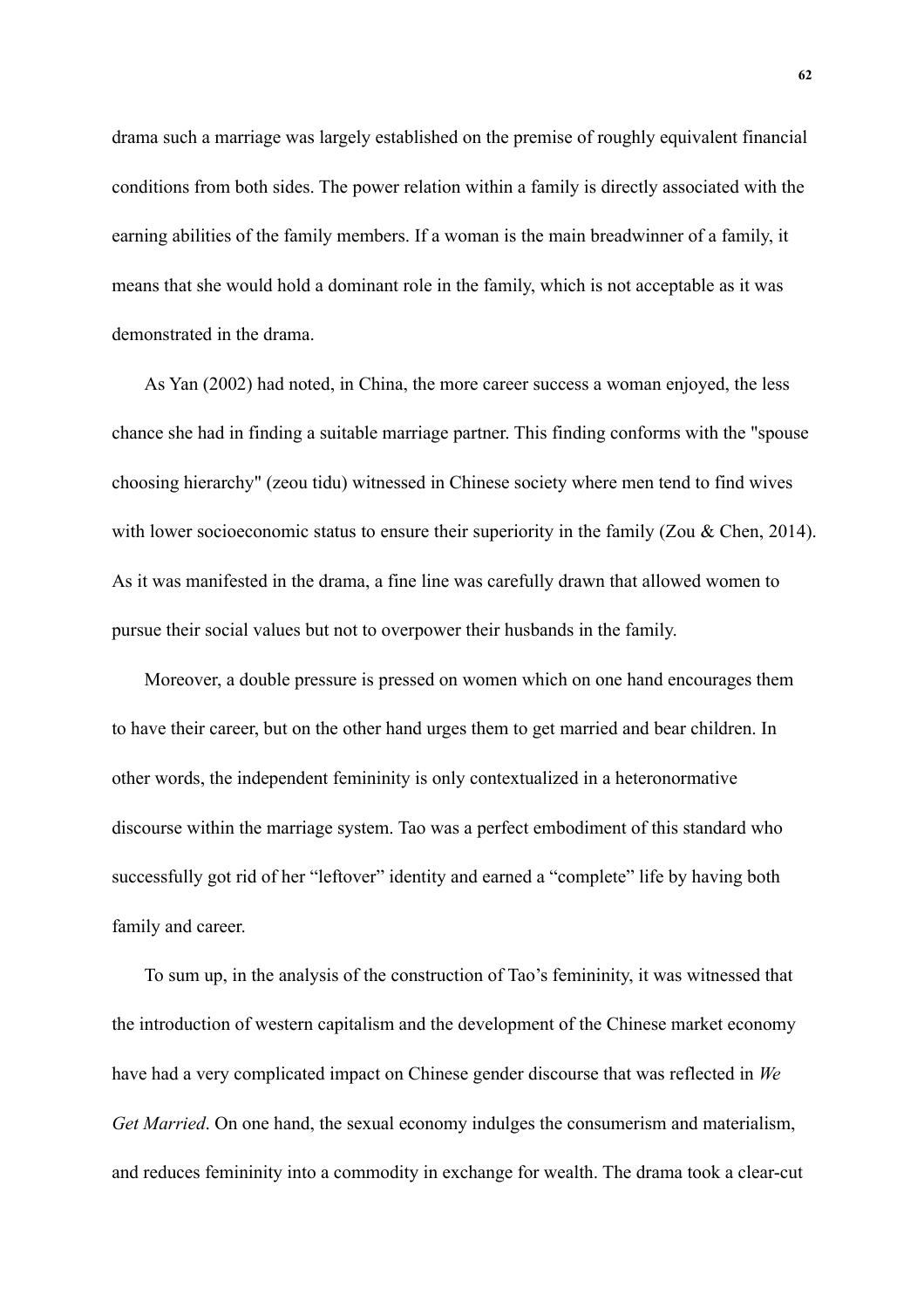drama such a marriage was largely established on the premise of roughly equivalent financial conditions from both sides. The power relation within a family is directly associated with the earning abilities of the family members. If a woman is the main breadwinner of a family, it means that she would hold a dominant role in the family, which is not acceptable as it was demonstrated in the drama.

As Yan (2002) had noted, in China, the more career success a woman enjoyed, the less chance she had in finding a suitable marriage partner. This finding conforms with the "spouse choosing hierarchy" (zeou tidu) witnessed in Chinese society where men tend to find wives with lower socioeconomic status to ensure their superiority in the family (Zou & Chen, 2014). As it was manifested in the drama, a fine line was carefully drawn that allowed women to pursue their social values but not to overpower their husbands in the family.

Moreover, a double pressure is pressed on women which on one hand encourages them to have their career, but on the other hand urges them to get married and bear children. In other words, the independent femininity is only contextualized in a heteronormative discourse within the marriage system. Tao was a perfect embodiment of this standard who successfully got rid of her "leftover" identity and earned a "complete" life by having both family and career.

To sum up, in the analysis of the construction of Tao's femininity, it was witnessed that the introduction of western capitalism and the development of the Chinese market economy have had a very complicated impact on Chinese gender discourse that was reflected in *We Get Married*. On one hand, the sexual economy indulges the consumerism and materialism, and reduces femininity into a commodity in exchange for wealth. The drama took a clear-cut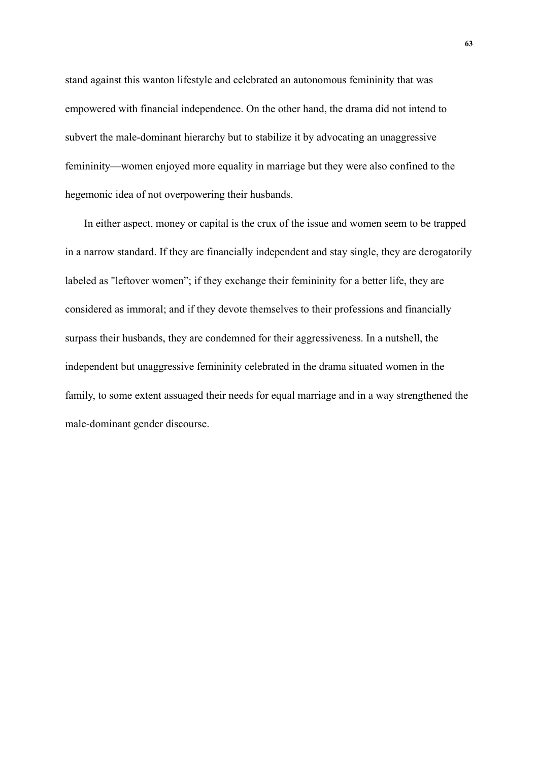stand against this wanton lifestyle and celebrated an autonomous femininity that was empowered with financial independence. On the other hand, the drama did not intend to subvert the male-dominant hierarchy but to stabilize it by advocating an unaggressive femininity—women enjoyed more equality in marriage but they were also confined to the hegemonic idea of not overpowering their husbands.

In either aspect, money or capital is the crux of the issue and women seem to be trapped in a narrow standard. If they are financially independent and stay single, they are derogatorily labeled as "leftover women"; if they exchange their femininity for a better life, they are considered as immoral; and if they devote themselves to their professions and financially surpass their husbands, they are condemned for their aggressiveness. In a nutshell, the independent but unaggressive femininity celebrated in the drama situated women in the family, to some extent assuaged their needs for equal marriage and in a way strengthened the male-dominant gender discourse.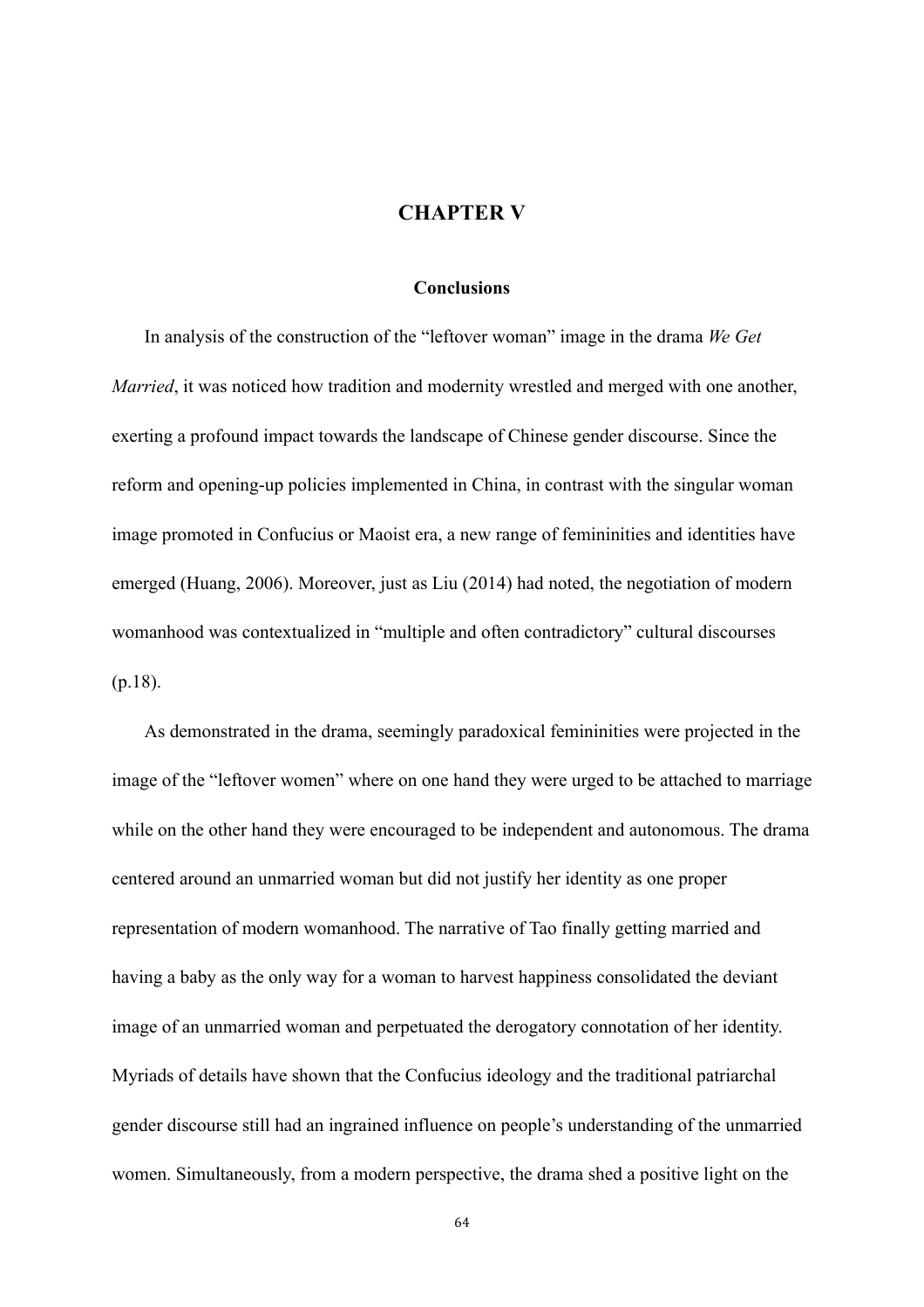# CHAPTER V

## Conclusions

In analysis of the construction of the "leftover woman" image in the drama *We Get Married*, it was noticed how tradition and modernity wrestled and merged with one another, exerting a profound impact towards the landscape of Chinese gender discourse. Since the reform and opening-up policies implemented in China, in contrast with the singular woman image promoted in Confucius or Maoist era, a new range of femininities and identities have emerged (Huang, 2006). Moreover, just as Liu (2014) had noted, the negotiation of modern womanhood was contextualized in "multiple and often contradictory" cultural discourses (p.18).

As demonstrated in the drama, seemingly paradoxical femininities were projected in the image of the "leftover women" where on one hand they were urged to be attached to marriage while on the other hand they were encouraged to be independent and autonomous. The drama centered around an unmarried woman but did not justify her identity as one proper representation of modern womanhood. The narrative of Tao finally getting married and having a baby as the only way for a woman to harvest happiness consolidated the deviant image of an unmarried woman and perpetuated the derogatory connotation of her identity. Myriads of details have shown that the Confucius ideology and the traditional patriarchal gender discourse still had an ingrained influence on people's understanding of the unmarried women. Simultaneously, from a modern perspective, the drama shed a positive light on the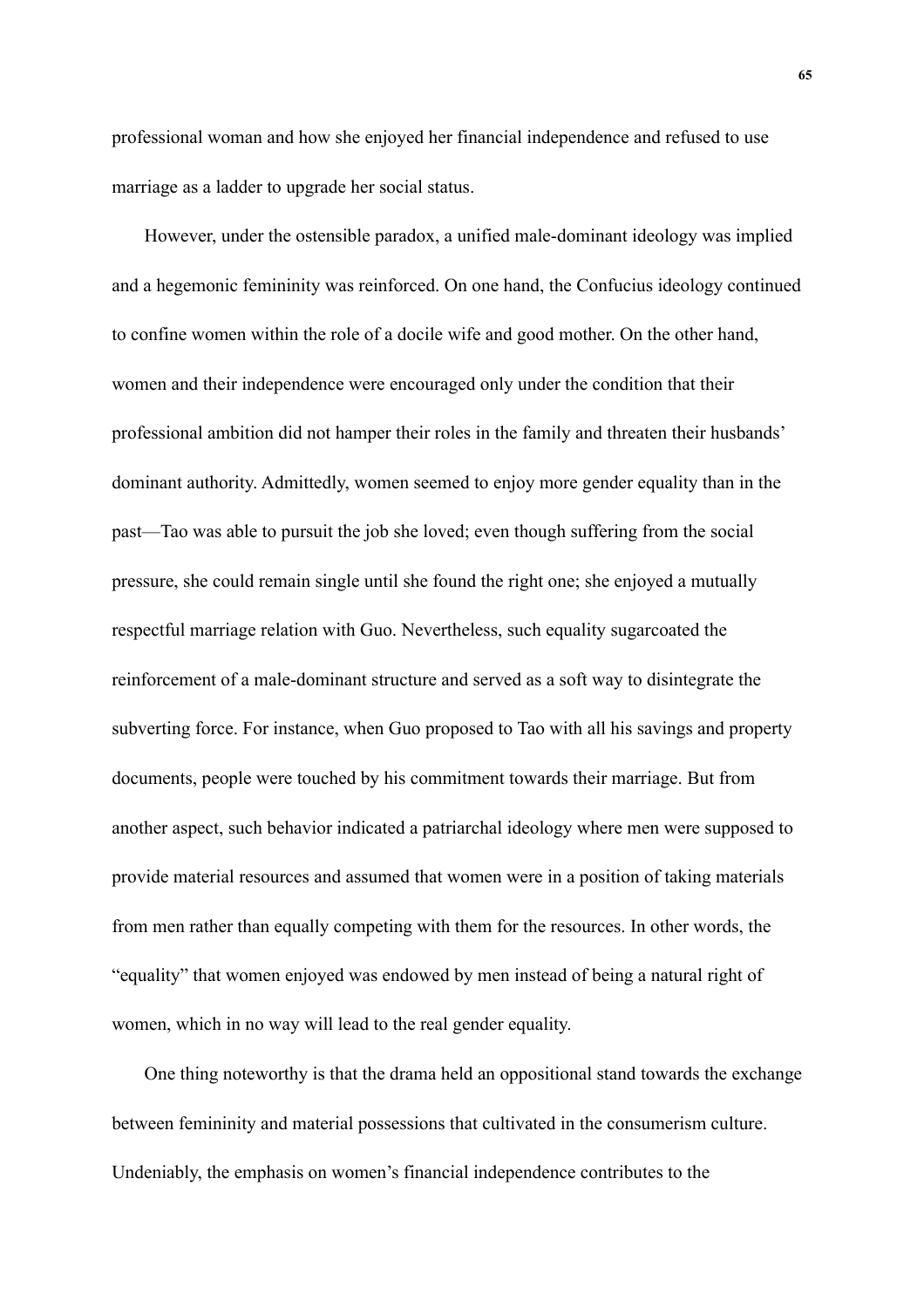professional woman and how she enjoyed her financial independence and refused to use marriage as a ladder to upgrade her social status.

However, under the ostensible paradox, a unified male-dominant ideology was implied and a hegemonic femininity was reinforced. On one hand, the Confucius ideology continued to confine women within the role of a docile wife and good mother. On the other hand, women and their independence were encouraged only under the condition that their professional ambition did not hamper their roles in the family and threaten their husbands' dominant authority. Admittedly, women seemed to enjoy more gender equality than in the past—Tao was able to pursuit the job she loved; even though suffering from the social pressure, she could remain single until she found the right one; she enjoyed a mutually respectful marriage relation with Guo. Nevertheless, such equality sugarcoated the reinforcement of a male-dominant structure and served as a soft way to disintegrate the subverting force. For instance, when Guo proposed to Tao with all his savings and property documents, people were touched by his commitment towards their marriage. But from another aspect, such behavior indicated a patriarchal ideology where men were supposed to provide material resources and assumed that women were in a position of taking materials from men rather than equally competing with them for the resources. In other words, the "equality" that women enjoyed was endowed by men instead of being a natural right of women, which in no way will lead to the real gender equality.

One thing noteworthy is that the drama held an oppositional stand towards the exchange between femininity and material possessions that cultivated in the consumerism culture. Undeniably, the emphasis on women's financial independence contributes to the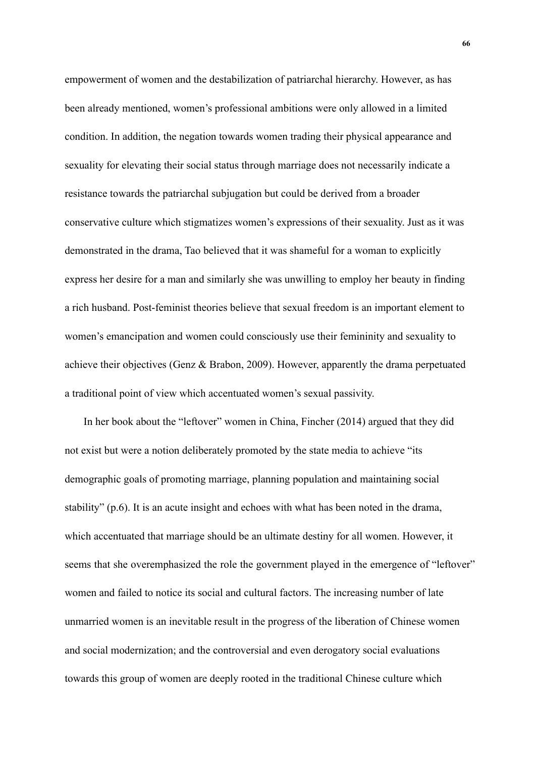empowerment of women and the destabilization of patriarchal hierarchy. However, as has been already mentioned, women's professional ambitions were only allowed in a limited condition. In addition, the negation towards women trading their physical appearance and sexuality for elevating their social status through marriage does not necessarily indicate a resistance towards the patriarchal subjugation but could be derived from a broader conservative culture which stigmatizes women's expressions of their sexuality. Just as it was demonstrated in the drama, Tao believed that it was shameful for a woman to explicitly express her desire for a man and similarly she was unwilling to employ her beauty in finding a rich husband. Post-feminist theories believe that sexual freedom is an important element to women's emancipation and women could consciously use their femininity and sexuality to achieve their objectives (Genz & Brabon, 2009). However, apparently the drama perpetuated a traditional point of view which accentuated women's sexual passivity.

In her book about the "leftover" women in China, Fincher (2014) argued that they did not exist but were a notion deliberately promoted by the state media to achieve "its demographic goals of promoting marriage, planning population and maintaining social stability" (p.6). It is an acute insight and echoes with what has been noted in the drama, which accentuated that marriage should be an ultimate destiny for all women. However, it seems that she overemphasized the role the government played in the emergence of "leftover" women and failed to notice its social and cultural factors. The increasing number of late unmarried women is an inevitable result in the progress of the liberation of Chinese women and social modernization; and the controversial and even derogatory social evaluations towards this group of women are deeply rooted in the traditional Chinese culture which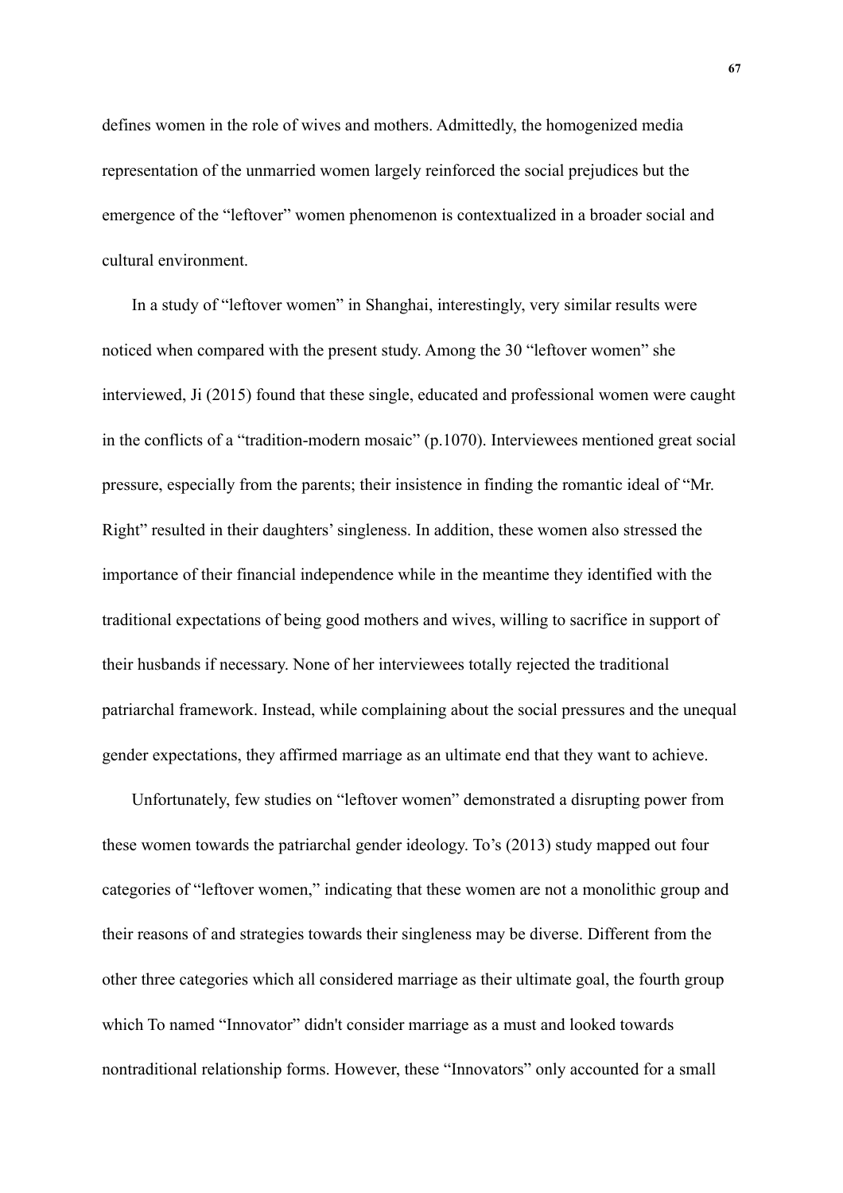defines women in the role of wives and mothers. Admittedly, the homogenized media representation of the unmarried women largely reinforced the social prejudices but the emergence of the "leftover" women phenomenon is contextualized in a broader social and cultural environment.

In a study of "leftover women" in Shanghai, interestingly, very similar results were noticed when compared with the present study. Among the 30 "leftover women" she interviewed, Ji (2015) found that these single, educated and professional women were caught in the conflicts of a "tradition-modern mosaic" (p.1070). Interviewees mentioned great social pressure, especially from the parents; their insistence in finding the romantic ideal of "Mr. Right" resulted in their daughters' singleness. In addition, these women also stressed the importance of their financial independence while in the meantime they identified with the traditional expectations of being good mothers and wives, willing to sacrifice in support of their husbands if necessary. None of her interviewees totally rejected the traditional patriarchal framework. Instead, while complaining about the social pressures and the unequal gender expectations, they affirmed marriage as an ultimate end that they want to achieve.

Unfortunately, few studies on "leftover women" demonstrated a disrupting power from these women towards the patriarchal gender ideology. To's (2013) study mapped out four categories of "leftover women," indicating that these women are not a monolithic group and their reasons of and strategies towards their singleness may be diverse. Different from the other three categories which all considered marriage as their ultimate goal, the fourth group which To named "Innovator" didn't consider marriage as a must and looked towards nontraditional relationship forms. However, these "Innovators" only accounted for a small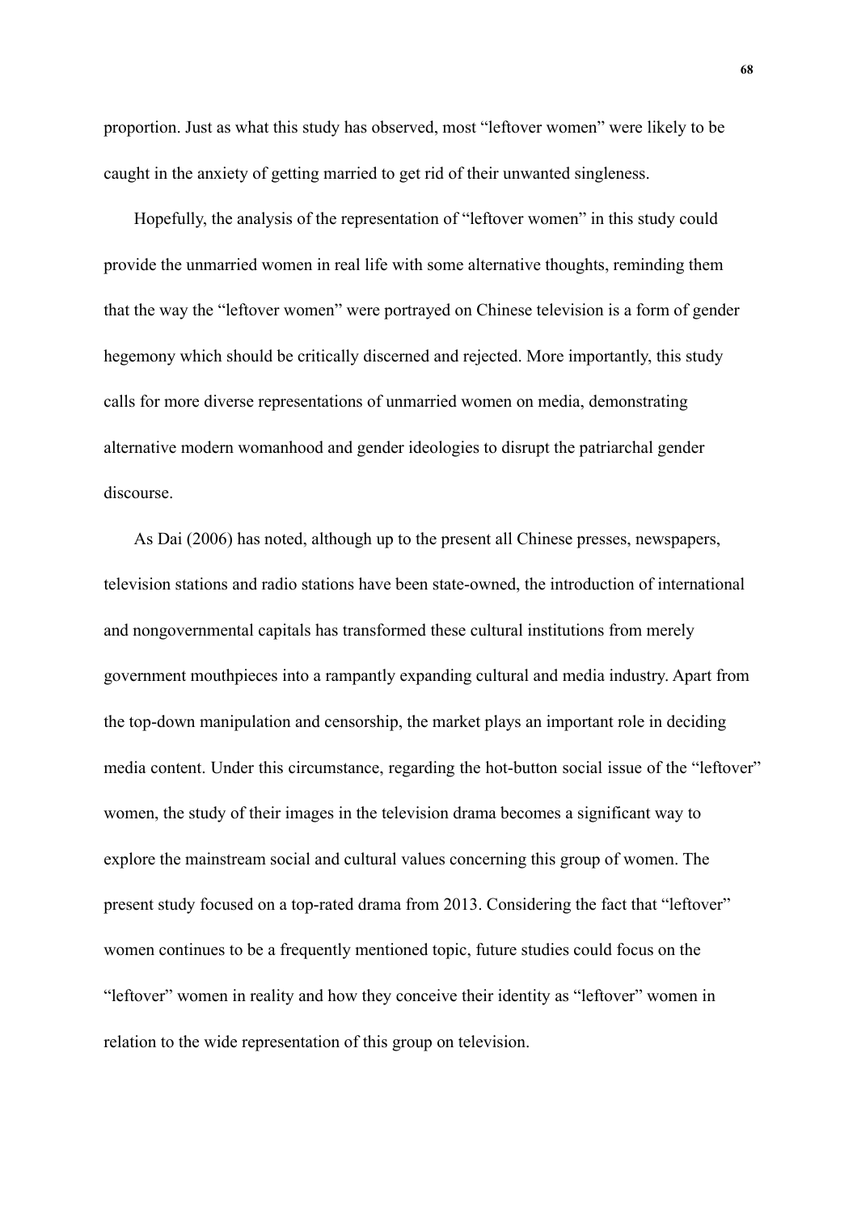proportion. Just as what this study has observed, most "leftover women" were likely to be caught in the anxiety of getting married to get rid of their unwanted singleness.

Hopefully, the analysis of the representation of "leftover women" in this study could provide the unmarried women in real life with some alternative thoughts, reminding them that the way the "leftover women" were portrayed on Chinese television is a form of gender hegemony which should be critically discerned and rejected. More importantly, this study calls for more diverse representations of unmarried women on media, demonstrating alternative modern womanhood and gender ideologies to disrupt the patriarchal gender discourse.

As Dai (2006) has noted, although up to the present all Chinese presses, newspapers, television stations and radio stations have been state-owned, the introduction of international and nongovernmental capitals has transformed these cultural institutions from merely government mouthpieces into a rampantly expanding cultural and media industry. Apart from the top-down manipulation and censorship, the market plays an important role in deciding media content. Under this circumstance, regarding the hot-button social issue of the "leftover" women, the study of their images in the television drama becomes a significant way to explore the mainstream social and cultural values concerning this group of women. The present study focused on a top-rated drama from 2013. Considering the fact that "leftover" women continues to be a frequently mentioned topic, future studies could focus on the "leftover" women in reality and how they conceive their identity as "leftover" women in relation to the wide representation of this group on television.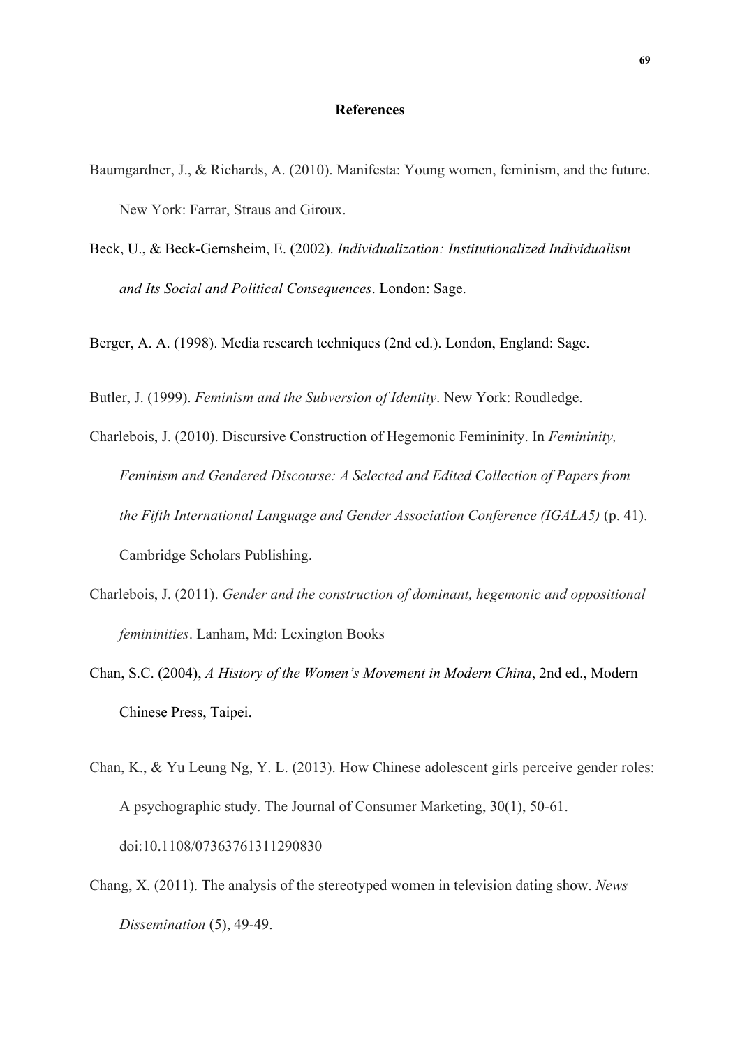# References

Baumgardner, J., & Richards, A. (2010). Manifesta: Young women, feminism, and the future. New York: Farrar, Straus and Giroux.

Beck, U., & Beck-Gernsheim, E. (2002). *Individualization: Institutionalized Individualism and Its Social and Political Consequences*. London: Sage.

Berger, A. A. (1998). Media research techniques (2nd ed.). London, England: Sage.

Butler, J. (1999). *Feminism and the Subversion of Identity*. New York: Roudledge.

Charlebois, J. (2010). Discursive Construction of Hegemonic Femininity. In *Femininity, Feminism and Gendered Discourse: A Selected and Edited Collection of Papers from the Fifth International Language and Gender Association Conference (IGALA5)* (p. 41). Cambridge Scholars Publishing.

Charlebois, J. (2011). *Gender and the construction of dominant, hegemonic and oppositional femininities*. Lanham, Md: Lexington Books

Chan, S.C. (2004), *A History of the Women's Movement in Modern China*, 2nd ed., Modern Chinese Press, Taipei.

Chan, K., & Yu Leung Ng, Y. L. (2013). How Chinese adolescent girls perceive gender roles: A psychographic study. The Journal of Consumer Marketing, 30(1), 50-61. doi:10.1108/07363761311290830

Chang, X. (2011). The analysis of the stereotyped women in television dating show. *News Dissemination* (5), 49-49.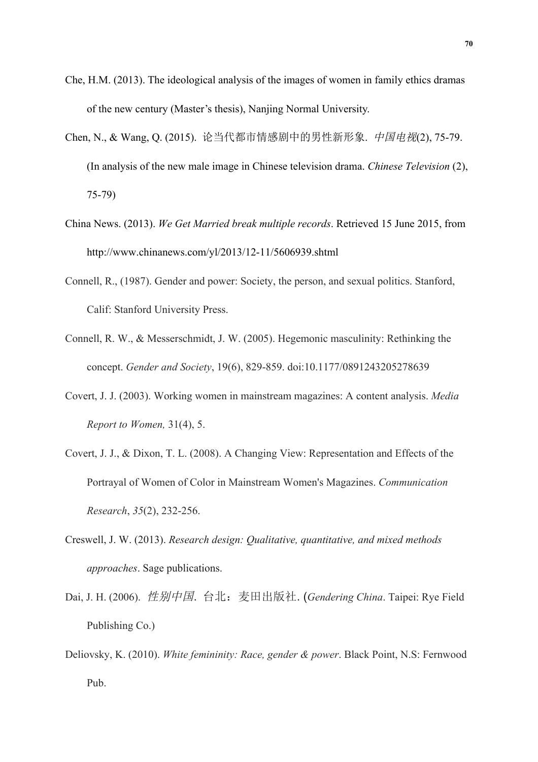Che, H.M. (2013). The ideological analysis of the images of women in family ethics dramas of the new century (Master's thesis), Nanjing Normal University.

Chen, N., & Wang, Q. (2015). 论当代都市情感剧中的男性新形象. *中国电视*(2), 75-79. (In analysis of the new male image in Chinese television drama. *Chinese Television* (2), 75-79)

China News. (2013). *We Get Married break multiple records*. Retrieved 15 June 2015, from http://www.chinanews.com/yl/2013/12-11/5606939.shtml

Connell, R., (1987). Gender and power: Society, the person, and sexual politics. Stanford, Calif: Stanford University Press.

Connell, R. W., & Messerschmidt, J. W. (2005). Hegemonic masculinity: Rethinking the concept. *Gender and Society*, 19(6), 829-859. doi:10.1177/0891243205278639

Covert, J. J. (2003). Working women in mainstream magazines: A content analysis. *Media Report to Women,* 31(4), 5.

Covert, J. J., & Dixon, T. L. (2008). A Changing View: Representation and Effects of the Portrayal of Women of Color in Mainstream Women's Magazines. *Communication Research*, *35*(2), 232-256.

Creswell, J. W. (2013). *Research design: Qualitative, quantitative, and mixed methods approaches*. Sage publications.

Dai, J. H. (2006). *性别中国*. 台北：麦田出版社. (*Gendering China*. Taipei: Rye Field Publishing Co.)

Deliovsky, K. (2010). *White femininity: Race, gender & power*. Black Point, N.S: Fernwood Pub.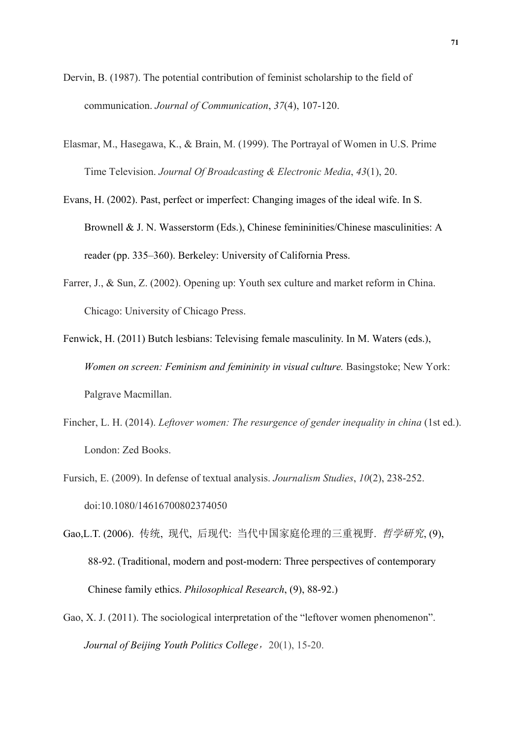Dervin, B. (1987). The potential contribution of feminist scholarship to the field of communication. *Journal of Communication*, *37*(4), 107-120.

Elasmar, M., Hasegawa, K., & Brain, M. (1999). The Portrayal of Women in U.S. Prime Time Television. *Journal Of Broadcasting & Electronic Media*, *43*(1), 20.

Evans, H. (2002). Past, perfect or imperfect: Changing images of the ideal wife. In S. Brownell & J. N. Wasserstorm (Eds.), Chinese femininities/Chinese masculinities: A reader (pp. 335–360). Berkeley: University of California Press.

Farrer, J., & Sun, Z. (2002). Opening up: Youth sex culture and market reform in China. Chicago: University of Chicago Press.

Fenwick, H. (2011) Butch lesbians: Televising female masculinity. In M. Waters (eds.), *Women on screen: Feminism and femininity in visual culture.* Basingstoke; New York: Palgrave Macmillan.

Fincher, L. H. (2014). *Leftover women: The resurgence of gender inequality in china* (1st ed.). London: Zed Books.

Fursich, E. (2009). In defense of textual analysis. *Journalism Studies*, *10*(2), 238-252. doi:10.1080/14616700802374050

Gao,L.T. (2006). 传统, 现代, 后现代: 当代中国家庭伦理的三重视野. *哲学研究*, (9), 88-92. (Traditional, modern and post-modern: Three perspectives of contemporary Chinese family ethics. *Philosophical Research*, (9), 88-92.)

Gao, X. J. (2011). The sociological interpretation of the "leftover women phenomenon". *Journal of Beijing Youth Politics College*，20(1), 15-20.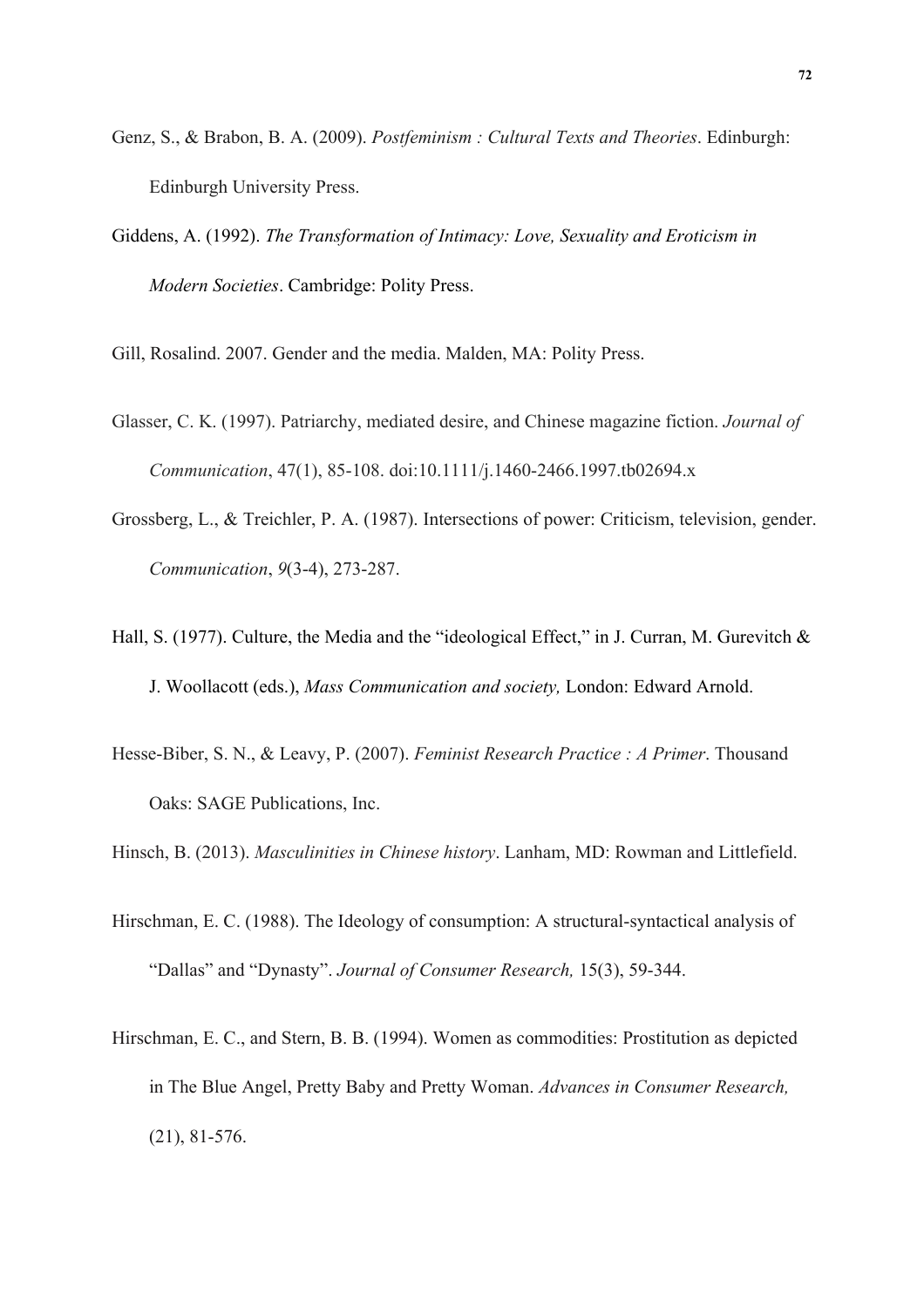Genz, S., & Brabon, B. A. (2009). *Postfeminism : Cultural Texts and Theories*. Edinburgh: Edinburgh University Press.

Giddens, A. (1992). *The Transformation of Intimacy: Love, Sexuality and Eroticism in Modern Societies*. Cambridge: Polity Press.

Gill, Rosalind. 2007. Gender and the media. Malden, MA: Polity Press.

Glasser, C. K. (1997). Patriarchy, mediated desire, and Chinese magazine fiction. *Journal of Communication*, 47(1), 85-108. doi:10.1111/j.1460-2466.1997.tb02694.x

Grossberg, L., & Treichler, P. A. (1987). Intersections of power: Criticism, television, gender. *Communication*, *9*(3-4), 273-287.

Hall, S. (1977). Culture, the Media and the "ideological Effect," in J. Curran, M. Gurevitch & J. Woollacott (eds.), *Mass Communication and society,* London: Edward Arnold.

Hesse-Biber, S. N., & Leavy, P. (2007). *Feminist Research Practice : A Primer*. Thousand Oaks: SAGE Publications, Inc.

Hinsch, B. (2013). *Masculinities in Chinese history*. Lanham, MD: Rowman and Littlefield.

Hirschman, E. C. (1988). The Ideology of consumption: A structural-syntactical analysis of "Dallas" and "Dynasty". *Journal of Consumer Research,* 15(3), 59-344.

Hirschman, E. C., and Stern, B. B. (1994). Women as commodities: Prostitution as depicted in The Blue Angel, Pretty Baby and Pretty Woman. *Advances in Consumer Research,* (21), 81-576.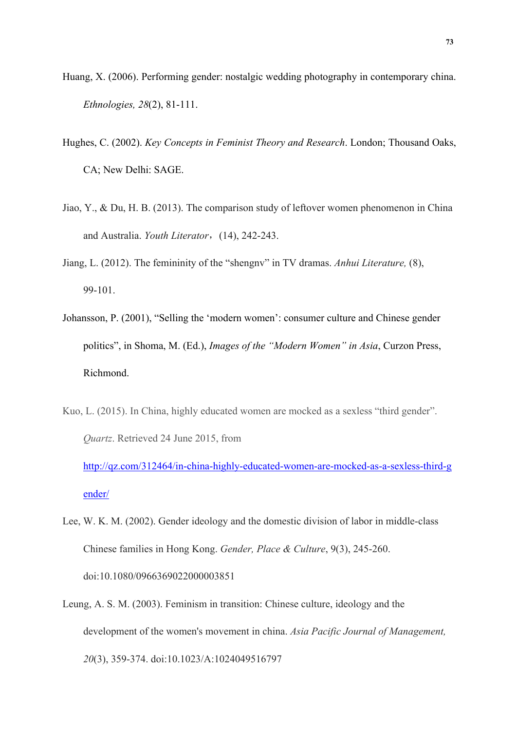Huang, X. (2006). Performing gender: nostalgic wedding photography in contemporary china. *Ethnologies, 28*(2), 81-111.

Hughes, C. (2002). *Key Concepts in Feminist Theory and Research*. London; Thousand Oaks, CA; New Delhi: SAGE.

Jiao, Y., & Du, H. B. (2013). The comparison study of leftover women phenomenon in China and Australia. *Youth Literator*，(14), 242-243.

Jiang, L. (2012). The femininity of the "shengnv" in TV dramas. *Anhui Literature,* (8), 99-101.

Johansson, P. (2001), "Selling the 'modern women': consumer culture and Chinese gender politics", in Shoma, M. (Ed.), *Images of the "Modern Women" in Asia*, Curzon Press, Richmond.

Kuo, L. (2015). In China, highly educated women are mocked as a sexless "third gender". *Quartz*. Retrieved 24 June 2015, from http://qz.com/312464/in-china-highly-educated-women-are-mocked-as-a-sexless-third-gender/

Lee, W. K. M. (2002). Gender ideology and the domestic division of labor in middle-class Chinese families in Hong Kong. *Gender, Place & Culture*, 9(3), 245-260. doi:10.1080/0966369022000003851

Leung, A. S. M. (2003). Feminism in transition: Chinese culture, ideology and the development of the women's movement in china. *Asia Pacific Journal of Management, 20*(3), 359-374. doi:10.1023/A:1024049516797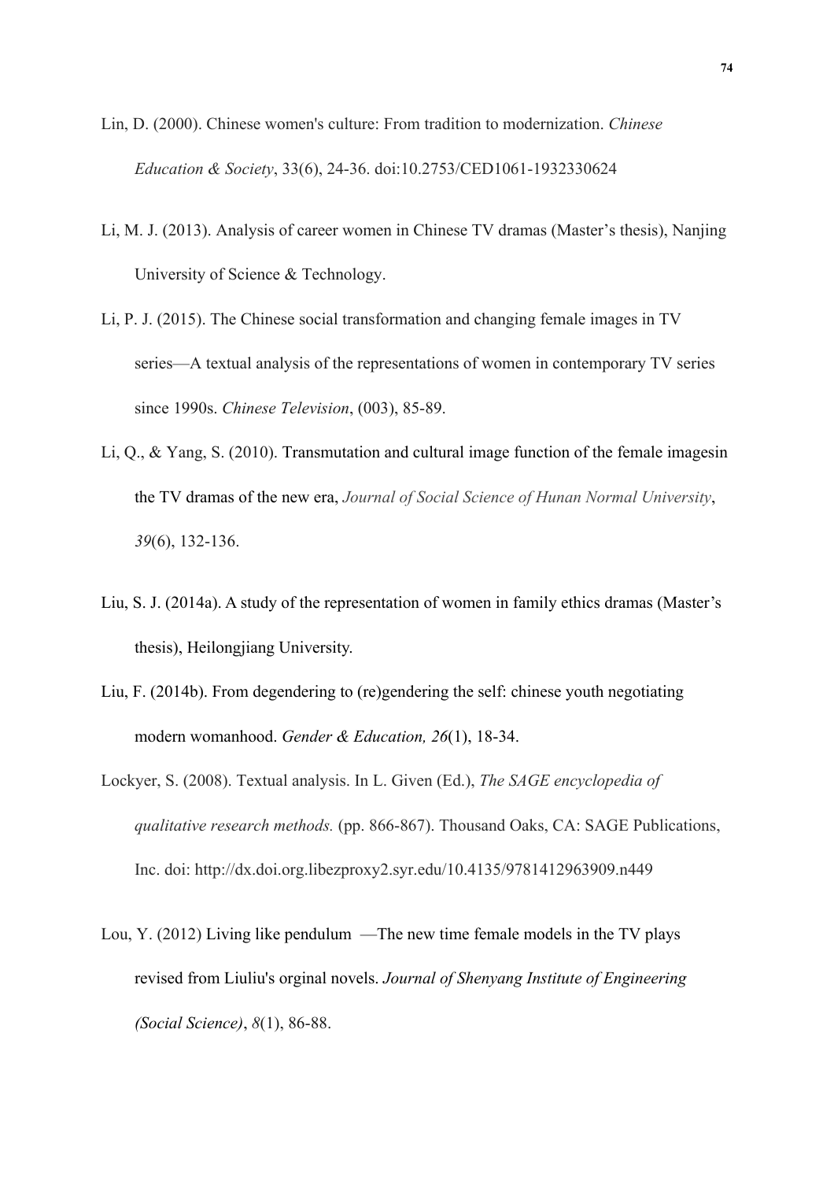Lin, D. (2000). Chinese women's culture: From tradition to modernization. *Chinese Education & Society*, 33(6), 24-36. doi:10.2753/CED1061-1932330624

Li, M. J. (2013). Analysis of career women in Chinese TV dramas (Master's thesis), Nanjing University of Science & Technology.

Li, P. J. (2015). The Chinese social transformation and changing female images in TV series—A textual analysis of the representations of women in contemporary TV series since 1990s. *Chinese Television*, (003), 85-89.

Li, Q., & Yang, S. (2010). Transmutation and cultural image function of the female imagesin the TV dramas of the new era, *Journal of Social Science of Hunan Normal University*, *39*(6), 132-136.

Liu, S. J. (2014a). A study of the representation of women in family ethics dramas (Master's thesis), Heilongjiang University.

Liu, F. (2014b). From degendering to (re)gendering the self: chinese youth negotiating modern womanhood. *Gender & Education, 26*(1), 18-34.

Lockyer, S. (2008). Textual analysis. In L. Given (Ed.), *The SAGE encyclopedia of qualitative research methods.* (pp. 866-867). Thousand Oaks, CA: SAGE Publications, Inc. doi: http://dx.doi.org.libezproxy2.syr.edu/10.4135/9781412963909.n449

Lou, Y. (2012) Living like pendulum —The new time female models in the TV plays revised from Liuliu's orginal novels. *Journal of Shenyang Institute of Engineering (Social Science)*, *8*(1), 86-88.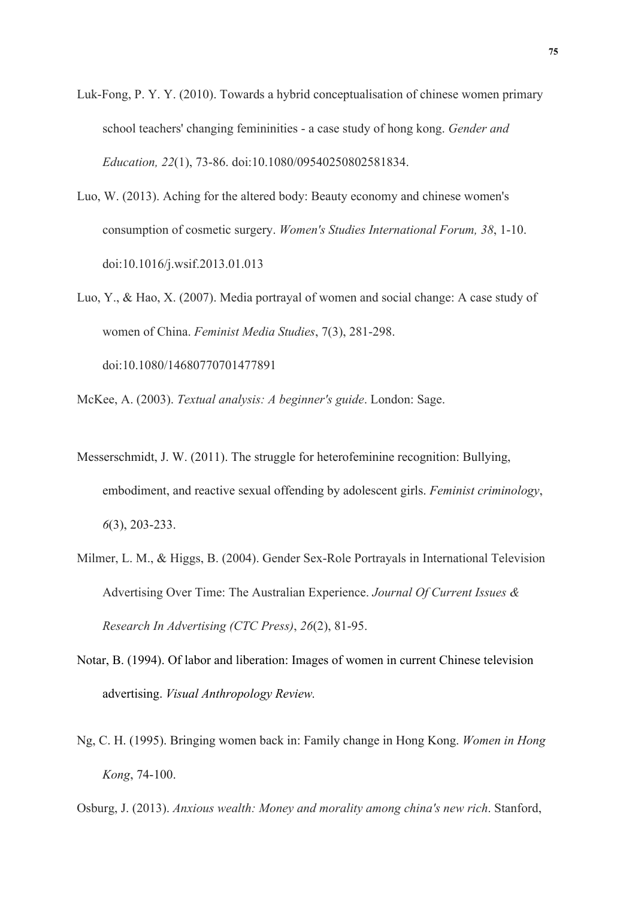Luk-Fong, P. Y. Y. (2010). Towards a hybrid conceptualisation of chinese women primary school teachers' changing femininities - a case study of hong kong. *Gender and Education, 22*(1), 73-86. doi:10.1080/09540250802581834.

Luo, W. (2013). Aching for the altered body: Beauty economy and chinese women's consumption of cosmetic surgery. *Women's Studies International Forum, 38*, 1-10. doi:10.1016/j.wsif.2013.01.013

Luo, Y., & Hao, X. (2007). Media portrayal of women and social change: A case study of women of China. *Feminist Media Studies*, 7(3), 281-298. doi:10.1080/14680770701477891

McKee, A. (2003). *Textual analysis: A beginner's guide*. London: Sage.

Messerschmidt, J. W. (2011). The struggle for heterofeminine recognition: Bullying, embodiment, and reactive sexual offending by adolescent girls. *Feminist criminology*, *6*(3), 203-233.

Milmer, L. M., & Higgs, B. (2004). Gender Sex-Role Portrayals in International Television Advertising Over Time: The Australian Experience. *Journal Of Current Issues & Research In Advertising (CTC Press)*, *26*(2), 81-95.

Notar, B. (1994). Of labor and liberation: Images of women in current Chinese television advertising. *Visual Anthropology Review.*

Ng, C. H. (1995). Bringing women back in: Family change in Hong Kong. *Women in Hong Kong*, 74-100.

Osburg, J. (2013). *Anxious wealth: Money and morality among china's new rich*. Stanford,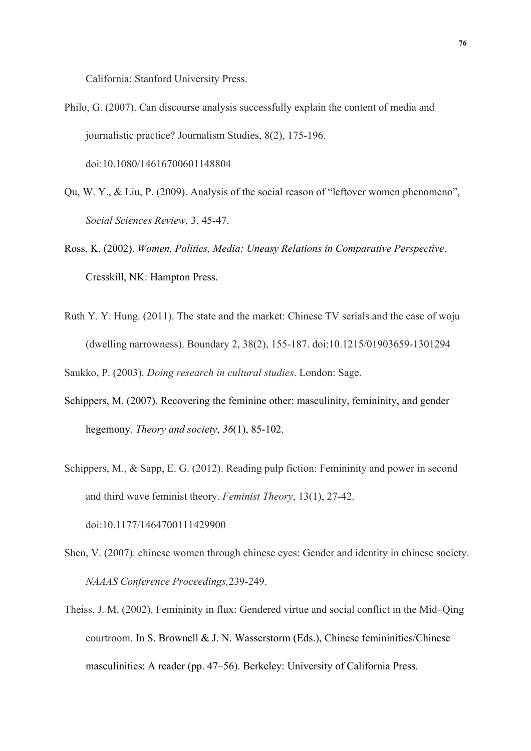California: Stanford University Press.

Philo, G. (2007). Can discourse analysis successfully explain the content of media and journalistic practice? Journalism Studies, 8(2), 175-196. doi:10.1080/14616700601148804

Qu, W. Y., & Liu, P. (2009). Analysis of the social reason of "leftover women phenomeno", *Social Sciences Review,* 3, 45-47.

Ross, K. (2002). *Women, Politics, Media: Uneasy Relations in Comparative Perspective*. Cresskill, NK: Hampton Press.

Ruth Y. Y. Hung. (2011). The state and the market: Chinese TV serials and the case of woju (dwelling narrowness). Boundary 2, 38(2), 155-187. doi:10.1215/01903659-1301294

Saukko, P. (2003). *Doing research in cultural studies*. London: Sage.

Schippers, M. (2007). Recovering the feminine other: masculinity, femininity, and gender hegemony. *Theory and society*, *36*(1), 85-102.

Schippers, M., & Sapp, E. G. (2012). Reading pulp fiction: Femininity and power in second and third wave feminist theory. *Feminist Theory*, 13(1), 27-42. doi:10.1177/1464700111429900

Shen, V. (2007). chinese women through chinese eyes: Gender and identity in chinese society. *NAAAS Conference Proceedings,*239-249.

Theiss, J. M. (2002). Femininity in flux: Gendered virtue and social conflict in the Mid–Qing courtroom. In S. Brownell & J. N. Wasserstorm (Eds.), Chinese femininities/Chinese masculinities: A reader (pp. 47–56). Berkeley: University of California Press.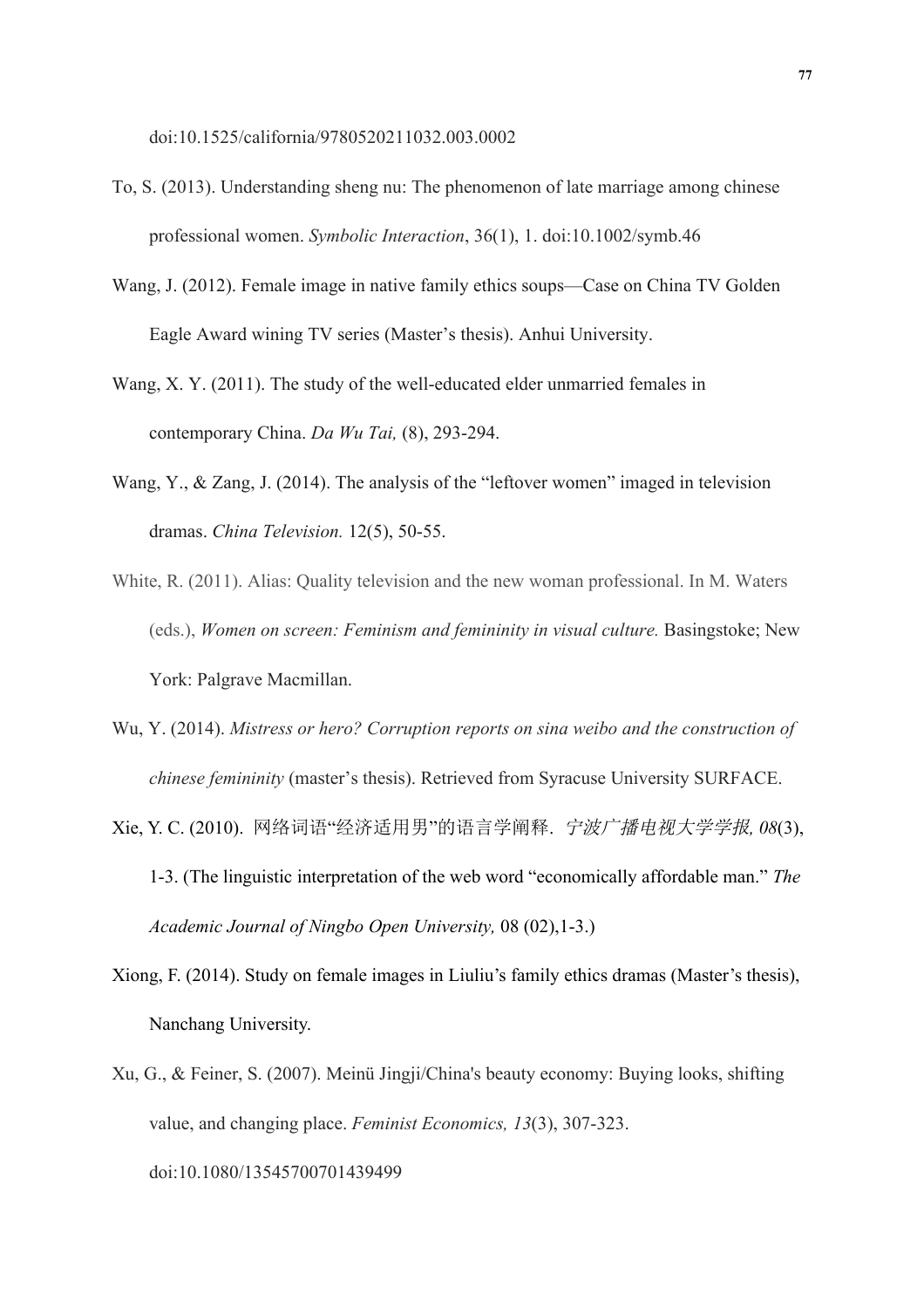doi:10.1525/california/9780520211032.003.0002

To, S. (2013). Understanding sheng nu: The phenomenon of late marriage among chinese professional women. *Symbolic Interaction*, 36(1), 1. doi:10.1002/symb.46

Wang, J. (2012). Female image in native family ethics soups—Case on China TV Golden Eagle Award wining TV series (Master's thesis). Anhui University.

Wang, X. Y. (2011). The study of the well-educated elder unmarried females in contemporary China. *Da Wu Tai,* (8), 293-294.

Wang, Y., & Zang, J. (2014). The analysis of the "leftover women" imaged in television dramas. *China Television.* 12(5), 50-55.

White, R. (2011). Alias: Quality television and the new woman professional. In M. Waters (eds.), *Women on screen: Feminism and femininity in visual culture.* Basingstoke; New York: Palgrave Macmillan.

Wu, Y. (2014). *Mistress or hero? Corruption reports on sina weibo and the construction of chinese femininity* (master's thesis). Retrieved from Syracuse University SURFACE.

Xie, Y. C. (2010). 网络词语"经济适用男"的语言学阐释. *宁波广播电视大学学报, 08*(3), 1-3. (The linguistic interpretation of the web word "economically affordable man." *The Academic Journal of Ningbo Open University,* 08 (02),1-3.)

Xiong, F. (2014). Study on female images in Liuliu's family ethics dramas (Master's thesis), Nanchang University.

Xu, G., & Feiner, S. (2007). Meinü Jingji/China's beauty economy: Buying looks, shifting value, and changing place. *Feminist Economics, 13*(3), 307-323. doi:10.1080/13545700701439499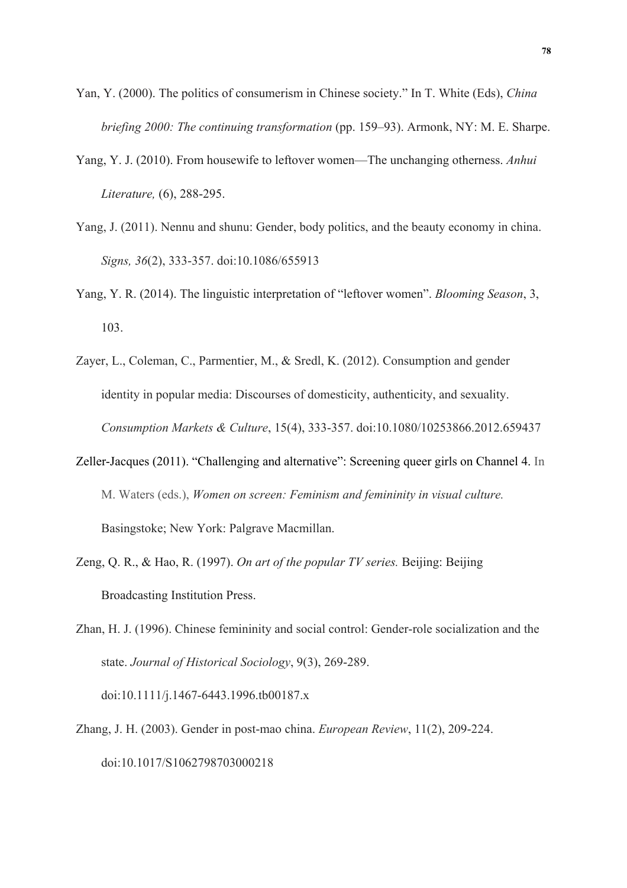Yan, Y. (2000). The politics of consumerism in Chinese society." In T. White (Eds), *China briefing 2000: The continuing transformation* (pp. 159–93). Armonk, NY: M. E. Sharpe.

Yang, Y. J. (2010). From housewife to leftover women—The unchanging otherness. *Anhui Literature,* (6), 288-295.

Yang, J. (2011). Nennu and shunu: Gender, body politics, and the beauty economy in china. *Signs, 36*(2), 333-357. doi:10.1086/655913

Yang, Y. R. (2014). The linguistic interpretation of "leftover women". *Blooming Season*, 3, 103.

Zayer, L., Coleman, C., Parmentier, M., & Sredl, K. (2012). Consumption and gender identity in popular media: Discourses of domesticity, authenticity, and sexuality. *Consumption Markets & Culture*, 15(4), 333-357. doi:10.1080/10253866.2012.659437

Zeller-Jacques (2011). "Challenging and alternative": Screening queer girls on Channel 4. In M. Waters (eds.), *Women on screen: Feminism and femininity in visual culture.* Basingstoke; New York: Palgrave Macmillan.

Zeng, Q. R., & Hao, R. (1997). *On art of the popular TV series.* Beijing: Beijing Broadcasting Institution Press.

Zhan, H. J. (1996). Chinese femininity and social control: Gender-role socialization and the state. *Journal of Historical Sociology*, 9(3), 269-289. doi:10.1111/j.1467-6443.1996.tb00187.x

Zhang, J. H. (2003). Gender in post-mao china. *European Review*, 11(2), 209-224. doi:10.1017/S1062798703000218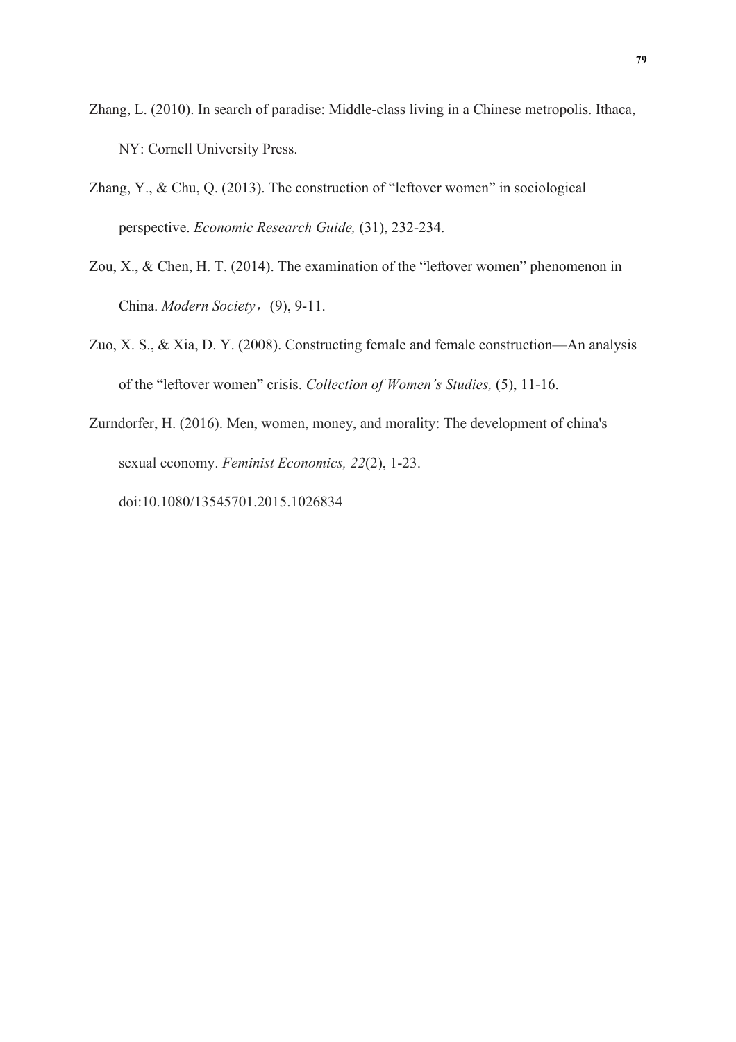Zhang, L. (2010). In search of paradise: Middle-class living in a Chinese metropolis. Ithaca, NY: Cornell University Press.

Zhang, Y., & Chu, Q. (2013). The construction of "leftover women" in sociological perspective. *Economic Research Guide,* (31), 232-234.

Zou, X., & Chen, H. T. (2014). The examination of the "leftover women" phenomenon in China. *Modern Society*，(9), 9-11.

Zuo, X. S., & Xia, D. Y. (2008). Constructing female and female construction—An analysis of the "leftover women" crisis. *Collection of Women's Studies,* (5), 11-16.

Zurndorfer, H. (2016). Men, women, money, and morality: The development of china's sexual economy. *Feminist Economics, 22*(2), 1-23. doi:10.1080/13545701.2015.1026834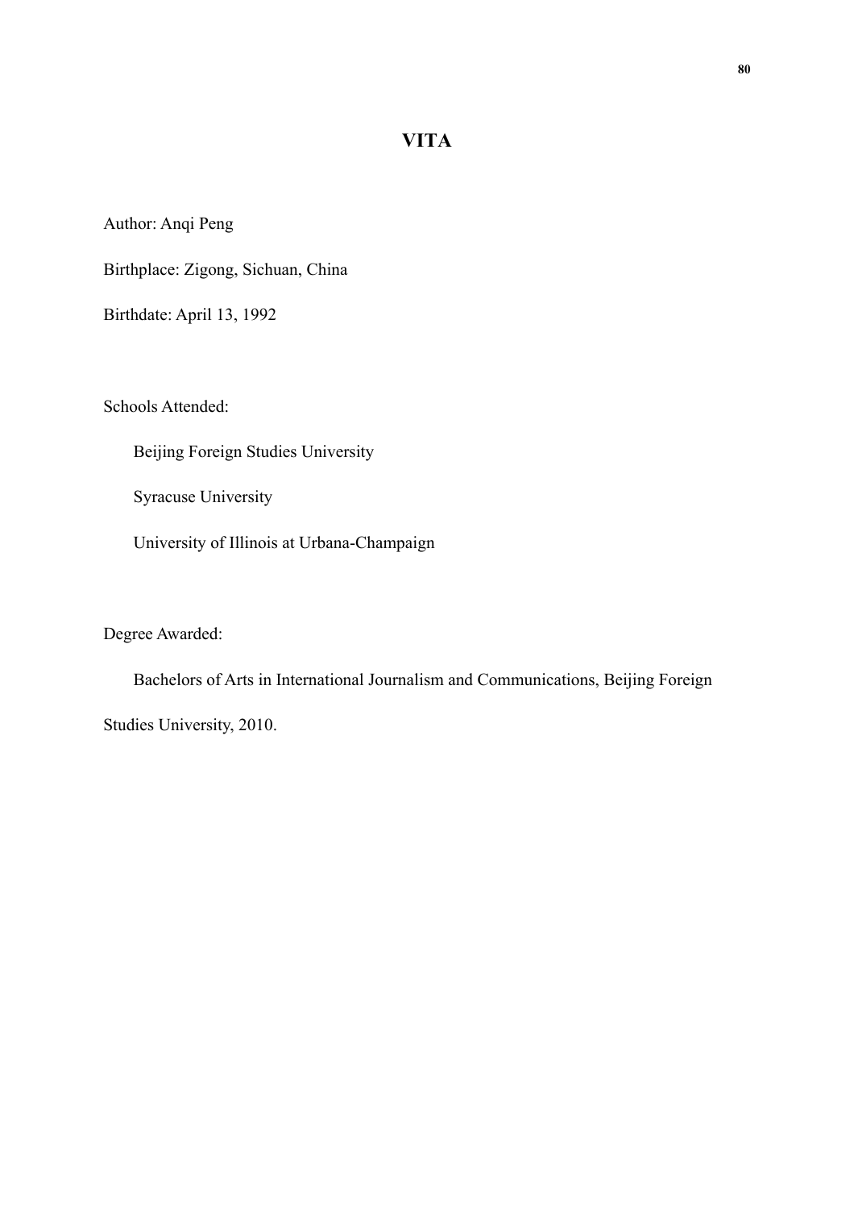# VITA

Author: Anqi Peng

Birthplace: Zigong, Sichuan, China

Birthdate: April 13, 1992

Schools Attended:

Beijing Foreign Studies University

Syracuse University

University of Illinois at Urbana-Champaign

Degree Awarded:

Bachelors of Arts in International Journalism and Communications, Beijing Foreign Studies University, 2010.